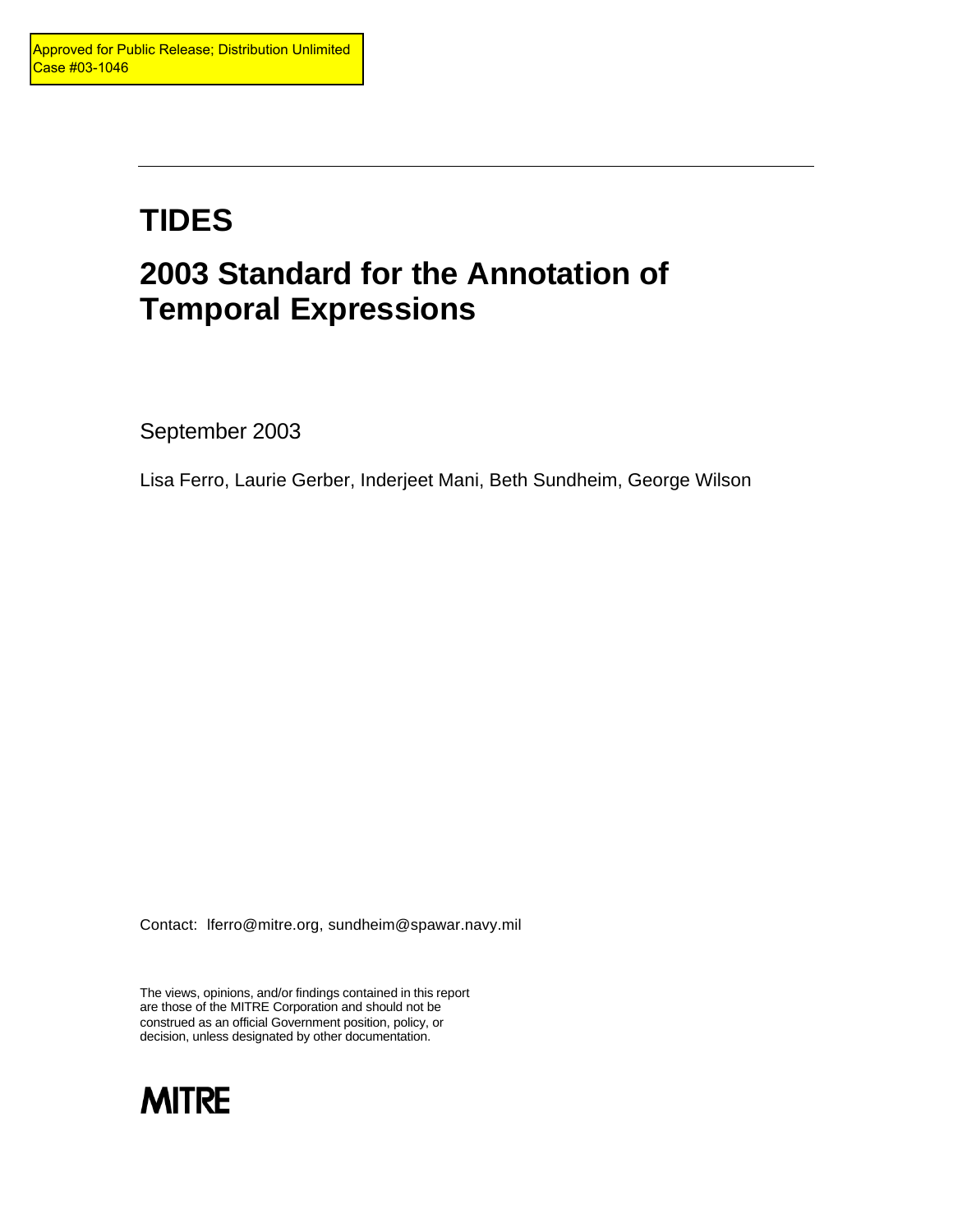Approved for Public Release; Distribution Unlimited
Case #03-1046

# TIDES

# 2003 Standard for the Annotation of Temporal Expressions

September 2003

Lisa Ferro, Laurie Gerber, Inderjeet Mani, Beth Sundheim, George Wilson

Contact: lferro@mitre.org, sundheim@spawar.navy.mil

The views, opinions, and/or findings contained in this report are those of the MITRE Corporation and should not be construed as an official Government position, policy, or decision, unless designated by other documentation.

**MITRE**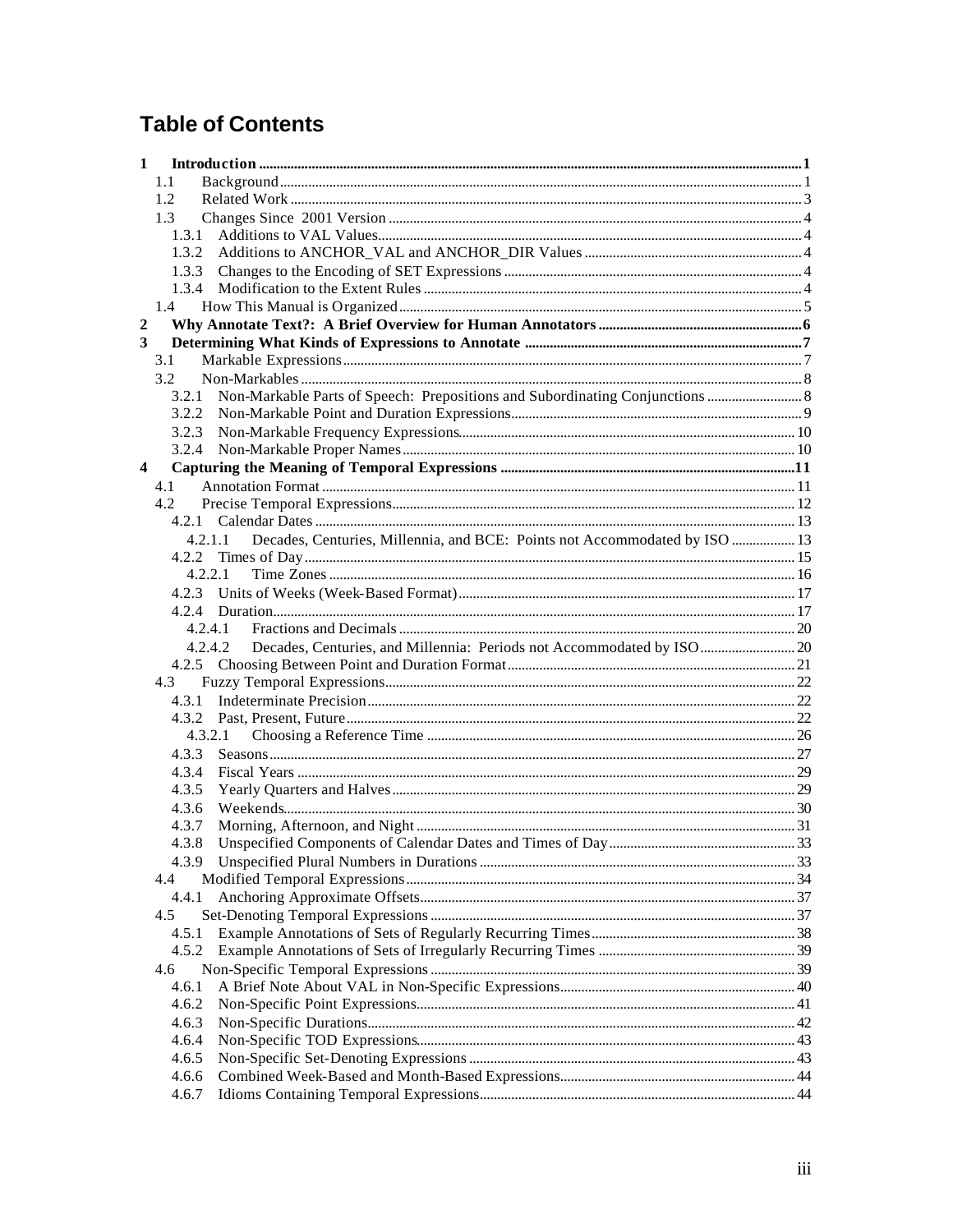# Table of Contents

- 1 Introduction ..... 1
  - 1.1 Background ..... 1
  - 1.2 Related Work ..... 3
  - 1.3 Changes Since 2001 Version ..... 4
    - 1.3.1 Additions to VAL Values ..... 4
    - 1.3.2 Additions to ANCHOR_VAL and ANCHOR_DIR Values ..... 4
    - 1.3.3 Changes to the Encoding of SET Expressions ..... 4
    - 1.3.4 Modification to the Extent Rules ..... 4
  - 1.4 How This Manual is Organized ..... 5
- 2 Why Annotate Text?: A Brief Overview for Human Annotators ..... 6
- 3 Determining What Kinds of Expressions to Annotate ..... 7
  - 3.1 Markable Expressions ..... 7
  - 3.2 Non-Markables ..... 8
    - 3.2.1 Non-Markable Parts of Speech: Prepositions and Subordinating Conjunctions ..... 8
    - 3.2.2 Non-Markable Point and Duration Expressions ..... 9
    - 3.2.3 Non-Markable Frequency Expressions ..... 10
    - 3.2.4 Non-Markable Proper Names ..... 10
- 4 Capturing the Meaning of Temporal Expressions ..... 11
  - 4.1 Annotation Format ..... 11
  - 4.2 Precise Temporal Expressions ..... 12
    - 4.2.1 Calendar Dates ..... 13
      - 4.2.1.1 Decades, Centuries, Millennia, and BCE: Points not Accommodated by ISO ..... 13
    - 4.2.2 Times of Day ..... 15
      - 4.2.2.1 Time Zones ..... 16
    - 4.2.3 Units of Weeks (Week-Based Format) ..... 17
    - 4.2.4 Duration ..... 17
      - 4.2.4.1 Fractions and Decimals ..... 20
      - 4.2.4.2 Decades, Centuries, and Millennia: Periods not Accommodated by ISO ..... 20
    - 4.2.5 Choosing Between Point and Duration Format ..... 21
  - 4.3 Fuzzy Temporal Expressions ..... 22
    - 4.3.1 Indeterminate Precision ..... 22
    - 4.3.2 Past, Present, Future ..... 22
      - 4.3.2.1 Choosing a Reference Time ..... 26
    - 4.3.3 Seasons ..... 27
    - 4.3.4 Fiscal Years ..... 29
    - 4.3.5 Yearly Quarters and Halves ..... 29
    - 4.3.6 Weekends ..... 30
    - 4.3.7 Morning, Afternoon, and Night ..... 31
    - 4.3.8 Unspecified Components of Calendar Dates and Times of Day ..... 33
    - 4.3.9 Unspecified Plural Numbers in Durations ..... 33
  - 4.4 Modified Temporal Expressions ..... 34
    - 4.4.1 Anchoring Approximate Offsets ..... 37
  - 4.5 Set-Denoting Temporal Expressions ..... 37
    - 4.5.1 Example Annotations of Sets of Regularly Recurring Times ..... 38
    - 4.5.2 Example Annotations of Sets of Irregularly Recurring Times ..... 39
  - 4.6 Non-Specific Temporal Expressions ..... 39
    - 4.6.1 A Brief Note About VAL in Non-Specific Expressions ..... 40
    - 4.6.2 Non-Specific Point Expressions ..... 41
    - 4.6.3 Non-Specific Durations ..... 42
    - 4.6.4 Non-Specific TOD Expressions ..... 43
    - 4.6.5 Non-Specific Set-Denoting Expressions ..... 43
    - 4.6.6 Combined Week-Based and Month-Based Expressions ..... 44
    - 4.6.7 Idioms Containing Temporal Expressions ..... 44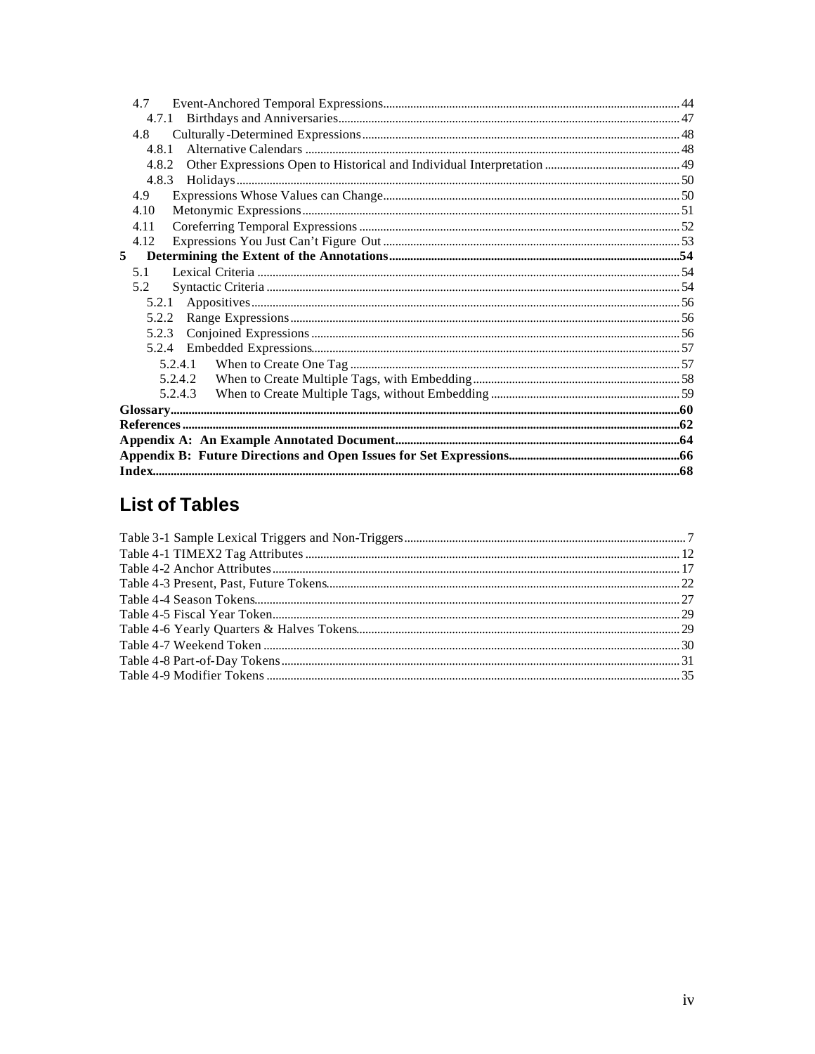- 4.7 Event-Anchored Temporal Expressions .......... 44
  - 4.7.1 Birthdays and Anniversaries .......... 47
- 4.8 Culturally-Determined Expressions .......... 48
  - 4.8.1 Alternative Calendars .......... 48
  - 4.8.2 Other Expressions Open to Historical and Individual Interpretation .......... 49
  - 4.8.3 Holidays .......... 50
- 4.9 Expressions Whose Values can Change .......... 50
- 4.10 Metonymic Expressions .......... 51
- 4.11 Coreferring Temporal Expressions .......... 52
- 4.12 Expressions You Just Can't Figure Out .......... 53

**5 Determining the Extent of the Annotations .......... 54**

- 5.1 Lexical Criteria .......... 54
- 5.2 Syntactic Criteria .......... 54
  - 5.2.1 Appositives .......... 56
  - 5.2.2 Range Expressions .......... 56
  - 5.2.3 Conjoined Expressions .......... 56
  - 5.2.4 Embedded Expressions .......... 57
    - 5.2.4.1 When to Create One Tag .......... 57
    - 5.2.4.2 When to Create Multiple Tags, with Embedding .......... 58
    - 5.2.4.3 When to Create Multiple Tags, without Embedding .......... 59

**Glossary .......... 60**

**References .......... 62**

**Appendix A: An Example Annotated Document .......... 64**

**Appendix B: Future Directions and Open Issues for Set Expressions .......... 66**

**Index .......... 68**

## List of Tables

- Table 3-1 Sample Lexical Triggers and Non-Triggers .......... 7
- Table 4-1 TIMEX2 Tag Attributes .......... 12
- Table 4-2 Anchor Attributes .......... 17
- Table 4-3 Present, Past, Future Tokens .......... 22
- Table 4-4 Season Tokens .......... 27
- Table 4-5 Fiscal Year Token .......... 29
- Table 4-6 Yearly Quarters & Halves Tokens .......... 29
- Table 4-7 Weekend Token .......... 30
- Table 4-8 Part-of-Day Tokens .......... 31
- Table 4-9 Modifier Tokens .......... 35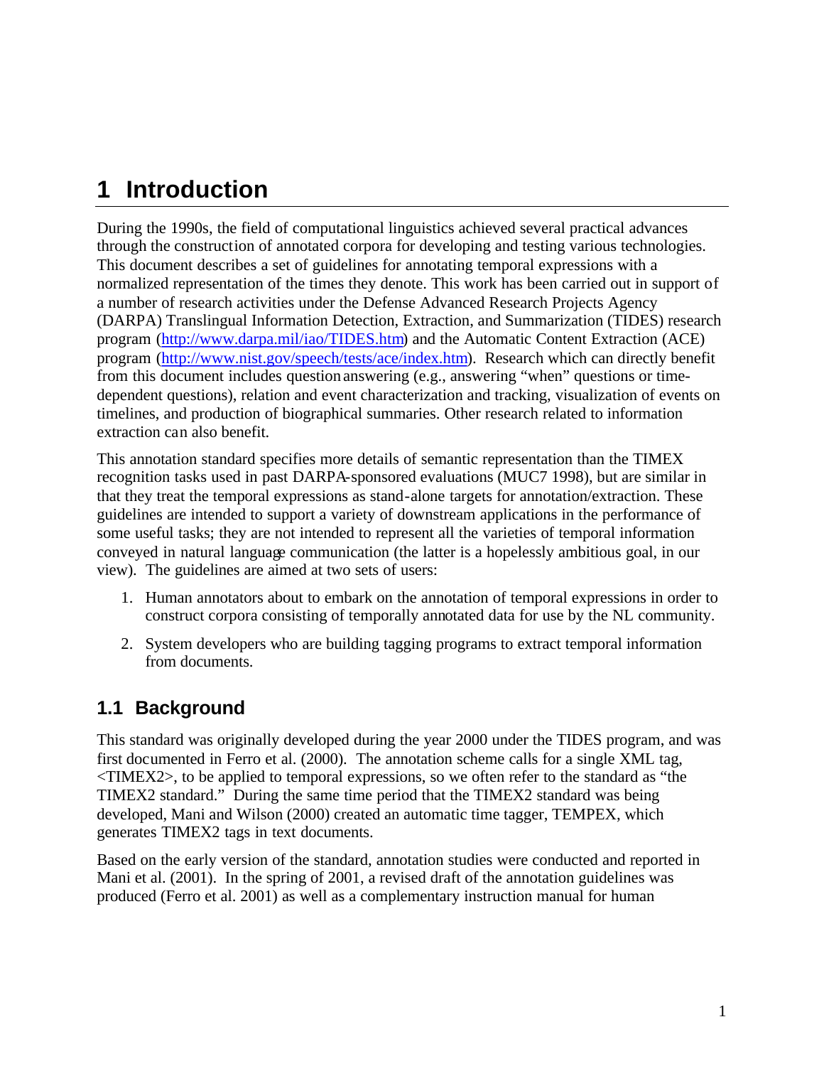# 1 Introduction

During the 1990s, the field of computational linguistics achieved several practical advances through the construction of annotated corpora for developing and testing various technologies. This document describes a set of guidelines for annotating temporal expressions with a normalized representation of the times they denote. This work has been carried out in support of a number of research activities under the Defense Advanced Research Projects Agency (DARPA) Translingual Information Detection, Extraction, and Summarization (TIDES) research program (http://www.darpa.mil/iao/TIDES.htm) and the Automatic Content Extraction (ACE) program (http://www.nist.gov/speech/tests/ace/index.htm). Research which can directly benefit from this document includes question answering (e.g., answering "when" questions or time-dependent questions), relation and event characterization and tracking, visualization of events on timelines, and production of biographical summaries. Other research related to information extraction can also benefit.

This annotation standard specifies more details of semantic representation than the TIMEX recognition tasks used in past DARPA-sponsored evaluations (MUC7 1998), but are similar in that they treat the temporal expressions as stand-alone targets for annotation/extraction. These guidelines are intended to support a variety of downstream applications in the performance of some useful tasks; they are not intended to represent all the varieties of temporal information conveyed in natural language communication (the latter is a hopelessly ambitious goal, in our view). The guidelines are aimed at two sets of users:

1. Human annotators about to embark on the annotation of temporal expressions in order to construct corpora consisting of temporally annotated data for use by the NL community.
2. System developers who are building tagging programs to extract temporal information from documents.

## 1.1 Background

This standard was originally developed during the year 2000 under the TIDES program, and was first documented in Ferro et al. (2000). The annotation scheme calls for a single XML tag, <TIMEX2>, to be applied to temporal expressions, so we often refer to the standard as "the TIMEX2 standard." During the same time period that the TIMEX2 standard was being developed, Mani and Wilson (2000) created an automatic time tagger, TEMPEX, which generates TIMEX2 tags in text documents.

Based on the early version of the standard, annotation studies were conducted and reported in Mani et al. (2001). In the spring of 2001, a revised draft of the annotation guidelines was produced (Ferro et al. 2001) as well as a complementary instruction manual for human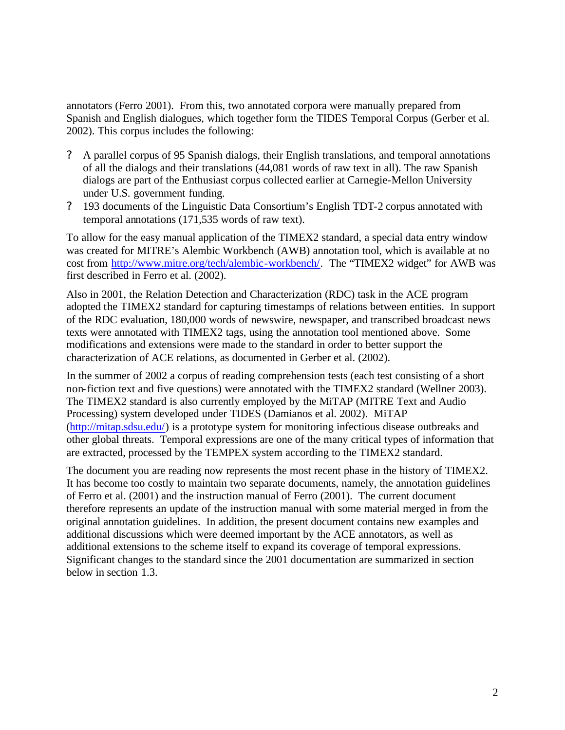annotators (Ferro 2001). From this, two annotated corpora were manually prepared from Spanish and English dialogues, which together form the TIDES Temporal Corpus (Gerber et al. 2002). This corpus includes the following:

- A parallel corpus of 95 Spanish dialogs, their English translations, and temporal annotations of all the dialogs and their translations (44,081 words of raw text in all). The raw Spanish dialogs are part of the Enthusiast corpus collected earlier at Carnegie-Mellon University under U.S. government funding.
- 193 documents of the Linguistic Data Consortium's English TDT-2 corpus annotated with temporal annotations (171,535 words of raw text).

To allow for the easy manual application of the TIMEX2 standard, a special data entry window was created for MITRE's Alembic Workbench (AWB) annotation tool, which is available at no cost from http://www.mitre.org/tech/alembic-workbench/. The "TIMEX2 widget" for AWB was first described in Ferro et al. (2002).

Also in 2001, the Relation Detection and Characterization (RDC) task in the ACE program adopted the TIMEX2 standard for capturing timestamps of relations between entities. In support of the RDC evaluation, 180,000 words of newswire, newspaper, and transcribed broadcast news texts were annotated with TIMEX2 tags, using the annotation tool mentioned above. Some modifications and extensions were made to the standard in order to better support the characterization of ACE relations, as documented in Gerber et al. (2002).

In the summer of 2002 a corpus of reading comprehension tests (each test consisting of a short non-fiction text and five questions) were annotated with the TIMEX2 standard (Wellner 2003). The TIMEX2 standard is also currently employed by the MiTAP (MITRE Text and Audio Processing) system developed under TIDES (Damianos et al. 2002). MiTAP (http://mitap.sdsu.edu/) is a prototype system for monitoring infectious disease outbreaks and other global threats. Temporal expressions are one of the many critical types of information that are extracted, processed by the TEMPEX system according to the TIMEX2 standard.

The document you are reading now represents the most recent phase in the history of TIMEX2. It has become too costly to maintain two separate documents, namely, the annotation guidelines of Ferro et al. (2001) and the instruction manual of Ferro (2001). The current document therefore represents an update of the instruction manual with some material merged in from the original annotation guidelines. In addition, the present document contains new examples and additional discussions which were deemed important by the ACE annotators, as well as additional extensions to the scheme itself to expand its coverage of temporal expressions. Significant changes to the standard since the 2001 documentation are summarized in section below in section 1.3.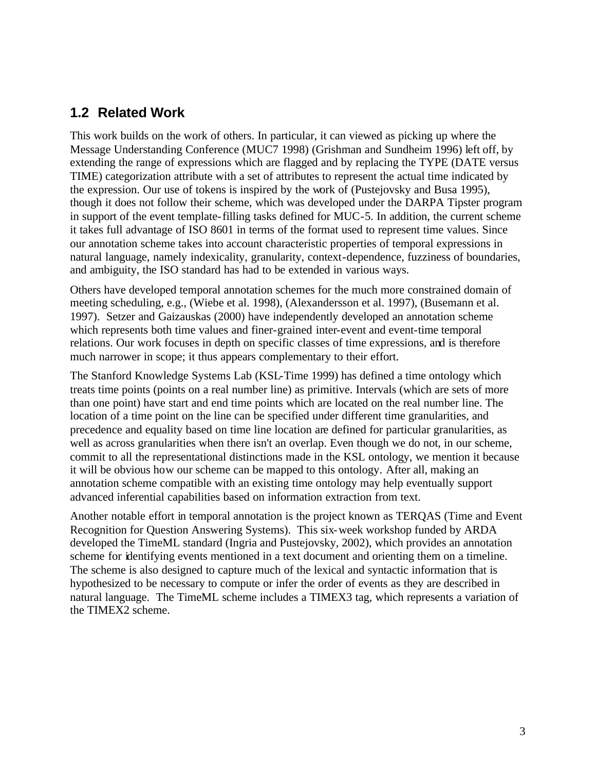## 1.2 Related Work

This work builds on the work of others. In particular, it can viewed as picking up where the Message Understanding Conference (MUC7 1998) (Grishman and Sundheim 1996) left off, by extending the range of expressions which are flagged and by replacing the TYPE (DATE versus TIME) categorization attribute with a set of attributes to represent the actual time indicated by the expression. Our use of tokens is inspired by the work of (Pustejovsky and Busa 1995), though it does not follow their scheme, which was developed under the DARPA Tipster program in support of the event template-filling tasks defined for MUC-5. In addition, the current scheme it takes full advantage of ISO 8601 in terms of the format used to represent time values. Since our annotation scheme takes into account characteristic properties of temporal expressions in natural language, namely indexicality, granularity, context-dependence, fuzziness of boundaries, and ambiguity, the ISO standard has had to be extended in various ways.

Others have developed temporal annotation schemes for the much more constrained domain of meeting scheduling, e.g., (Wiebe et al. 1998), (Alexandersson et al. 1997), (Busemann et al. 1997). Setzer and Gaizauskas (2000) have independently developed an annotation scheme which represents both time values and finer-grained inter-event and event-time temporal relations. Our work focuses in depth on specific classes of time expressions, and is therefore much narrower in scope; it thus appears complementary to their effort.

The Stanford Knowledge Systems Lab (KSL-Time 1999) has defined a time ontology which treats time points (points on a real number line) as primitive. Intervals (which are sets of more than one point) have start and end time points which are located on the real number line. The location of a time point on the line can be specified under different time granularities, and precedence and equality based on time line location are defined for particular granularities, as well as across granularities when there isn't an overlap. Even though we do not, in our scheme, commit to all the representational distinctions made in the KSL ontology, we mention it because it will be obvious how our scheme can be mapped to this ontology. After all, making an annotation scheme compatible with an existing time ontology may help eventually support advanced inferential capabilities based on information extraction from text.

Another notable effort in temporal annotation is the project known as TERQAS (Time and Event Recognition for Question Answering Systems). This six-week workshop funded by ARDA developed the TimeML standard (Ingria and Pustejovsky, 2002), which provides an annotation scheme for identifying events mentioned in a text document and orienting them on a timeline. The scheme is also designed to capture much of the lexical and syntactic information that is hypothesized to be necessary to compute or infer the order of events as they are described in natural language. The TimeML scheme includes a TIMEX3 tag, which represents a variation of the TIMEX2 scheme.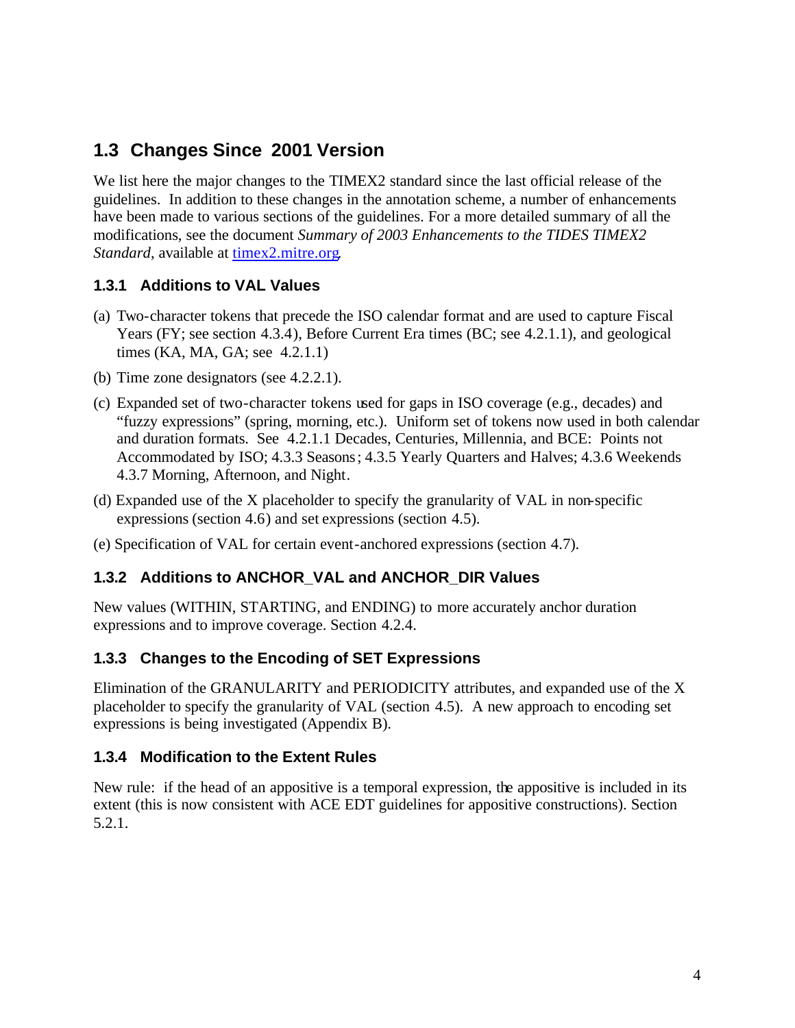## 1.3 Changes Since 2001 Version

We list here the major changes to the TIMEX2 standard since the last official release of the guidelines. In addition to these changes in the annotation scheme, a number of enhancements have been made to various sections of the guidelines. For a more detailed summary of all the modifications, see the document *Summary of 2003 Enhancements to the TIDES TIMEX2 Standard*, available at timex2.mitre.org.

### 1.3.1 Additions to VAL Values

(a) Two-character tokens that precede the ISO calendar format and are used to capture Fiscal Years (FY; see section 4.3.4), Before Current Era times (BC; see 4.2.1.1), and geological times (KA, MA, GA; see 4.2.1.1)

(b) Time zone designators (see 4.2.2.1).

(c) Expanded set of two-character tokens used for gaps in ISO coverage (e.g., decades) and "fuzzy expressions" (spring, morning, etc.). Uniform set of tokens now used in both calendar and duration formats. See 4.2.1.1 Decades, Centuries, Millennia, and BCE: Points not Accommodated by ISO; 4.3.3 Seasons; 4.3.5 Yearly Quarters and Halves; 4.3.6 Weekends 4.3.7 Morning, Afternoon, and Night.

(d) Expanded use of the X placeholder to specify the granularity of VAL in non-specific expressions (section 4.6) and set expressions (section 4.5).

(e) Specification of VAL for certain event-anchored expressions (section 4.7).

### 1.3.2 Additions to ANCHOR_VAL and ANCHOR_DIR Values

New values (WITHIN, STARTING, and ENDING) to more accurately anchor duration expressions and to improve coverage. Section 4.2.4.

### 1.3.3 Changes to the Encoding of SET Expressions

Elimination of the GRANULARITY and PERIODICITY attributes, and expanded use of the X placeholder to specify the granularity of VAL (section 4.5). A new approach to encoding set expressions is being investigated (Appendix B).

### 1.3.4 Modification to the Extent Rules

New rule: if the head of an appositive is a temporal expression, the appositive is included in its extent (this is now consistent with ACE EDT guidelines for appositive constructions). Section 5.2.1.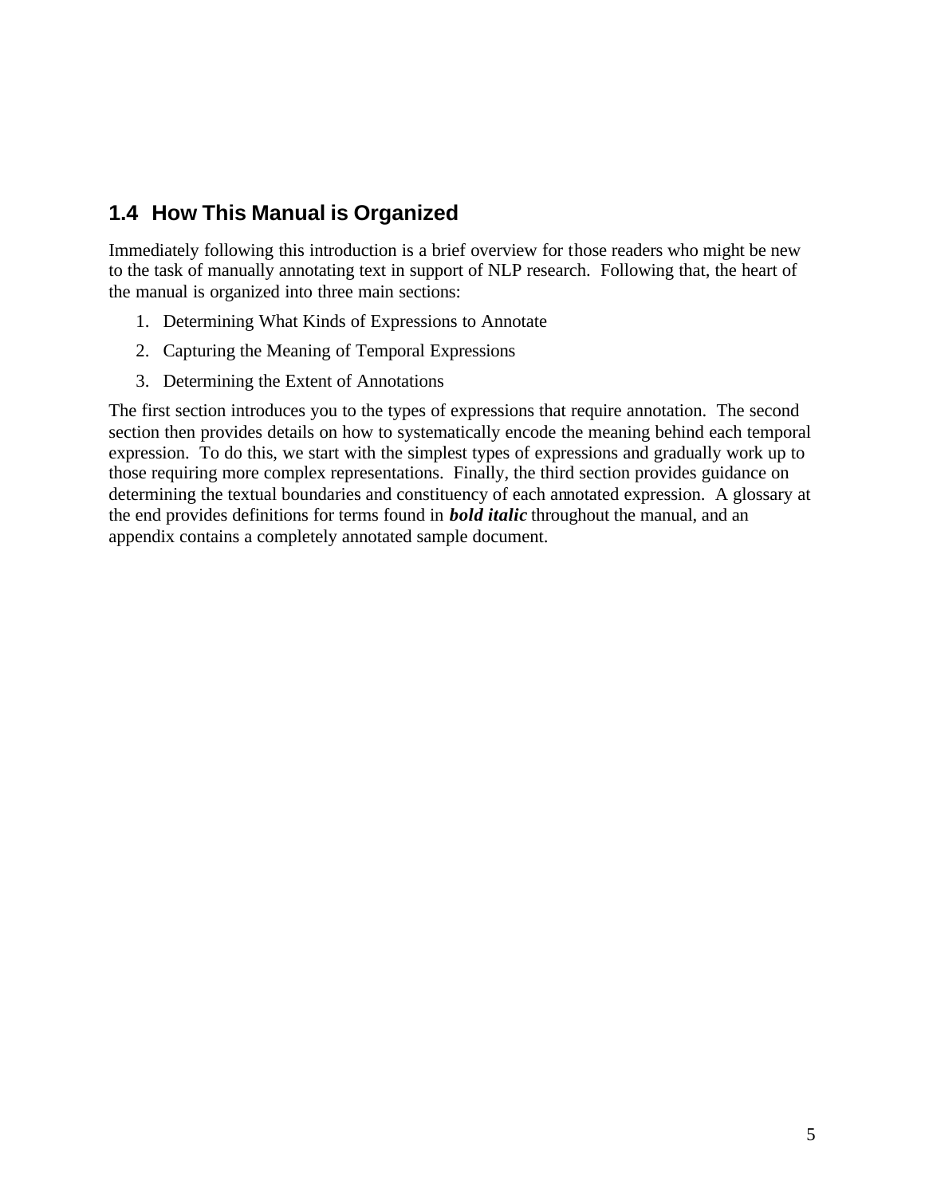## 1.4 How This Manual is Organized

Immediately following this introduction is a brief overview for those readers who might be new to the task of manually annotating text in support of NLP research. Following that, the heart of the manual is organized into three main sections:

1. Determining What Kinds of Expressions to Annotate
2. Capturing the Meaning of Temporal Expressions
3. Determining the Extent of Annotations

The first section introduces you to the types of expressions that require annotation. The second section then provides details on how to systematically encode the meaning behind each temporal expression. To do this, we start with the simplest types of expressions and gradually work up to those requiring more complex representations. Finally, the third section provides guidance on determining the textual boundaries and constituency of each annotated expression. A glossary at the end provides definitions for terms found in ***bold italic*** throughout the manual, and an appendix contains a completely annotated sample document.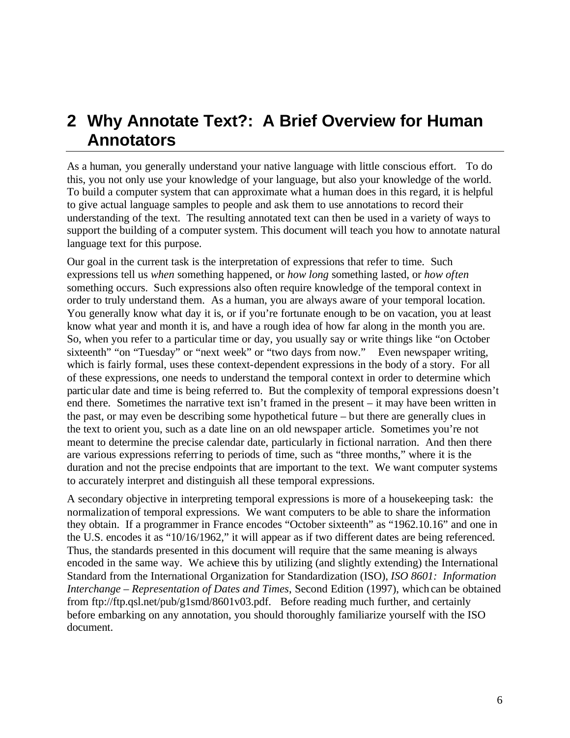# 2 Why Annotate Text?: A Brief Overview for Human Annotators

As a human, you generally understand your native language with little conscious effort. To do this, you not only use your knowledge of your language, but also your knowledge of the world. To build a computer system that can approximate what a human does in this regard, it is helpful to give actual language samples to people and ask them to use annotations to record their understanding of the text. The resulting annotated text can then be used in a variety of ways to support the building of a computer system. This document will teach you how to annotate natural language text for this purpose.

Our goal in the current task is the interpretation of expressions that refer to time. Such expressions tell us *when* something happened, or *how long* something lasted, or *how often* something occurs. Such expressions also often require knowledge of the temporal context in order to truly understand them. As a human, you are always aware of your temporal location. You generally know what day it is, or if you're fortunate enough to be on vacation, you at least know what year and month it is, and have a rough idea of how far along in the month you are. So, when you refer to a particular time or day, you usually say or write things like "on October sixteenth" "on "Tuesday" or "next week" or "two days from now." Even newspaper writing, which is fairly formal, uses these context-dependent expressions in the body of a story. For all of these expressions, one needs to understand the temporal context in order to determine which particular date and time is being referred to. But the complexity of temporal expressions doesn't end there. Sometimes the narrative text isn't framed in the present – it may have been written in the past, or may even be describing some hypothetical future – but there are generally clues in the text to orient you, such as a date line on an old newspaper article. Sometimes you're not meant to determine the precise calendar date, particularly in fictional narration. And then there are various expressions referring to periods of time, such as "three months," where it is the duration and not the precise endpoints that are important to the text. We want computer systems to accurately interpret and distinguish all these temporal expressions.

A secondary objective in interpreting temporal expressions is more of a housekeeping task: the normalization of temporal expressions. We want computers to be able to share the information they obtain. If a programmer in France encodes "October sixteenth" as "1962.10.16" and one in the U.S. encodes it as "10/16/1962," it will appear as if two different dates are being referenced. Thus, the standards presented in this document will require that the same meaning is always encoded in the same way. We achieve this by utilizing (and slightly extending) the International Standard from the International Organization for Standardization (ISO), *ISO 8601: Information Interchange – Representation of Dates and Times*, Second Edition (1997), which can be obtained from ftp://ftp.qsl.net/pub/g1smd/8601v03.pdf. Before reading much further, and certainly before embarking on any annotation, you should thoroughly familiarize yourself with the ISO document.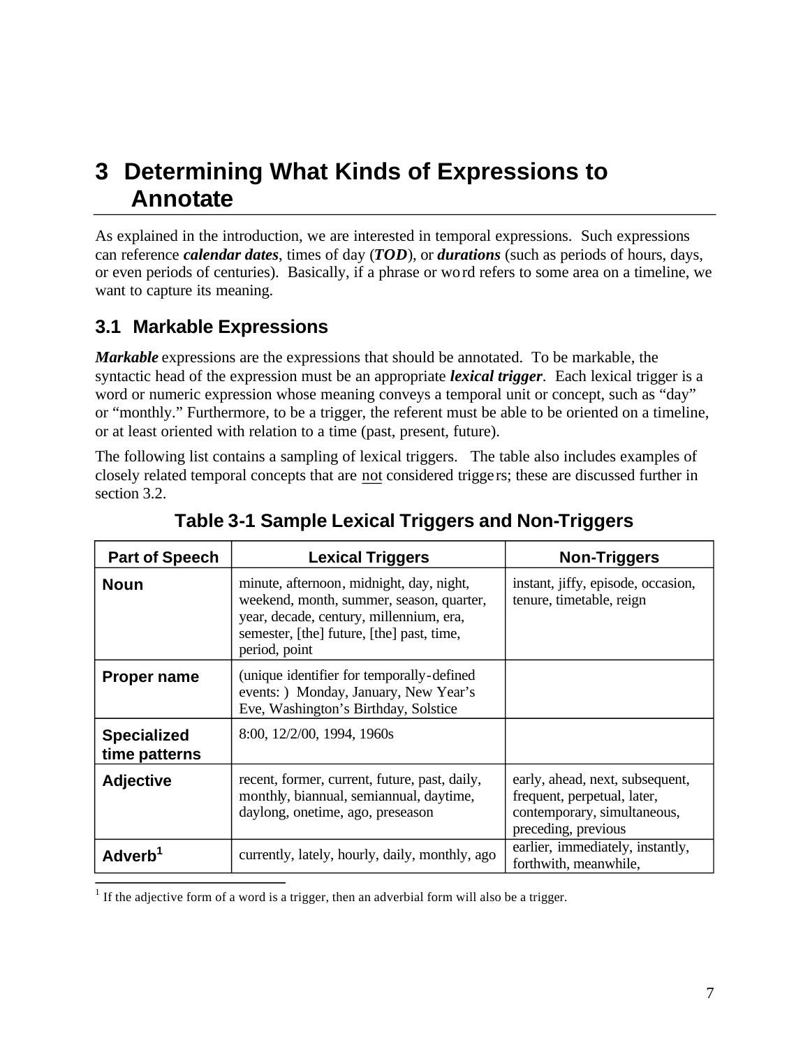# 3 Determining What Kinds of Expressions to Annotate

As explained in the introduction, we are interested in temporal expressions. Such expressions can reference ***calendar dates***, times of day (***TOD***), or ***durations*** (such as periods of hours, days, or even periods of centuries). Basically, if a phrase or word refers to some area on a timeline, we want to capture its meaning.

## 3.1 Markable Expressions

***Markable*** expressions are the expressions that should be annotated. To be markable, the syntactic head of the expression must be an appropriate ***lexical trigger***. Each lexical trigger is a word or numeric expression whose meaning conveys a temporal unit or concept, such as "day" or "monthly." Furthermore, to be a trigger, the referent must be able to be oriented on a timeline, or at least oriented with relation to a time (past, present, future).

The following list contains a sampling of lexical triggers. The table also includes examples of closely related temporal concepts that are not considered triggers; these are discussed further in section 3.2.

**Table 3-1 Sample Lexical Triggers and Non-Triggers**

| Part of Speech | Lexical Triggers | Non-Triggers |
| --- | --- | --- |
| **Noun** | minute, afternoon, midnight, day, night, weekend, month, summer, season, quarter, year, decade, century, millennium, era, semester, [the] future, [the] past, time, period, point | instant, jiffy, episode, occasion, tenure, timetable, reign |
| **Proper name** | (unique identifier for temporally-defined events: ) Monday, January, New Year's Eve, Washington's Birthday, Solstice | |
| **Specialized time patterns** | 8:00, 12/2/00, 1994, 1960s | |
| **Adjective** | recent, former, current, future, past, daily, monthly, biannual, semiannual, daytime, daylong, onetime, ago, preseason | early, ahead, next, subsequent, frequent, perpetual, later, contemporary, simultaneous, preceding, previous |
| **Adverb**[1] | currently, lately, hourly, daily, monthly, ago | earlier, immediately, instantly, forthwith, meanwhile, |

[1] If the adjective form of a word is a trigger, then an adverbial form will also be a trigger.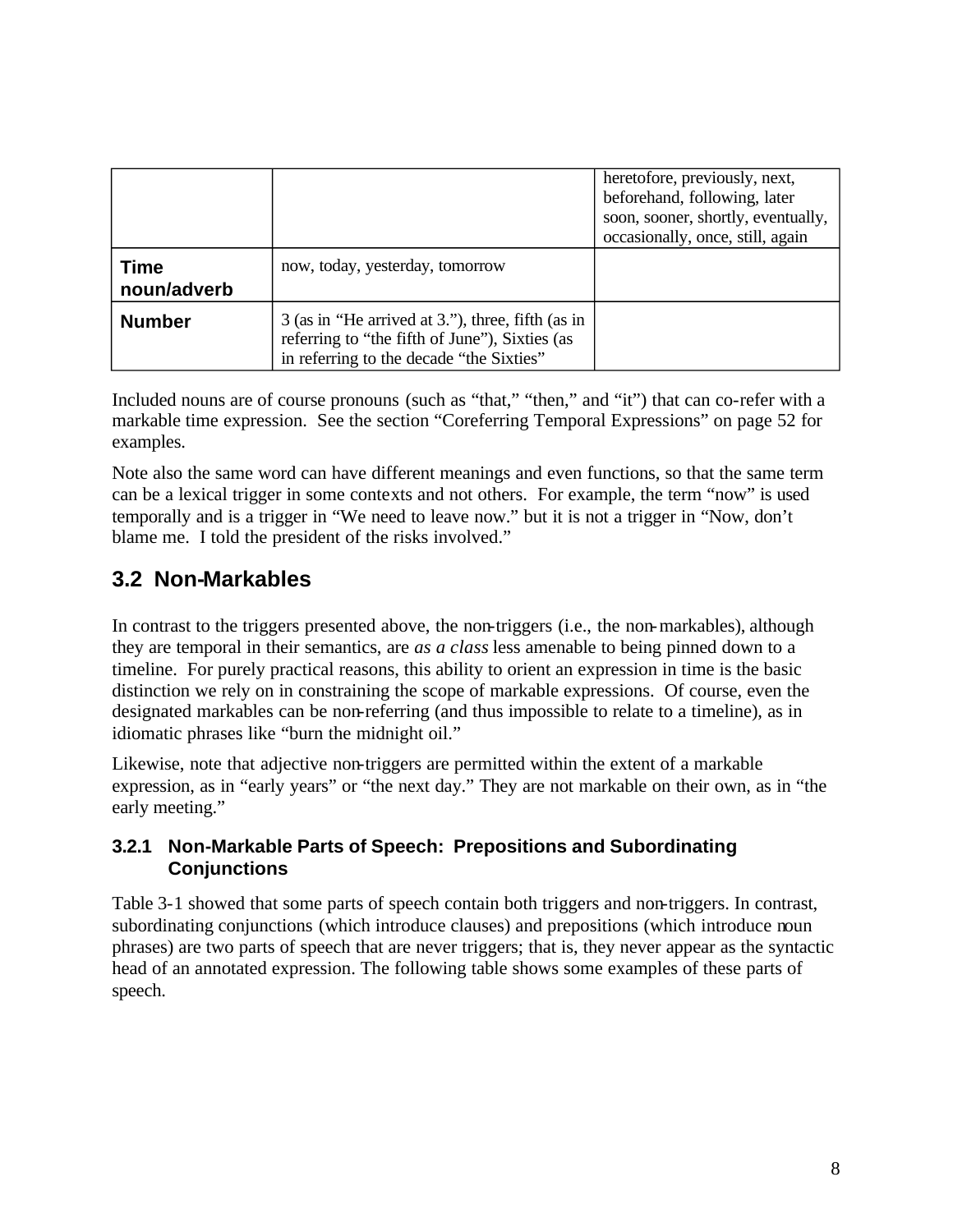| | | |
|---|---|---|
| | | heretofore, previously, next, beforehand, following, later soon, sooner, shortly, eventually, occasionally, once, still, again |
| **Time noun/adverb** | now, today, yesterday, tomorrow | |
| **Number** | 3 (as in "He arrived at 3."), three, fifth (as in referring to "the fifth of June"), Sixties (as in referring to the decade "the Sixties" | |

Included nouns are of course pronouns (such as "that," "then," and "it") that can co-refer with a markable time expression. See the section "Coreferring Temporal Expressions" on page 52 for examples.

Note also the same word can have different meanings and even functions, so that the same term can be a lexical trigger in some contexts and not others. For example, the term "now" is used temporally and is a trigger in "We need to leave now." but it is not a trigger in "Now, don't blame me. I told the president of the risks involved."

## 3.2 Non-Markables

In contrast to the triggers presented above, the non-triggers (i.e., the non-markables), although they are temporal in their semantics, are *as a class* less amenable to being pinned down to a timeline. For purely practical reasons, this ability to orient an expression in time is the basic distinction we rely on in constraining the scope of markable expressions. Of course, even the designated markables can be non-referring (and thus impossible to relate to a timeline), as in idiomatic phrases like "burn the midnight oil."

Likewise, note that adjective non-triggers are permitted within the extent of a markable expression, as in "early years" or "the next day." They are not markable on their own, as in "the early meeting."

### 3.2.1 Non-Markable Parts of Speech: Prepositions and Subordinating Conjunctions

Table 3-1 showed that some parts of speech contain both triggers and non-triggers. In contrast, subordinating conjunctions (which introduce clauses) and prepositions (which introduce noun phrases) are two parts of speech that are never triggers; that is, they never appear as the syntactic head of an annotated expression. The following table shows some examples of these parts of speech.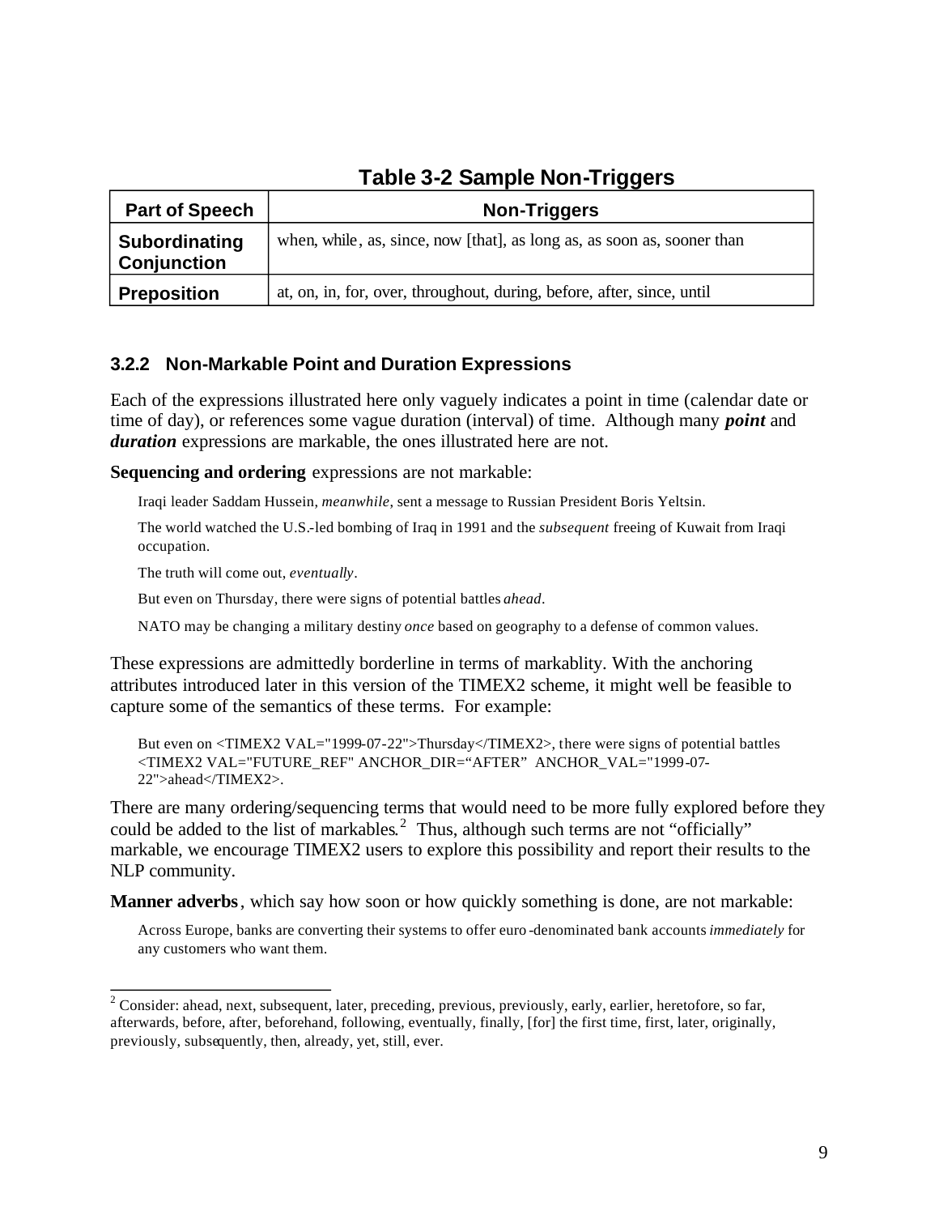**Table 3-2 Sample Non-Triggers**

| Part of Speech | Non-Triggers |
| --- | --- |
| **Subordinating Conjunction** | when, while, as, since, now [that], as long as, as soon as, sooner than |
| **Preposition** | at, on, in, for, over, throughout, during, before, after, since, until |

### 3.2.2 Non-Markable Point and Duration Expressions

Each of the expressions illustrated here only vaguely indicates a point in time (calendar date or time of day), or references some vague duration (interval) of time. Although many ***point*** and ***duration*** expressions are markable, the ones illustrated here are not.

**Sequencing and ordering** expressions are not markable:

> Iraqi leader Saddam Hussein, *meanwhile*, sent a message to Russian President Boris Yeltsin.
>
> The world watched the U.S.-led bombing of Iraq in 1991 and the *subsequent* freeing of Kuwait from Iraqi occupation.
>
> The truth will come out, *eventually*.
>
> But even on Thursday, there were signs of potential battles *ahead*.
>
> NATO may be changing a military destiny *once* based on geography to a defense of common values.

These expressions are admittedly borderline in terms of markablity. With the anchoring attributes introduced later in this version of the TIMEX2 scheme, it might well be feasible to capture some of the semantics of these terms. For example:

> But even on <TIMEX2 VAL="1999-07-22">Thursday</TIMEX2>, there were signs of potential battles <TIMEX2 VAL="FUTURE_REF" ANCHOR_DIR="AFTER" ANCHOR_VAL="1999-07-22">ahead</TIMEX2>.

There are many ordering/sequencing terms that would need to be more fully explored before they could be added to the list of markables.[2] Thus, although such terms are not "officially" markable, we encourage TIMEX2 users to explore this possibility and report their results to the NLP community.

**Manner adverbs**, which say how soon or how quickly something is done, are not markable:

> Across Europe, banks are converting their systems to offer euro-denominated bank accounts *immediately* for any customers who want them.

---

[2] Consider: ahead, next, subsequent, later, preceding, previous, previously, early, earlier, heretofore, so far, afterwards, before, after, beforehand, following, eventually, finally, [for] the first time, first, later, originally, previously, subsequently, then, already, yet, still, ever.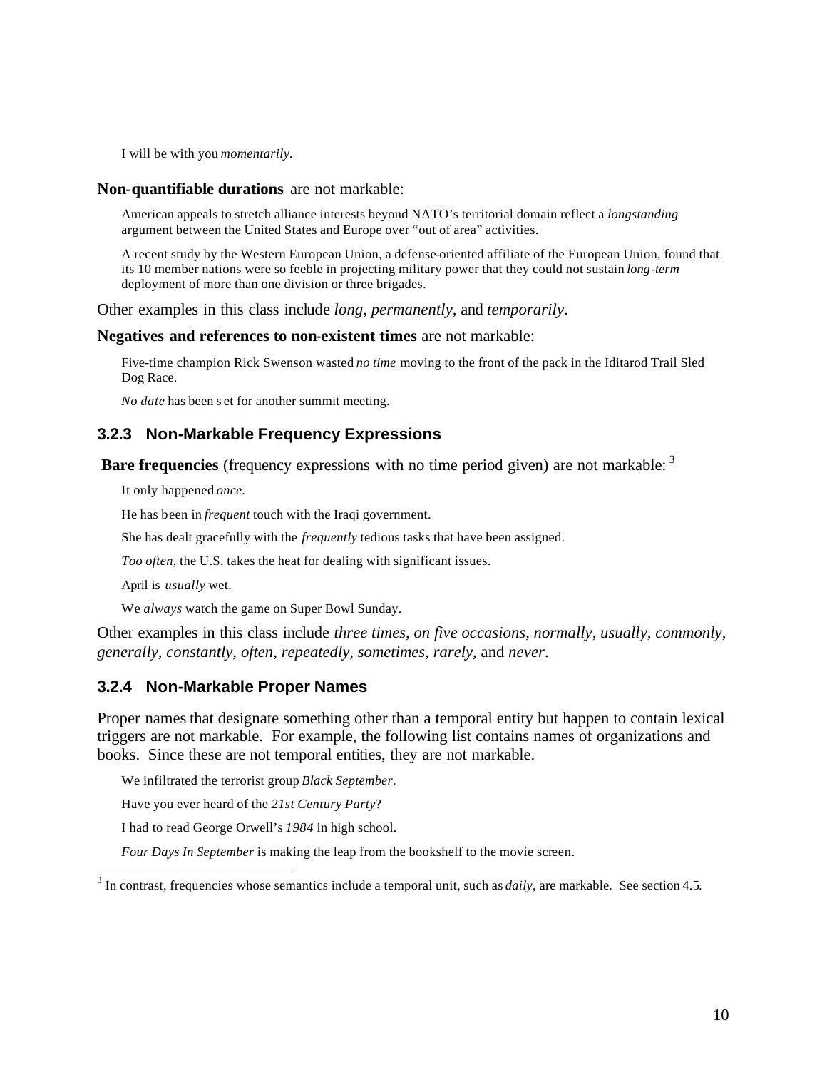I will be with you *momentarily*.

**Non-quantifiable durations** are not markable:

American appeals to stretch alliance interests beyond NATO's territorial domain reflect a *longstanding* argument between the United States and Europe over "out of area" activities.

A recent study by the Western European Union, a defense-oriented affiliate of the European Union, found that its 10 member nations were so feeble in projecting military power that they could not sustain *long-term* deployment of more than one division or three brigades.

Other examples in this class include *long, permanently*, and *temporarily*.

**Negatives and references to non-existent times** are not markable:

Five-time champion Rick Swenson wasted *no time* moving to the front of the pack in the Iditarod Trail Sled Dog Race.

*No date* has been set for another summit meeting.

### 3.2.3 Non-Markable Frequency Expressions

**Bare frequencies** (frequency expressions with no time period given) are not markable: [3]

It only happened *once*.

He has been in *frequent* touch with the Iraqi government.

She has dealt gracefully with the *frequently* tedious tasks that have been assigned.

*Too often*, the U.S. takes the heat for dealing with significant issues.

April is *usually* wet.

We *always* watch the game on Super Bowl Sunday.

Other examples in this class include *three times, on five occasions, normally, usually, commonly, generally, constantly, often, repeatedly, sometimes, rarely,* and *never*.

### 3.2.4 Non-Markable Proper Names

Proper names that designate something other than a temporal entity but happen to contain lexical triggers are not markable. For example, the following list contains names of organizations and books. Since these are not temporal entities, they are not markable.

We infiltrated the terrorist group *Black September*.

Have you ever heard of the *21st Century Party*?

I had to read George Orwell's *1984* in high school.

*Four Days In September* is making the leap from the bookshelf to the movie screen.

[3] In contrast, frequencies whose semantics include a temporal unit, such as *daily*, are markable. See section 4.5.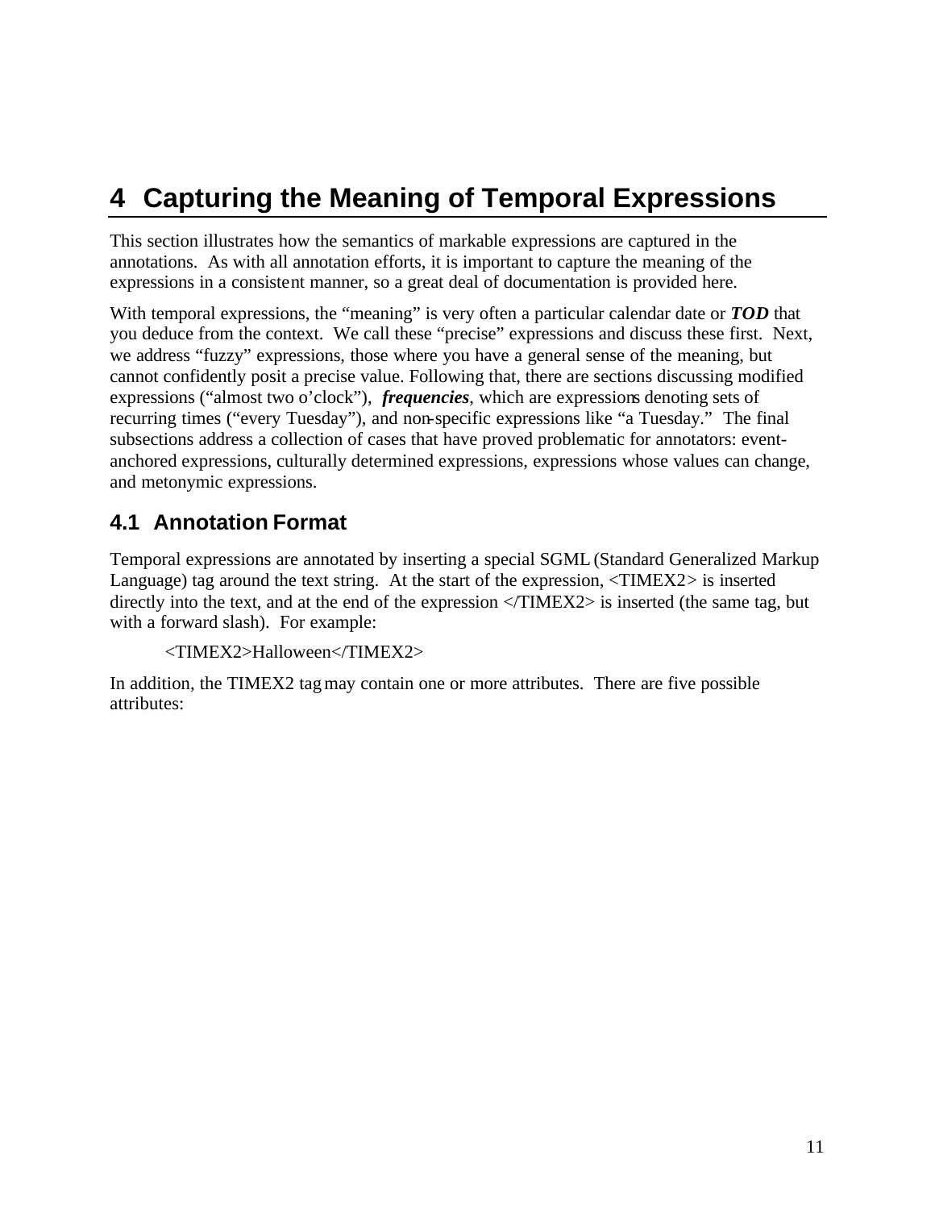# 4 Capturing the Meaning of Temporal Expressions

This section illustrates how the semantics of markable expressions are captured in the annotations. As with all annotation efforts, it is important to capture the meaning of the expressions in a consistent manner, so a great deal of documentation is provided here.

With temporal expressions, the "meaning" is very often a particular calendar date or ***TOD*** that you deduce from the context. We call these "precise" expressions and discuss these first. Next, we address "fuzzy" expressions, those where you have a general sense of the meaning, but cannot confidently posit a precise value. Following that, there are sections discussing modified expressions ("almost two o'clock"), ***frequencies***, which are expressions denoting sets of recurring times ("every Tuesday"), and non-specific expressions like "a Tuesday." The final subsections address a collection of cases that have proved problematic for annotators: event-anchored expressions, culturally determined expressions, expressions whose values can change, and metonymic expressions.

## 4.1 Annotation Format

Temporal expressions are annotated by inserting a special SGML (Standard Generalized Markup Language) tag around the text string. At the start of the expression, <TIMEX2> is inserted directly into the text, and at the end of the expression </TIMEX2> is inserted (the same tag, but with a forward slash). For example:

<TIMEX2>Halloween</TIMEX2>

In addition, the TIMEX2 tag may contain one or more attributes. There are five possible attributes: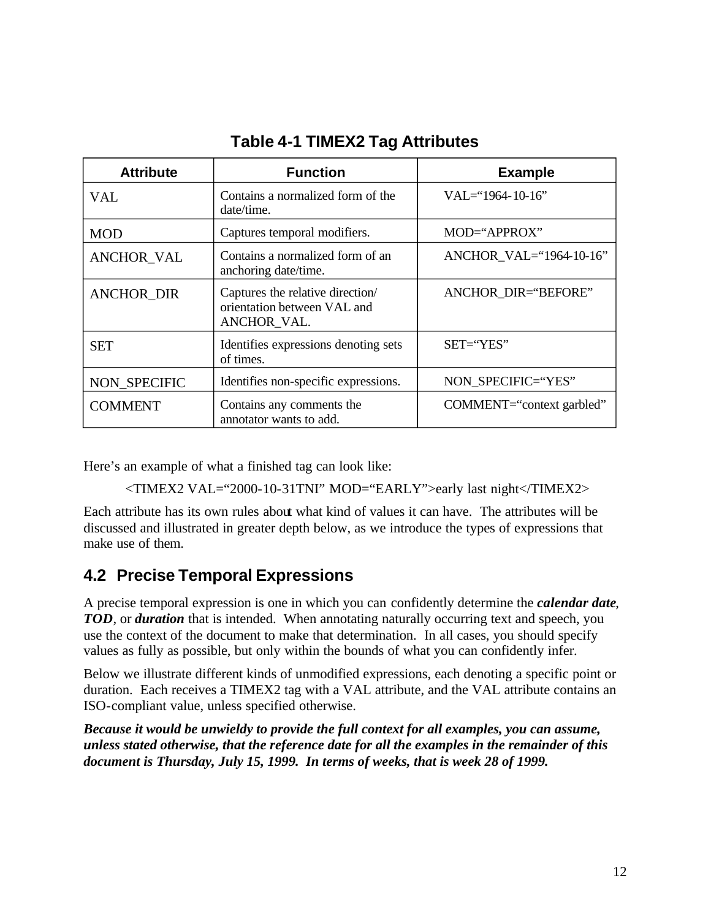**Table 4-1 TIMEX2 Tag Attributes**

| Attribute | Function | Example |
|---|---|---|
| VAL | Contains a normalized form of the date/time. | VAL="1964-10-16" |
| MOD | Captures temporal modifiers. | MOD="APPROX" |
| ANCHOR_VAL | Contains a normalized form of an anchoring date/time. | ANCHOR_VAL="1964-10-16" |
| ANCHOR_DIR | Captures the relative direction/ orientation between VAL and ANCHOR_VAL. | ANCHOR_DIR="BEFORE" |
| SET | Identifies expressions denoting sets of times. | SET="YES" |
| NON_SPECIFIC | Identifies non-specific expressions. | NON_SPECIFIC="YES" |
| COMMENT | Contains any comments the annotator wants to add. | COMMENT="context garbled" |

Here's an example of what a finished tag can look like:

<TIMEX2 VAL="2000-10-31TNI" MOD="EARLY">early last night</TIMEX2>

Each attribute has its own rules about what kind of values it can have. The attributes will be discussed and illustrated in greater depth below, as we introduce the types of expressions that make use of them.

## 4.2 Precise Temporal Expressions

A precise temporal expression is one in which you can confidently determine the ***calendar date***, ***TOD***, or ***duration*** that is intended. When annotating naturally occurring text and speech, you use the context of the document to make that determination. In all cases, you should specify values as fully as possible, but only within the bounds of what you can confidently infer.

Below we illustrate different kinds of unmodified expressions, each denoting a specific point or duration. Each receives a TIMEX2 tag with a VAL attribute, and the VAL attribute contains an ISO-compliant value, unless specified otherwise.

***Because it would be unwieldy to provide the full context for all examples, you can assume, unless stated otherwise, that the reference date for all the examples in the remainder of this document is Thursday, July 15, 1999. In terms of weeks, that is week 28 of 1999.***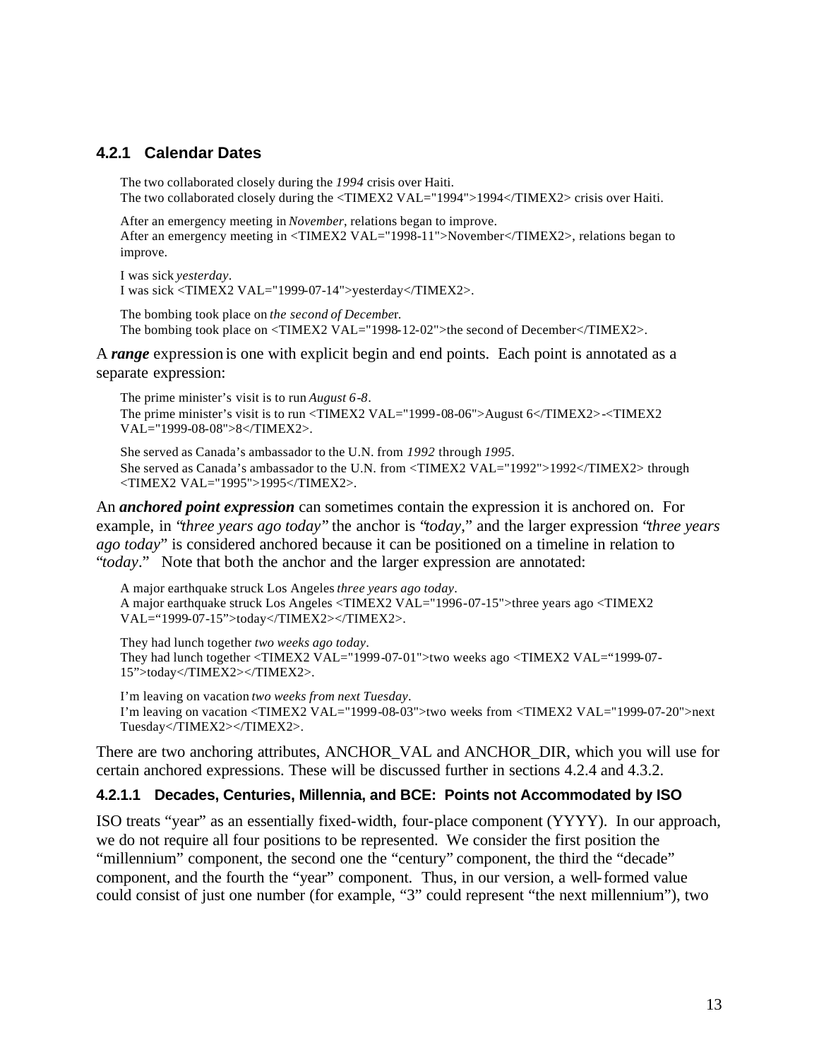### 4.2.1 Calendar Dates

The two collaborated closely during the *1994* crisis over Haiti.
The two collaborated closely during the <TIMEX2 VAL="1994">1994</TIMEX2> crisis over Haiti.

After an emergency meeting in *November*, relations began to improve.
After an emergency meeting in <TIMEX2 VAL="1998-11">November</TIMEX2>, relations began to improve.

I was sick *yesterday*.
I was sick <TIMEX2 VAL="1999-07-14">yesterday</TIMEX2>.

The bombing took place on *the second of December*.
The bombing took place on <TIMEX2 VAL="1998-12-02">the second of December</TIMEX2>.

A ***range*** expression is one with explicit begin and end points. Each point is annotated as a separate expression:

The prime minister's visit is to run *August 6-8*.
The prime minister's visit is to run <TIMEX2 VAL="1999-08-06">August 6</TIMEX2>-<TIMEX2 VAL="1999-08-08">8</TIMEX2>.

She served as Canada's ambassador to the U.N. from *1992* through *1995*.
She served as Canada's ambassador to the U.N. from <TIMEX2 VAL="1992">1992</TIMEX2> through <TIMEX2 VAL="1995">1995</TIMEX2>.

An ***anchored point expression*** can sometimes contain the expression it is anchored on. For example, in "*three years ago today*" the anchor is "*today*," and the larger expression "*three years ago today*" is considered anchored because it can be positioned on a timeline in relation to "*today*." Note that both the anchor and the larger expression are annotated:

A major earthquake struck Los Angeles *three years ago today*.
A major earthquake struck Los Angeles <TIMEX2 VAL="1996-07-15">three years ago <TIMEX2 VAL="1999-07-15">today</TIMEX2></TIMEX2>.

They had lunch together *two weeks ago today*.
They had lunch together <TIMEX2 VAL="1999-07-01">two weeks ago <TIMEX2 VAL="1999-07-15">today</TIMEX2></TIMEX2>.

I'm leaving on vacation *two weeks from next Tuesday*.
I'm leaving on vacation <TIMEX2 VAL="1999-08-03">two weeks from <TIMEX2 VAL="1999-07-20">next Tuesday</TIMEX2></TIMEX2>.

There are two anchoring attributes, ANCHOR_VAL and ANCHOR_DIR, which you will use for certain anchored expressions. These will be discussed further in sections 4.2.4 and 4.3.2.

#### 4.2.1.1 Decades, Centuries, Millennia, and BCE: Points not Accommodated by ISO

ISO treats "year" as an essentially fixed-width, four-place component (YYYY). In our approach, we do not require all four positions to be represented. We consider the first position the "millennium" component, the second one the "century" component, the third the "decade" component, and the fourth the "year" component. Thus, in our version, a well-formed value could consist of just one number (for example, "3" could represent "the next millennium"), two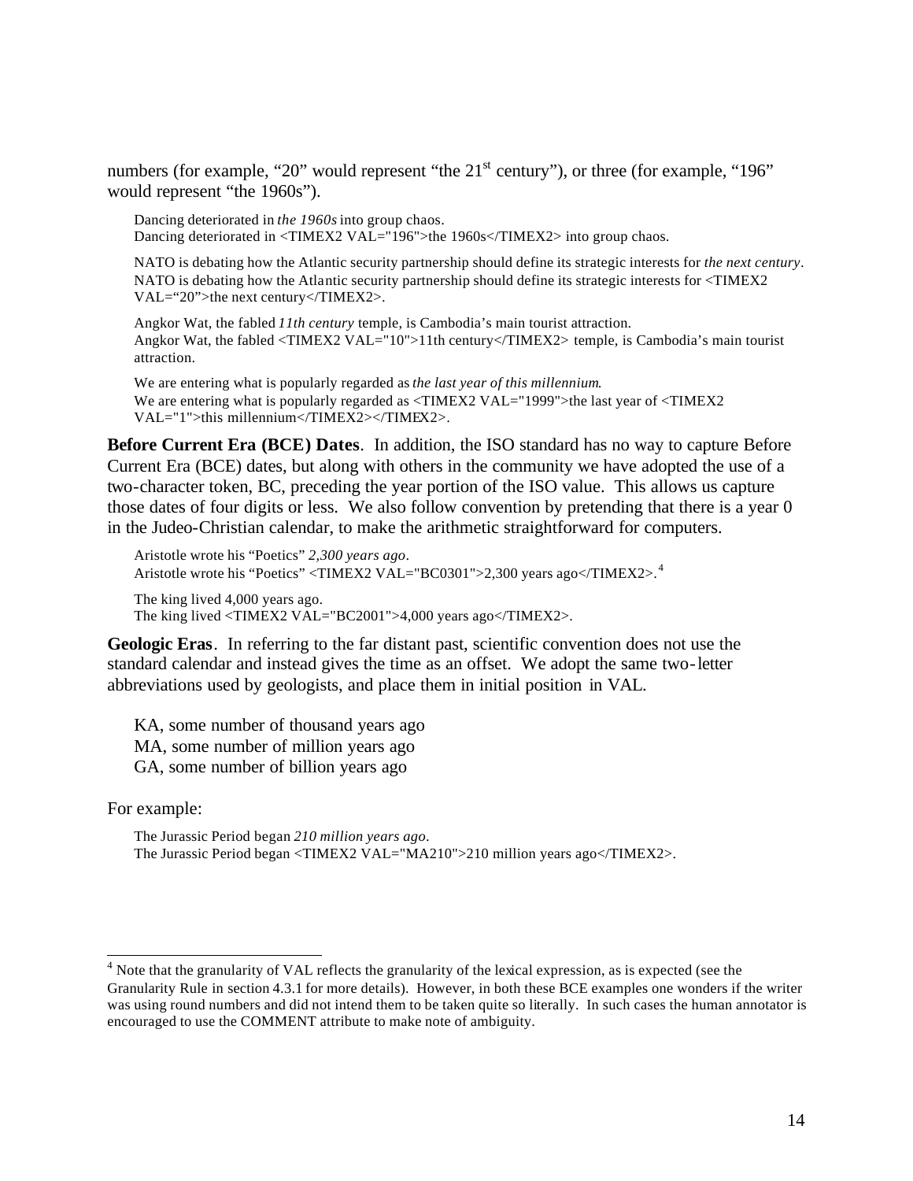numbers (for example, “20” would represent “the 21st century”), or three (for example, “196” would represent “the 1960s”).

> Dancing deteriorated in *the 1960s* into group chaos.
> Dancing deteriorated in <TIMEX2 VAL="196">the 1960s</TIMEX2> into group chaos.

> NATO is debating how the Atlantic security partnership should define its strategic interests for *the next century*.
> NATO is debating how the Atlantic security partnership should define its strategic interests for <TIMEX2 VAL=“20”>the next century</TIMEX2>.

> Angkor Wat, the fabled *11th century* temple, is Cambodia’s main tourist attraction.
> Angkor Wat, the fabled <TIMEX2 VAL="10">11th century</TIMEX2> temple, is Cambodia’s main tourist attraction.

> We are entering what is popularly regarded as *the last year of this millennium*.
> We are entering what is popularly regarded as <TIMEX2 VAL="1999">the last year of <TIMEX2 VAL="1">this millennium</TIMEX2></TIMEX2>.

**Before Current Era (BCE) Dates**. In addition, the ISO standard has no way to capture Before Current Era (BCE) dates, but along with others in the community we have adopted the use of a two-character token, BC, preceding the year portion of the ISO value. This allows us capture those dates of four digits or less. We also follow convention by pretending that there is a year 0 in the Judeo-Christian calendar, to make the arithmetic straightforward for computers.

> Aristotle wrote his “Poetics” *2,300 years ago*.
> Aristotle wrote his “Poetics” <TIMEX2 VAL="BC0301">2,300 years ago</TIMEX2>.[4]

> The king lived 4,000 years ago.
> The king lived <TIMEX2 VAL="BC2001">4,000 years ago</TIMEX2>.

**Geologic Eras**. In referring to the far distant past, scientific convention does not use the standard calendar and instead gives the time as an offset. We adopt the same two-letter abbreviations used by geologists, and place them in initial position in VAL.

KA, some number of thousand years ago
MA, some number of million years ago
GA, some number of billion years ago

For example:

> The Jurassic Period began *210 million years ago*.
> The Jurassic Period began <TIMEX2 VAL="MA210">210 million years ago</TIMEX2>.

---

[4] Note that the granularity of VAL reflects the granularity of the lexical expression, as is expected (see the Granularity Rule in section 4.3.1 for more details). However, in both these BCE examples one wonders if the writer was using round numbers and did not intend them to be taken quite so literally. In such cases the human annotator is encouraged to use the COMMENT attribute to make note of ambiguity.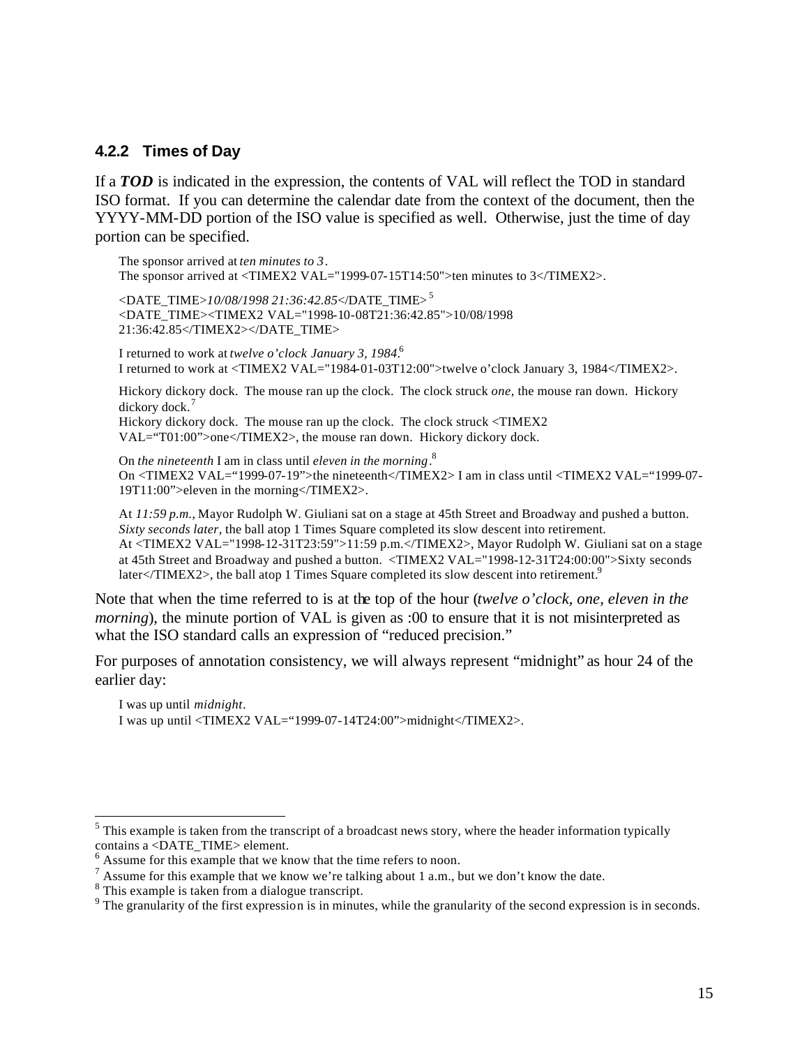### 4.2.2 Times of Day

If a ***TOD*** is indicated in the expression, the contents of VAL will reflect the TOD in standard ISO format. If you can determine the calendar date from the context of the document, then the YYYY-MM-DD portion of the ISO value is specified as well. Otherwise, just the time of day portion can be specified.

> The sponsor arrived at *ten minutes to 3*.
> The sponsor arrived at <TIMEX2 VAL="1999-07-15T14:50">ten minutes to 3</TIMEX2>.
>
> <DATE_TIME>*10/08/1998 21:36:42.85*</DATE_TIME> [5]
> <DATE_TIME><TIMEX2 VAL="1998-10-08T21:36:42.85">10/08/1998 21:36:42.85</TIMEX2></DATE_TIME>
>
> I returned to work at *twelve o'clock January 3, 1984*.[6]
> I returned to work at <TIMEX2 VAL="1984-01-03T12:00">twelve o'clock January 3, 1984</TIMEX2>.
>
> Hickory dickory dock. The mouse ran up the clock. The clock struck *one*, the mouse ran down. Hickory dickory dock.[7]
> Hickory dickory dock. The mouse ran up the clock. The clock struck <TIMEX2 VAL="T01:00">one</TIMEX2>, the mouse ran down. Hickory dickory dock.
>
> On *the nineteenth* I am in class until *eleven in the morning*.[8]
> On <TIMEX2 VAL="1999-07-19">the nineteenth</TIMEX2> I am in class until <TIMEX2 VAL="1999-07-19T11:00">eleven in the morning</TIMEX2>.
>
> At *11:59 p.m.*, Mayor Rudolph W. Giuliani sat on a stage at 45th Street and Broadway and pushed a button. *Sixty seconds later*, the ball atop 1 Times Square completed its slow descent into retirement.
> At <TIMEX2 VAL="1998-12-31T23:59">11:59 p.m.</TIMEX2>, Mayor Rudolph W. Giuliani sat on a stage at 45th Street and Broadway and pushed a button. <TIMEX2 VAL="1998-12-31T24:00:00">Sixty seconds later</TIMEX2>, the ball atop 1 Times Square completed its slow descent into retirement.[9]

Note that when the time referred to is at the top of the hour (*twelve o'clock*, *one*, *eleven in the morning*), the minute portion of VAL is given as :00 to ensure that it is not misinterpreted as what the ISO standard calls an expression of "reduced precision."

For purposes of annotation consistency, we will always represent "midnight" as hour 24 of the earlier day:

> I was up until *midnight*.
> I was up until <TIMEX2 VAL="1999-07-14T24:00">midnight</TIMEX2>.

---

[5] This example is taken from the transcript of a broadcast news story, where the header information typically contains a <DATE_TIME> element.

[6] Assume for this example that we know that the time refers to noon.

[7] Assume for this example that we know we're talking about 1 a.m., but we don't know the date.

[8] This example is taken from a dialogue transcript.

[9] The granularity of the first expression is in minutes, while the granularity of the second expression is in seconds.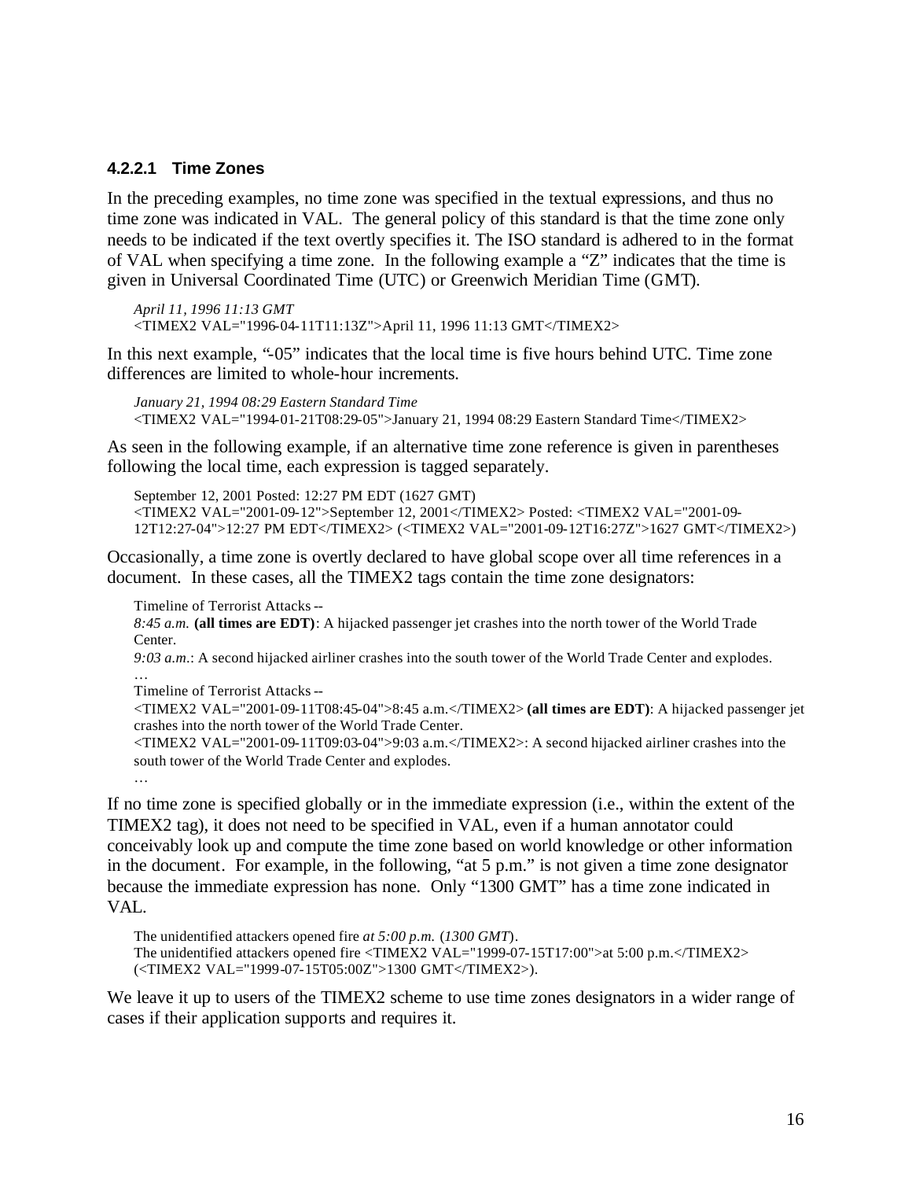#### 4.2.2.1 Time Zones

In the preceding examples, no time zone was specified in the textual expressions, and thus no time zone was indicated in VAL. The general policy of this standard is that the time zone only needs to be indicated if the text overtly specifies it. The ISO standard is adhered to in the format of VAL when specifying a time zone. In the following example a "Z" indicates that the time is given in Universal Coordinated Time (UTC) or Greenwich Meridian Time (GMT).

> *April 11, 1996 11:13 GMT*
> <TIMEX2 VAL="1996-04-11T11:13Z">April 11, 1996 11:13 GMT</TIMEX2>

In this next example, "-05" indicates that the local time is five hours behind UTC. Time zone differences are limited to whole-hour increments.

> *January 21, 1994 08:29 Eastern Standard Time*
> <TIMEX2 VAL="1994-01-21T08:29-05">January 21, 1994 08:29 Eastern Standard Time</TIMEX2>

As seen in the following example, if an alternative time zone reference is given in parentheses following the local time, each expression is tagged separately.

> September 12, 2001 Posted: 12:27 PM EDT (1627 GMT)
> <TIMEX2 VAL="2001-09-12">September 12, 2001</TIMEX2> Posted: <TIMEX2 VAL="2001-09-12T12:27-04">12:27 PM EDT</TIMEX2> (<TIMEX2 VAL="2001-09-12T16:27Z">1627 GMT</TIMEX2>)

Occasionally, a time zone is overtly declared to have global scope over all time references in a document. In these cases, all the TIMEX2 tags contain the time zone designators:

> Timeline of Terrorist Attacks --
> *8:45 a.m.* **(all times are EDT)**: A hijacked passenger jet crashes into the north tower of the World Trade Center.
> *9:03 a.m.*: A second hijacked airliner crashes into the south tower of the World Trade Center and explodes.
> …
> Timeline of Terrorist Attacks --
> <TIMEX2 VAL="2001-09-11T08:45-04">8:45 a.m.</TIMEX2> **(all times are EDT)**: A hijacked passenger jet crashes into the north tower of the World Trade Center.
> <TIMEX2 VAL="2001-09-11T09:03-04">9:03 a.m.</TIMEX2>: A second hijacked airliner crashes into the south tower of the World Trade Center and explodes.
> …

If no time zone is specified globally or in the immediate expression (i.e., within the extent of the TIMEX2 tag), it does not need to be specified in VAL, even if a human annotator could conceivably look up and compute the time zone based on world knowledge or other information in the document. For example, in the following, "at 5 p.m." is not given a time zone designator because the immediate expression has none. Only "1300 GMT" has a time zone indicated in VAL.

> The unidentified attackers opened fire *at 5:00 p.m.* (*1300 GMT*).
> The unidentified attackers opened fire <TIMEX2 VAL="1999-07-15T17:00">at 5:00 p.m.</TIMEX2> (<TIMEX2 VAL="1999-07-15T05:00Z">1300 GMT</TIMEX2>).

We leave it up to users of the TIMEX2 scheme to use time zones designators in a wider range of cases if their application supports and requires it.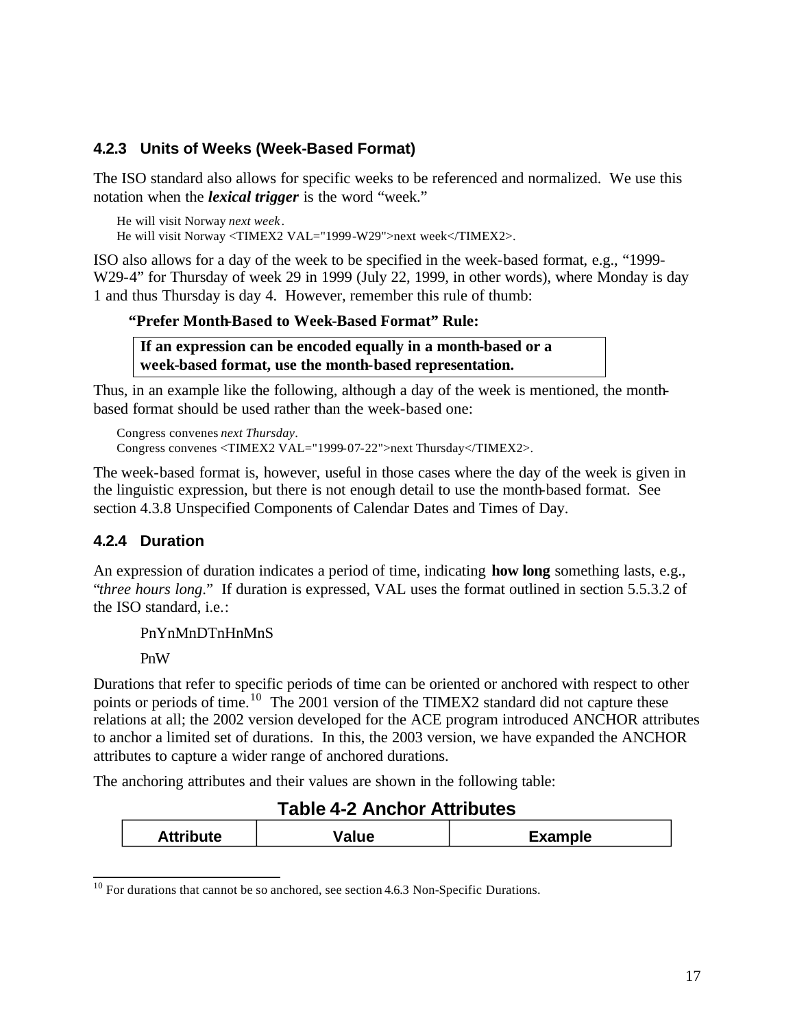### 4.2.3 Units of Weeks (Week-Based Format)

The ISO standard also allows for specific weeks to be referenced and normalized. We use this notation when the ***lexical trigger*** is the word "week."

> He will visit Norway *next week*.
> He will visit Norway <TIMEX2 VAL="1999-W29">next week</TIMEX2>.

ISO also allows for a day of the week to be specified in the week-based format, e.g., "1999-W29-4" for Thursday of week 29 in 1999 (July 22, 1999, in other words), where Monday is day 1 and thus Thursday is day 4. However, remember this rule of thumb:

**"Prefer Month-Based to Week-Based Format" Rule:**

> **If an expression can be encoded equally in a month-based or a week-based format, use the month-based representation.**

Thus, in an example like the following, although a day of the week is mentioned, the month-based format should be used rather than the week-based one:

> Congress convenes *next Thursday*.
> Congress convenes <TIMEX2 VAL="1999-07-22">next Thursday</TIMEX2>.

The week-based format is, however, useful in those cases where the day of the week is given in the linguistic expression, but there is not enough detail to use the month-based format. See section 4.3.8 Unspecified Components of Calendar Dates and Times of Day.

### 4.2.4 Duration

An expression of duration indicates a period of time, indicating **how long** something lasts, e.g., "*three hours long*." If duration is expressed, VAL uses the format outlined in section 5.5.3.2 of the ISO standard, i.e.:

PnYnMnDTnHnMnS

PnW

Durations that refer to specific periods of time can be oriented or anchored with respect to other points or periods of time.[10] The 2001 version of the TIMEX2 standard did not capture these relations at all; the 2002 version developed for the ACE program introduced ANCHOR attributes to anchor a limited set of durations. In this, the 2003 version, we have expanded the ANCHOR attributes to capture a wider range of anchored durations.

The anchoring attributes and their values are shown in the following table:

**Table 4-2 Anchor Attributes**

| Attribute | Value | Example |
|---|---|---|

[10] For durations that cannot be so anchored, see section 4.6.3 Non-Specific Durations.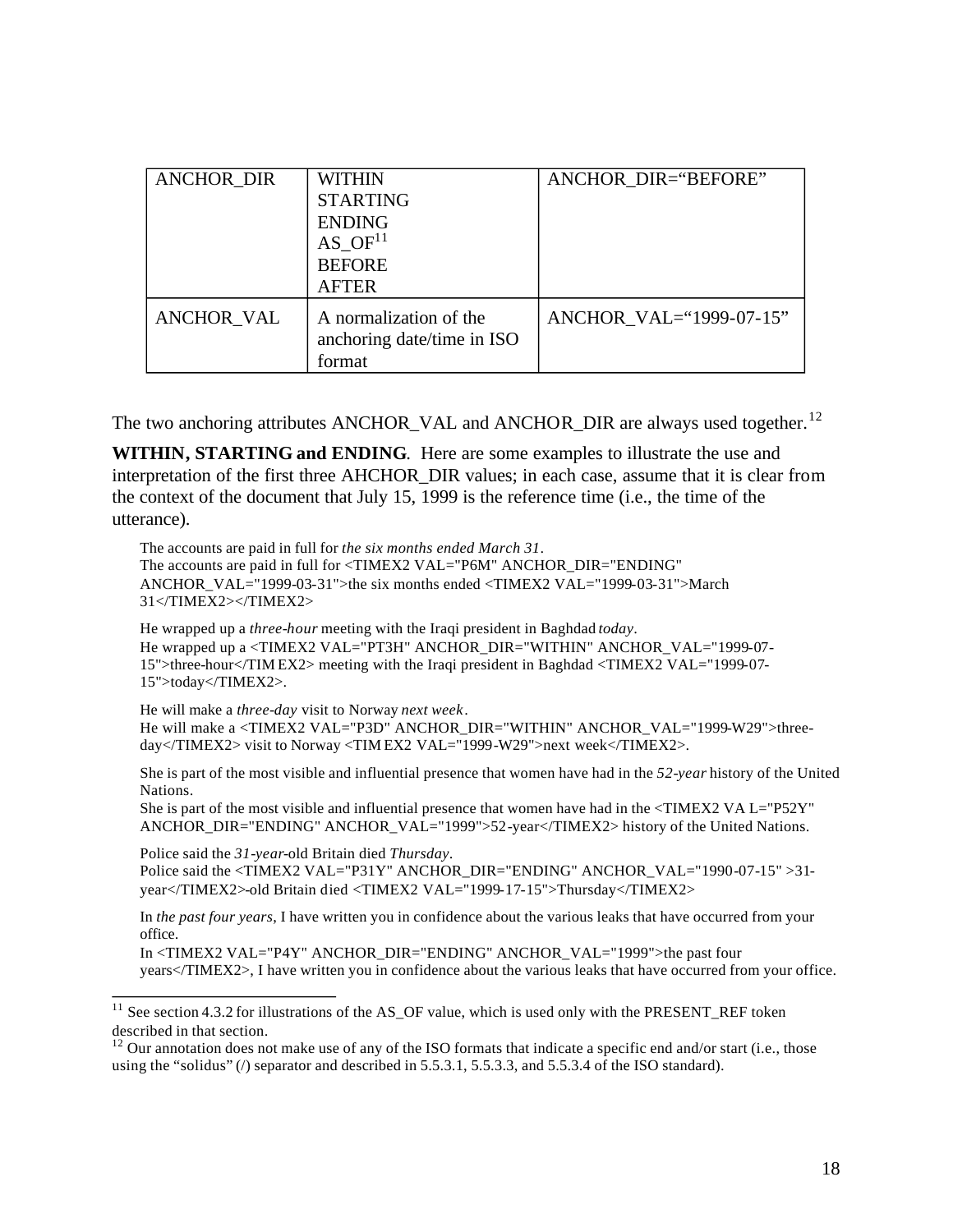| ANCHOR_DIR | WITHIN<br>STARTING<br>ENDING<br>AS_OF[11]<br>BEFORE<br>AFTER | ANCHOR_DIR="BEFORE" |
|---|---|---|
| ANCHOR_VAL | A normalization of the anchoring date/time in ISO format | ANCHOR_VAL="1999-07-15" |

The two anchoring attributes ANCHOR_VAL and ANCHOR_DIR are always used together.[12]

**WITHIN, STARTING and ENDING**. Here are some examples to illustrate the use and interpretation of the first three AHCHOR_DIR values; in each case, assume that it is clear from the context of the document that July 15, 1999 is the reference time (i.e., the time of the utterance).

> The accounts are paid in full for *the six months ended March 31*.
> The accounts are paid in full for <TIMEX2 VAL="P6M" ANCHOR_DIR="ENDING" ANCHOR_VAL="1999-03-31">the six months ended <TIMEX2 VAL="1999-03-31">March 31</TIMEX2></TIMEX2>

> He wrapped up a *three-hour* meeting with the Iraqi president in Baghdad *today*.
> He wrapped up a <TIMEX2 VAL="PT3H" ANCHOR_DIR="WITHIN" ANCHOR_VAL="1999-07-15">three-hour</TIMEX2> meeting with the Iraqi president in Baghdad <TIMEX2 VAL="1999-07-15">today</TIMEX2>.

> He will make a *three-day* visit to Norway *next week*.
> He will make a <TIMEX2 VAL="P3D" ANCHOR_DIR="WITHIN" ANCHOR_VAL="1999-W29">three-day</TIMEX2> visit to Norway <TIMEX2 VAL="1999-W29">next week</TIMEX2>.

> She is part of the most visible and influential presence that women have had in the *52-year* history of the United Nations.
> She is part of the most visible and influential presence that women have had in the <TIMEX2 VAL="P52Y" ANCHOR_DIR="ENDING" ANCHOR_VAL="1999">52-year</TIMEX2> history of the United Nations.

> Police said the *31-year*-old Britain died *Thursday*.
> Police said the <TIMEX2 VAL="P31Y" ANCHOR_DIR="ENDING" ANCHOR_VAL="1990-07-15" >31-year</TIMEX2>-old Britain died <TIMEX2 VAL="1999-17-15">Thursday</TIMEX2>

> In *the past four years*, I have written you in confidence about the various leaks that have occurred from your office.
> In <TIMEX2 VAL="P4Y" ANCHOR_DIR="ENDING" ANCHOR_VAL="1999">the past four years</TIMEX2>, I have written you in confidence about the various leaks that have occurred from your office.

---

[11] See section 4.3.2 for illustrations of the AS_OF value, which is used only with the PRESENT_REF token described in that section.

[12] Our annotation does not make use of any of the ISO formats that indicate a specific end and/or start (i.e., those using the "solidus" (/) separator and described in 5.5.3.1, 5.5.3.3, and 5.5.3.4 of the ISO standard).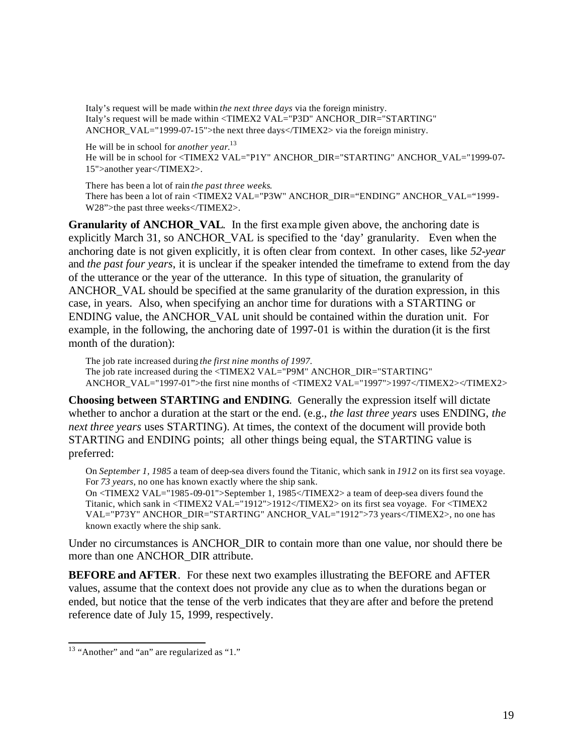Italy's request will be made within *the next three days* via the foreign ministry.
Italy's request will be made within <TIMEX2 VAL="P3D" ANCHOR_DIR="STARTING" ANCHOR_VAL="1999-07-15">the next three days</TIMEX2> via the foreign ministry.

He will be in school for *another year*.[13]
He will be in school for <TIMEX2 VAL="P1Y" ANCHOR_DIR="STARTING" ANCHOR_VAL="1999-07-15">another year</TIMEX2>.

There has been a lot of rain *the past three weeks*.
There has been a lot of rain <TIMEX2 VAL="P3W" ANCHOR_DIR="ENDING" ANCHOR_VAL="1999-W28">the past three weeks</TIMEX2>.

**Granularity of ANCHOR_VAL**. In the first example given above, the anchoring date is explicitly March 31, so ANCHOR_VAL is specified to the 'day' granularity. Even when the anchoring date is not given explicitly, it is often clear from context. In other cases, like *52-year* and *the past four years*, it is unclear if the speaker intended the timeframe to extend from the day of the utterance or the year of the utterance. In this type of situation, the granularity of ANCHOR_VAL should be specified at the same granularity of the duration expression, in this case, in years. Also, when specifying an anchor time for durations with a STARTING or ENDING value, the ANCHOR_VAL unit should be contained within the duration unit. For example, in the following, the anchoring date of 1997-01 is within the duration (it is the first month of the duration):

The job rate increased during *the first nine months of 1997*.
The job rate increased during the <TIMEX2 VAL="P9M" ANCHOR_DIR="STARTING" ANCHOR_VAL="1997-01">the first nine months of <TIMEX2 VAL="1997">1997</TIMEX2></TIMEX2>

**Choosing between STARTING and ENDING**. Generally the expression itself will dictate whether to anchor a duration at the start or the end. (e.g., *the last three years* uses ENDING, *the next three years* uses STARTING). At times, the context of the document will provide both STARTING and ENDING points; all other things being equal, the STARTING value is preferred:

On *September 1, 1985* a team of deep-sea divers found the Titanic, which sank in *1912* on its first sea voyage. For *73 years*, no one has known exactly where the ship sank.
On <TIMEX2 VAL="1985-09-01">September 1, 1985</TIMEX2> a team of deep-sea divers found the Titanic, which sank in <TIMEX2 VAL="1912">1912</TIMEX2> on its first sea voyage. For <TIMEX2 VAL="P73Y" ANCHOR_DIR="STARTING" ANCHOR_VAL="1912">73 years</TIMEX2>, no one has known exactly where the ship sank.

Under no circumstances is ANCHOR_DIR to contain more than one value, nor should there be more than one ANCHOR_DIR attribute.

**BEFORE and AFTER**. For these next two examples illustrating the BEFORE and AFTER values, assume that the context does not provide any clue as to when the durations began or ended, but notice that the tense of the verb indicates that they are after and before the pretend reference date of July 15, 1999, respectively.

[13] "Another" and "an" are regularized as "1."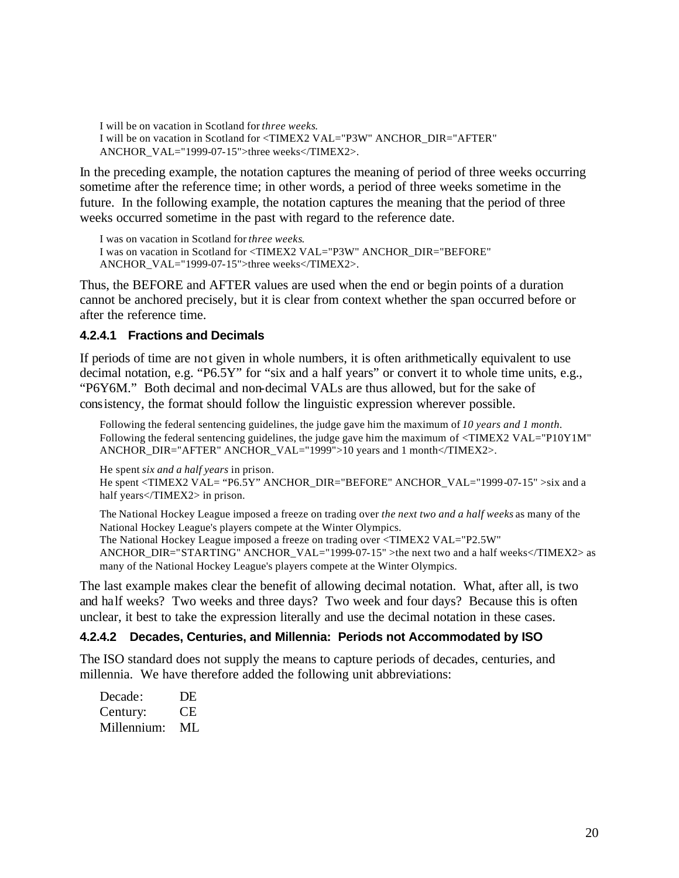I will be on vacation in Scotland for *three weeks.*
I will be on vacation in Scotland for <TIMEX2 VAL="P3W" ANCHOR_DIR="AFTER" ANCHOR_VAL="1999-07-15">three weeks</TIMEX2>.

In the preceding example, the notation captures the meaning of period of three weeks occurring sometime after the reference time; in other words, a period of three weeks sometime in the future. In the following example, the notation captures the meaning that the period of three weeks occurred sometime in the past with regard to the reference date.

I was on vacation in Scotland for *three weeks*.
I was on vacation in Scotland for <TIMEX2 VAL="P3W" ANCHOR_DIR="BEFORE" ANCHOR_VAL="1999-07-15">three weeks</TIMEX2>.

Thus, the BEFORE and AFTER values are used when the end or begin points of a duration cannot be anchored precisely, but it is clear from context whether the span occurred before or after the reference time.

#### 4.2.4.1 Fractions and Decimals

If periods of time are not given in whole numbers, it is often arithmetically equivalent to use decimal notation, e.g. “P6.5Y” for “six and a half years” or convert it to whole time units, e.g., “P6Y6M.” Both decimal and non-decimal VALs are thus allowed, but for the sake of consistency, the format should follow the linguistic expression wherever possible.

Following the federal sentencing guidelines, the judge gave him the maximum of *10 years and 1 month*.
Following the federal sentencing guidelines, the judge gave him the maximum of <TIMEX2 VAL="P10Y1M" ANCHOR_DIR="AFTER" ANCHOR_VAL="1999">10 years and 1 month</TIMEX2>.

He spent *six and a half years* in prison.
He spent <TIMEX2 VAL= “P6.5Y” ANCHOR_DIR="BEFORE" ANCHOR_VAL="1999-07-15" >six and a half years</TIMEX2> in prison.

The National Hockey League imposed a freeze on trading over *the next two and a half weeks* as many of the National Hockey League's players compete at the Winter Olympics.
The National Hockey League imposed a freeze on trading over <TIMEX2 VAL="P2.5W" ANCHOR_DIR="STARTING" ANCHOR_VAL="1999-07-15" >the next two and a half weeks</TIMEX2> as many of the National Hockey League's players compete at the Winter Olympics.

The last example makes clear the benefit of allowing decimal notation. What, after all, is two and half weeks? Two weeks and three days? Two week and four days? Because this is often unclear, it best to take the expression literally and use the decimal notation in these cases.

#### 4.2.4.2 Decades, Centuries, and Millennia: Periods not Accommodated by ISO

The ISO standard does not supply the means to capture periods of decades, centuries, and millennia. We have therefore added the following unit abbreviations:

| | |
|---|---|
| Decade: | DE |
| Century: | CE |
| Millennium: | ML |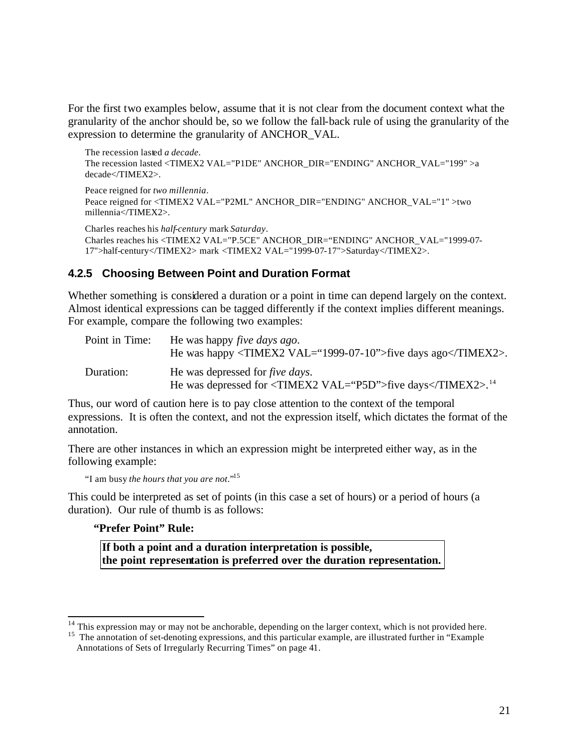For the first two examples below, assume that it is not clear from the document context what the granularity of the anchor should be, so we follow the fall-back rule of using the granularity of the expression to determine the granularity of ANCHOR_VAL.

> The recession lasted *a decade*.
> The recession lasted <TIMEX2 VAL="P1DE" ANCHOR_DIR="ENDING" ANCHOR_VAL="199" >a decade</TIMEX2>.

> Peace reigned for *two millennia*.
> Peace reigned for <TIMEX2 VAL="P2ML" ANCHOR_DIR="ENDING" ANCHOR_VAL="1" >two millennia</TIMEX2>.

> Charles reaches his *half-century* mark *Saturday*.
> Charles reaches his <TIMEX2 VAL="P.5CE" ANCHOR_DIR="ENDING" ANCHOR_VAL="1999-07-17">half-century</TIMEX2> mark <TIMEX2 VAL="1999-07-17">Saturday</TIMEX2>.

### 4.2.5 Choosing Between Point and Duration Format

Whether something is considered a duration or a point in time can depend largely on the context. Almost identical expressions can be tagged differently if the context implies different meanings. For example, compare the following two examples:

Point in Time: He was happy *five days ago*.
He was happy <TIMEX2 VAL="1999-07-10">five days ago</TIMEX2>.

Duration: He was depressed for *five days*.
He was depressed for <TIMEX2 VAL="P5D">five days</TIMEX2>.[14]

Thus, our word of caution here is to pay close attention to the context of the temporal expressions. It is often the context, and not the expression itself, which dictates the format of the annotation.

There are other instances in which an expression might be interpreted either way, as in the following example:

> "I am busy *the hours that you are not*."[15]

This could be interpreted as set of points (in this case a set of hours) or a period of hours (a duration). Our rule of thumb is as follows:

**"Prefer Point" Rule:**

**If both a point and a duration interpretation is possible,**
**the point representation is preferred over the duration representation.**

---

[14] This expression may or may not be anchorable, depending on the larger context, which is not provided here.

[15] The annotation of set-denoting expressions, and this particular example, are illustrated further in "Example Annotations of Sets of Irregularly Recurring Times" on page 41.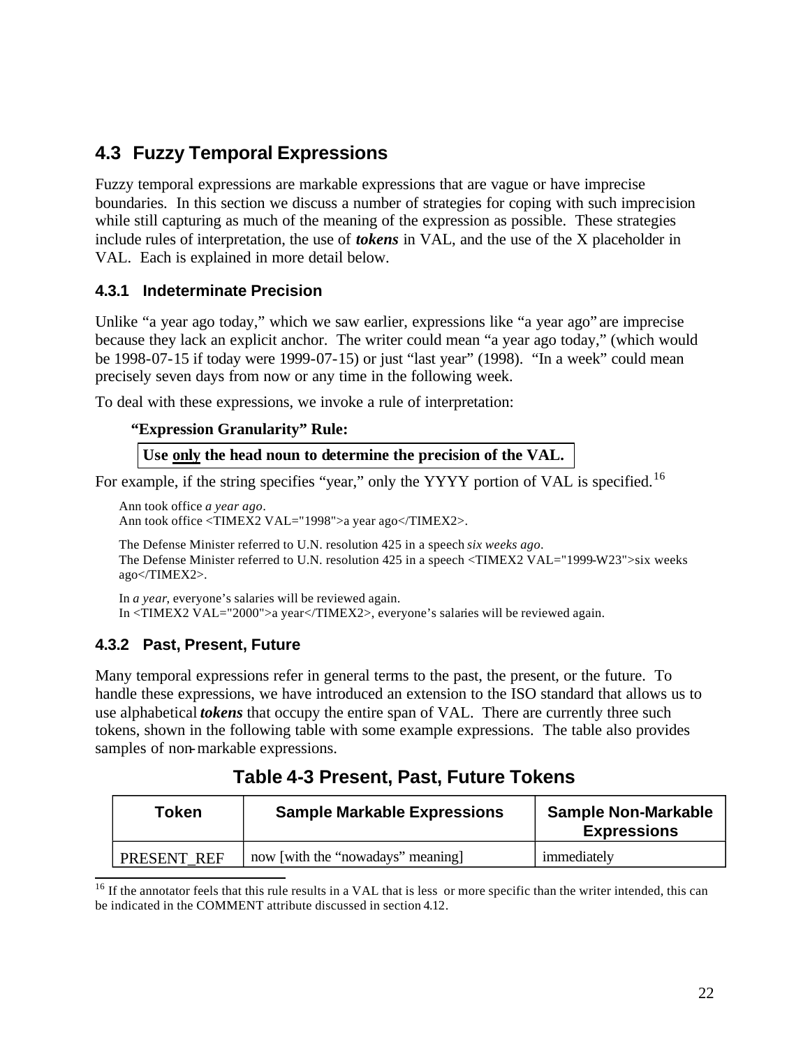## 4.3 Fuzzy Temporal Expressions

Fuzzy temporal expressions are markable expressions that are vague or have imprecise boundaries. In this section we discuss a number of strategies for coping with such imprecision while still capturing as much of the meaning of the expression as possible. These strategies include rules of interpretation, the use of ***tokens*** in VAL, and the use of the X placeholder in VAL. Each is explained in more detail below.

### 4.3.1 Indeterminate Precision

Unlike "a year ago today," which we saw earlier, expressions like "a year ago" are imprecise because they lack an explicit anchor. The writer could mean "a year ago today," (which would be 1998-07-15 if today were 1999-07-15) or just "last year" (1998). "In a week" could mean precisely seven days from now or any time in the following week.

To deal with these expressions, we invoke a rule of interpretation:

**"Expression Granularity" Rule:**

**Use <u>only</u> the head noun to determine the precision of the VAL.**

For example, if the string specifies "year," only the YYYY portion of VAL is specified.[16]

Ann took office *a year ago*.
Ann took office <TIMEX2 VAL="1998">a year ago</TIMEX2>.

The Defense Minister referred to U.N. resolution 425 in a speech *six weeks ago*.
The Defense Minister referred to U.N. resolution 425 in a speech <TIMEX2 VAL="1999-W23">six weeks ago</TIMEX2>.

In *a year*, everyone's salaries will be reviewed again.
In <TIMEX2 VAL="2000">a year</TIMEX2>, everyone's salaries will be reviewed again.

### 4.3.2 Past, Present, Future

Many temporal expressions refer in general terms to the past, the present, or the future. To handle these expressions, we have introduced an extension to the ISO standard that allows us to use alphabetical ***tokens*** that occupy the entire span of VAL. There are currently three such tokens, shown in the following table with some example expressions. The table also provides samples of non-markable expressions.

**Table 4-3 Present, Past, Future Tokens**

| Token | Sample Markable Expressions | Sample Non-Markable Expressions |
|---|---|---|
| PRESENT_REF | now [with the "nowadays" meaning] | immediately |

[16] If the annotator feels that this rule results in a VAL that is less or more specific than the writer intended, this can be indicated in the COMMENT attribute discussed in section 4.12.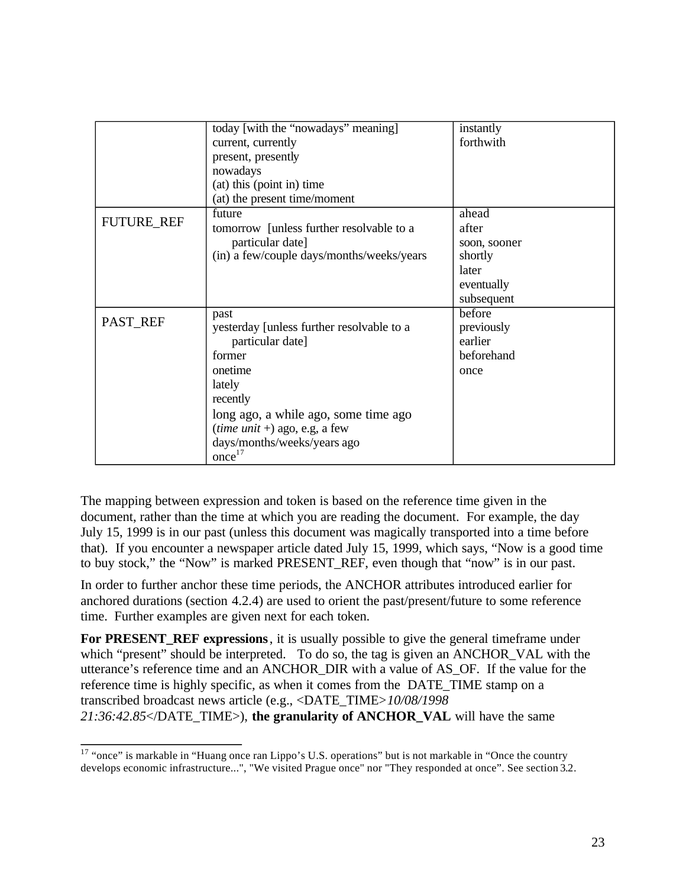| | | |
|---|---|---|
| | today [with the "nowadays" meaning]<br>current, currently<br>present, presently<br>nowadays<br>(at) this (point in) time<br>(at) the present time/moment | instantly<br>forthwith |
| FUTURE_REF | future<br>tomorrow [unless further resolvable to a particular date]<br>(in) a few/couple days/months/weeks/years | ahead<br>after<br>soon, sooner<br>shortly<br>later<br>eventually<br>subsequent |
| PAST_REF | past<br>yesterday [unless further resolvable to a particular date]<br>former<br>onetime<br>lately<br>recently<br>long ago, a while ago, some time ago<br>(*time unit* +) ago, e.g, a few days/months/weeks/years ago<br>once[17] | before<br>previously<br>earlier<br>beforehand<br>once |

The mapping between expression and token is based on the reference time given in the document, rather than the time at which you are reading the document. For example, the day July 15, 1999 is in our past (unless this document was magically transported into a time before that). If you encounter a newspaper article dated July 15, 1999, which says, "Now is a good time to buy stock," the "Now" is marked PRESENT_REF, even though that "now" is in our past.

In order to further anchor these time periods, the ANCHOR attributes introduced earlier for anchored durations (section 4.2.4) are used to orient the past/present/future to some reference time. Further examples are given next for each token.

**For PRESENT_REF expressions**, it is usually possible to give the general timeframe under which "present" should be interpreted. To do so, the tag is given an ANCHOR_VAL with the utterance's reference time and an ANCHOR_DIR with a value of AS_OF. If the value for the reference time is highly specific, as when it comes from the DATE_TIME stamp on a transcribed broadcast news article (e.g., <DATE_TIME>*10/08/1998 21:36:42.85*</DATE_TIME>), **the granularity of ANCHOR_VAL** will have the same

[17] "once" is markable in "Huang once ran Lippo's U.S. operations" but is not markable in "Once the country develops economic infrastructure...", "We visited Prague once" nor "They responded at once". See section 3.2.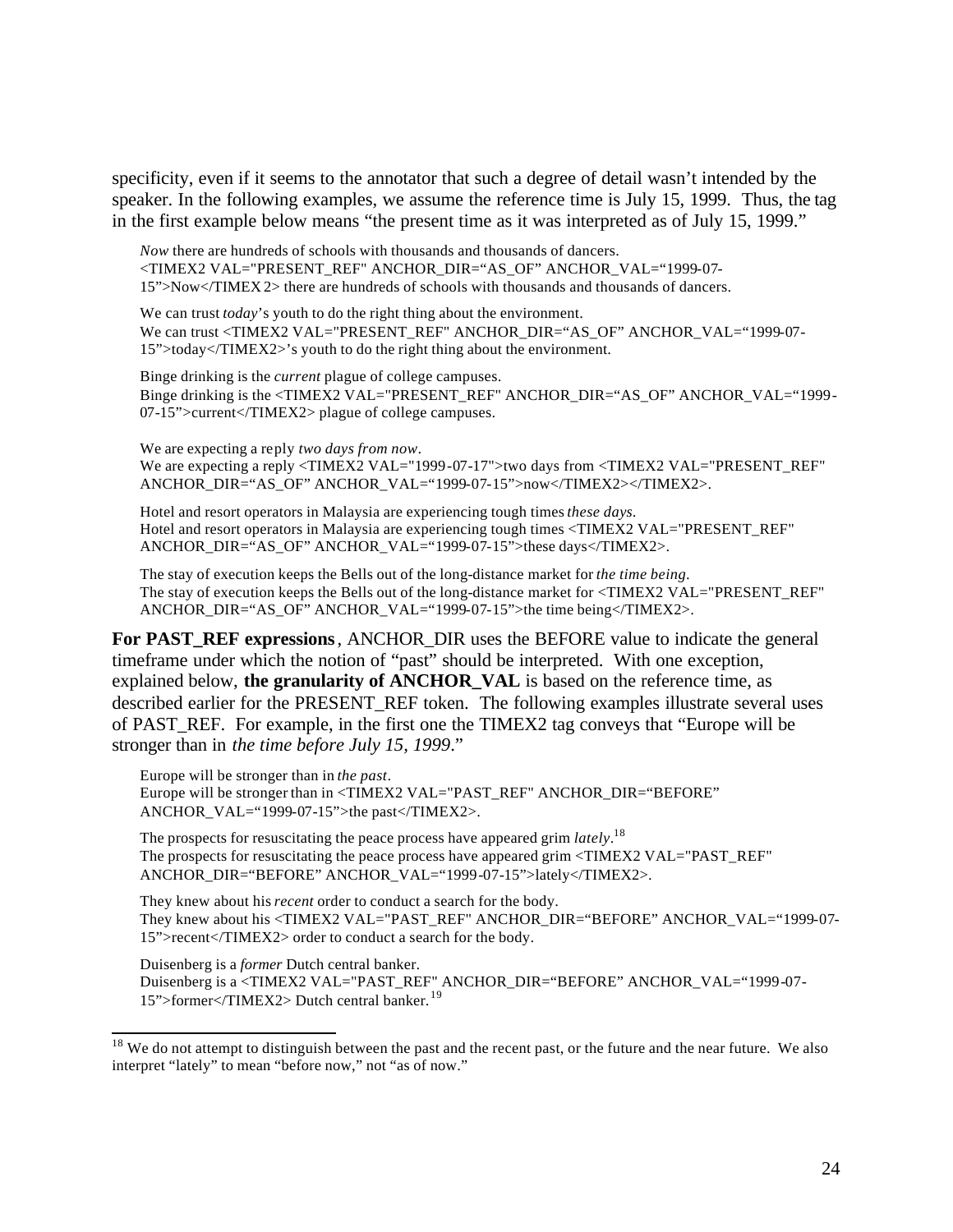specificity, even if it seems to the annotator that such a degree of detail wasn't intended by the speaker. In the following examples, we assume the reference time is July 15, 1999. Thus, the tag in the first example below means "the present time as it was interpreted as of July 15, 1999."

> *Now* there are hundreds of schools with thousands and thousands of dancers.
> <TIMEX2 VAL="PRESENT_REF" ANCHOR_DIR="AS_OF" ANCHOR_VAL="1999-07-15">Now</TIMEX2> there are hundreds of schools with thousands and thousands of dancers.

> We can trust *today*'s youth to do the right thing about the environment.
> We can trust <TIMEX2 VAL="PRESENT_REF" ANCHOR_DIR="AS_OF" ANCHOR_VAL="1999-07-15">today</TIMEX2>'s youth to do the right thing about the environment.

> Binge drinking is the *current* plague of college campuses.
> Binge drinking is the <TIMEX2 VAL="PRESENT_REF" ANCHOR_DIR="AS_OF" ANCHOR_VAL="1999-07-15">current</TIMEX2> plague of college campuses.

> We are expecting a reply *two days from now*.
> We are expecting a reply <TIMEX2 VAL="1999-07-17">two days from <TIMEX2 VAL="PRESENT_REF" ANCHOR_DIR="AS_OF" ANCHOR_VAL="1999-07-15">now</TIMEX2></TIMEX2>.

> Hotel and resort operators in Malaysia are experiencing tough times *these days.*
> Hotel and resort operators in Malaysia are experiencing tough times <TIMEX2 VAL="PRESENT_REF" ANCHOR_DIR="AS_OF" ANCHOR_VAL="1999-07-15">these days</TIMEX2>.

> The stay of execution keeps the Bells out of the long-distance market for *the time being*.
> The stay of execution keeps the Bells out of the long-distance market for <TIMEX2 VAL="PRESENT_REF" ANCHOR_DIR="AS_OF" ANCHOR_VAL="1999-07-15">the time being</TIMEX2>.

**For PAST_REF expressions**, ANCHOR_DIR uses the BEFORE value to indicate the general timeframe under which the notion of "past" should be interpreted. With one exception, explained below, **the granularity of ANCHOR_VAL** is based on the reference time, as described earlier for the PRESENT_REF token. The following examples illustrate several uses of PAST_REF. For example, in the first one the TIMEX2 tag conveys that "Europe will be stronger than in *the time before July 15, 1999*."

> Europe will be stronger than in *the past*.
> Europe will be stronger than in <TIMEX2 VAL="PAST_REF" ANCHOR_DIR="BEFORE" ANCHOR_VAL="1999-07-15">the past</TIMEX2>.

> The prospects for resuscitating the peace process have appeared grim *lately*.[18]
> The prospects for resuscitating the peace process have appeared grim <TIMEX2 VAL="PAST_REF" ANCHOR_DIR="BEFORE" ANCHOR_VAL="1999-07-15">lately</TIMEX2>.

> They knew about his *recent* order to conduct a search for the body.
> They knew about his <TIMEX2 VAL="PAST_REF" ANCHOR_DIR="BEFORE" ANCHOR_VAL="1999-07-15">recent</TIMEX2> order to conduct a search for the body.

> Duisenberg is a *former* Dutch central banker.
> Duisenberg is a <TIMEX2 VAL="PAST_REF" ANCHOR_DIR="BEFORE" ANCHOR_VAL="1999-07-15">former</TIMEX2> Dutch central banker.[19]

---

[18] We do not attempt to distinguish between the past and the recent past, or the future and the near future. We also interpret "lately" to mean "before now," not "as of now."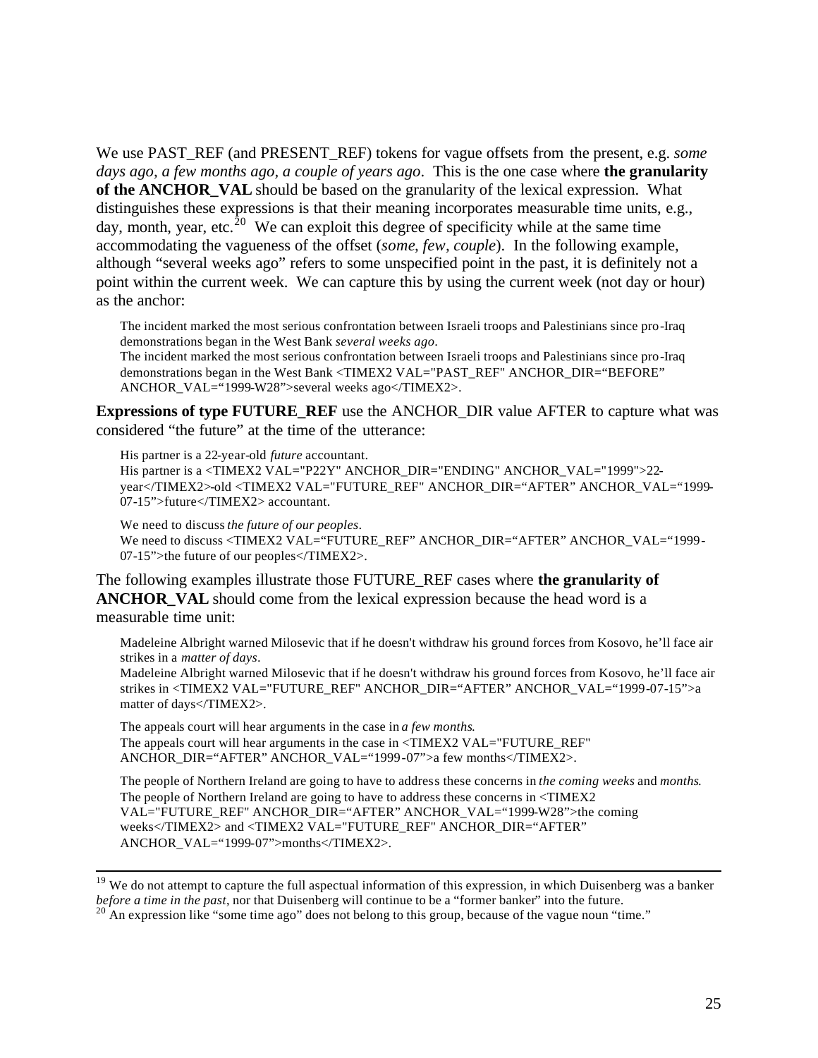We use PAST_REF (and PRESENT_REF) tokens for vague offsets from the present, e.g. *some days ago, a few months ago, a couple of years ago*. This is the one case where **the granularity of the ANCHOR_VAL** should be based on the granularity of the lexical expression. What distinguishes these expressions is that their meaning incorporates measurable time units, e.g., day, month, year, etc.[20] We can exploit this degree of specificity while at the same time accommodating the vagueness of the offset (*some, few, couple*). In the following example, although "several weeks ago" refers to some unspecified point in the past, it is definitely not a point within the current week. We can capture this by using the current week (not day or hour) as the anchor:

> The incident marked the most serious confrontation between Israeli troops and Palestinians since pro-Iraq demonstrations began in the West Bank *several weeks ago*.
> The incident marked the most serious confrontation between Israeli troops and Palestinians since pro-Iraq demonstrations began in the West Bank <TIMEX2 VAL="PAST_REF" ANCHOR_DIR="BEFORE" ANCHOR_VAL="1999-W28">several weeks ago</TIMEX2>.

**Expressions of type FUTURE_REF** use the ANCHOR_DIR value AFTER to capture what was considered "the future" at the time of the utterance:

> His partner is a 22-year-old *future* accountant.
> His partner is a <TIMEX2 VAL="P22Y" ANCHOR_DIR="ENDING" ANCHOR_VAL="1999">22-year</TIMEX2>-old <TIMEX2 VAL="FUTURE_REF" ANCHOR_DIR="AFTER" ANCHOR_VAL="1999-07-15">future</TIMEX2> accountant.

> We need to discuss *the future of our peoples*.
> We need to discuss <TIMEX2 VAL="FUTURE_REF" ANCHOR_DIR="AFTER" ANCHOR_VAL="1999-07-15">the future of our peoples</TIMEX2>.

The following examples illustrate those FUTURE_REF cases where **the granularity of ANCHOR_VAL** should come from the lexical expression because the head word is a measurable time unit:

> Madeleine Albright warned Milosevic that if he doesn't withdraw his ground forces from Kosovo, he'll face air strikes in a *matter of days*.
> Madeleine Albright warned Milosevic that if he doesn't withdraw his ground forces from Kosovo, he'll face air strikes in <TIMEX2 VAL="FUTURE_REF" ANCHOR_DIR="AFTER" ANCHOR_VAL="1999-07-15">a matter of days</TIMEX2>.

> The appeals court will hear arguments in the case in *a few months*.
> The appeals court will hear arguments in the case in <TIMEX2 VAL="FUTURE_REF" ANCHOR_DIR="AFTER" ANCHOR_VAL="1999-07">a few months</TIMEX2>.

> The people of Northern Ireland are going to have to address these concerns in *the coming weeks* and *months*.
> The people of Northern Ireland are going to have to address these concerns in <TIMEX2 VAL="FUTURE_REF" ANCHOR_DIR="AFTER" ANCHOR_VAL="1999-W28">the coming weeks</TIMEX2> and <TIMEX2 VAL="FUTURE_REF" ANCHOR_DIR="AFTER" ANCHOR_VAL="1999-07">months</TIMEX2>.

---

[19] We do not attempt to capture the full aspectual information of this expression, in which Duisenberg was a banker *before a time in the past*, nor that Duisenberg will continue to be a "former banker" into the future.

[20] An expression like "some time ago" does not belong to this group, because of the vague noun "time."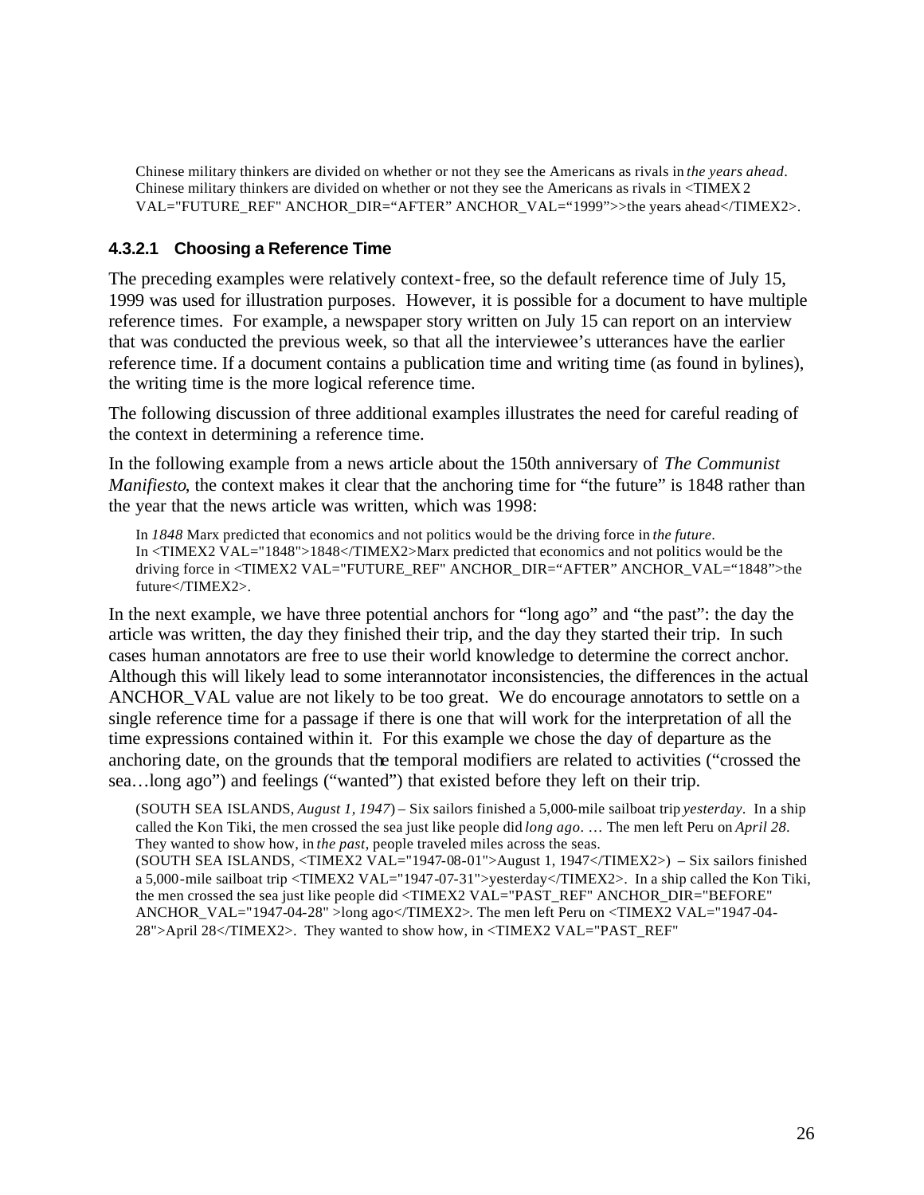> Chinese military thinkers are divided on whether or not they see the Americans as rivals in *the years ahead*.
> Chinese military thinkers are divided on whether or not they see the Americans as rivals in <TIMEX2 VAL="FUTURE_REF" ANCHOR_DIR="AFTER" ANCHOR_VAL="1999">>the years ahead</TIMEX2>.

#### 4.3.2.1 Choosing a Reference Time

The preceding examples were relatively context-free, so the default reference time of July 15, 1999 was used for illustration purposes. However, it is possible for a document to have multiple reference times. For example, a newspaper story written on July 15 can report on an interview that was conducted the previous week, so that all the interviewee's utterances have the earlier reference time. If a document contains a publication time and writing time (as found in bylines), the writing time is the more logical reference time.

The following discussion of three additional examples illustrates the need for careful reading of the context in determining a reference time.

In the following example from a news article about the 150th anniversary of *The Communist Manifesto*, the context makes it clear that the anchoring time for "the future" is 1848 rather than the year that the news article was written, which was 1998:

> In *1848* Marx predicted that economics and not politics would be the driving force in *the future*.
> In <TIMEX2 VAL="1848">1848</TIMEX2>Marx predicted that economics and not politics would be the driving force in <TIMEX2 VAL="FUTURE_REF" ANCHOR_DIR="AFTER" ANCHOR_VAL="1848">the future</TIMEX2>.

In the next example, we have three potential anchors for "long ago" and "the past": the day the article was written, the day they finished their trip, and the day they started their trip. In such cases human annotators are free to use their world knowledge to determine the correct anchor. Although this will likely lead to some interannotator inconsistencies, the differences in the actual ANCHOR_VAL value are not likely to be too great. We do encourage annotators to settle on a single reference time for a passage if there is one that will work for the interpretation of all the time expressions contained within it. For this example we chose the day of departure as the anchoring date, on the grounds that the temporal modifiers are related to activities ("crossed the sea…long ago") and feelings ("wanted") that existed before they left on their trip.

> (SOUTH SEA ISLANDS, *August 1, 1947*) – Six sailors finished a 5,000-mile sailboat trip *yesterday*. In a ship called the Kon Tiki, the men crossed the sea just like people did *long ago*. … The men left Peru on *April 28*. They wanted to show how, in *the past*, people traveled miles across the seas.
> (SOUTH SEA ISLANDS, <TIMEX2 VAL="1947-08-01">August 1, 1947</TIMEX2>) – Six sailors finished a 5,000-mile sailboat trip <TIMEX2 VAL="1947-07-31">yesterday</TIMEX2>. In a ship called the Kon Tiki, the men crossed the sea just like people did <TIMEX2 VAL="PAST_REF" ANCHOR_DIR="BEFORE" ANCHOR_VAL="1947-04-28" >long ago</TIMEX2>. The men left Peru on <TIMEX2 VAL="1947-04-28">April 28</TIMEX2>. They wanted to show how, in <TIMEX2 VAL="PAST_REF"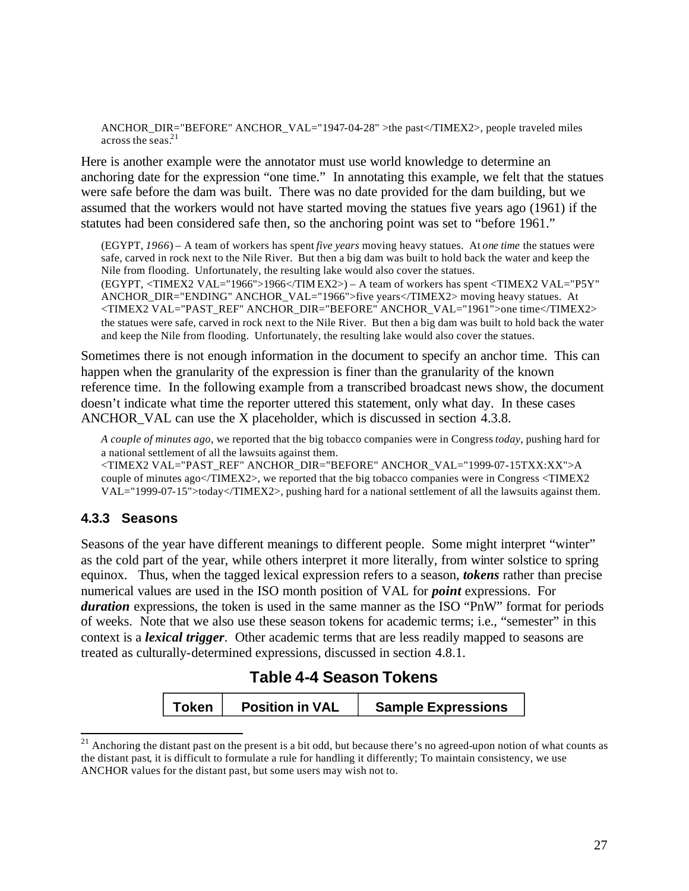ANCHOR_DIR="BEFORE" ANCHOR_VAL="1947-04-28" >the past</TIMEX2>, people traveled miles across the seas.[21]

Here is another example were the annotator must use world knowledge to determine an anchoring date for the expression "one time." In annotating this example, we felt that the statues were safe before the dam was built. There was no date provided for the dam building, but we assumed that the workers would not have started moving the statues five years ago (1961) if the statutes had been considered safe then, so the anchoring point was set to "before 1961."

(EGYPT, *1966*) – A team of workers has spent *five years* moving heavy statues. At *one time* the statues were safe, carved in rock next to the Nile River. But then a big dam was built to hold back the water and keep the Nile from flooding. Unfortunately, the resulting lake would also cover the statues.
(EGYPT, <TIMEX2 VAL="1966">1966</TIMEX2>) – A team of workers has spent <TIMEX2 VAL="P5Y" ANCHOR_DIR="ENDING" ANCHOR_VAL="1966">five years</TIMEX2> moving heavy statues. At <TIMEX2 VAL="PAST_REF" ANCHOR_DIR="BEFORE" ANCHOR_VAL="1961">one time</TIMEX2> the statues were safe, carved in rock next to the Nile River. But then a big dam was built to hold back the water and keep the Nile from flooding. Unfortunately, the resulting lake would also cover the statues.

Sometimes there is not enough information in the document to specify an anchor time. This can happen when the granularity of the expression is finer than the granularity of the known reference time. In the following example from a transcribed broadcast news show, the document doesn't indicate what time the reporter uttered this statement, only what day. In these cases ANCHOR_VAL can use the X placeholder, which is discussed in section 4.3.8.

*A couple of minutes ago*, we reported that the big tobacco companies were in Congress *today*, pushing hard for a national settlement of all the lawsuits against them.
<TIMEX2 VAL="PAST_REF" ANCHOR_DIR="BEFORE" ANCHOR_VAL="1999-07-15TXX:XX">A couple of minutes ago</TIMEX2>, we reported that the big tobacco companies were in Congress <TIMEX2 VAL="1999-07-15">today</TIMEX2>, pushing hard for a national settlement of all the lawsuits against them.

### 4.3.3 Seasons

Seasons of the year have different meanings to different people. Some might interpret "winter" as the cold part of the year, while others interpret it more literally, from winter solstice to spring equinox. Thus, when the tagged lexical expression refers to a season, ***tokens*** rather than precise numerical values are used in the ISO month position of VAL for ***point*** expressions. For ***duration*** expressions, the token is used in the same manner as the ISO "PnW" format for periods of weeks. Note that we also use these season tokens for academic terms; i.e., "semester" in this context is a ***lexical trigger***. Other academic terms that are less readily mapped to seasons are treated as culturally-determined expressions, discussed in section 4.8.1.

**Table 4-4 Season Tokens**

| Token | Position in VAL | Sample Expressions |
|---|---|---|

[21] Anchoring the distant past on the present is a bit odd, but because there's no agreed-upon notion of what counts as the distant past, it is difficult to formulate a rule for handling it differently; To maintain consistency, we use ANCHOR values for the distant past, but some users may wish not to.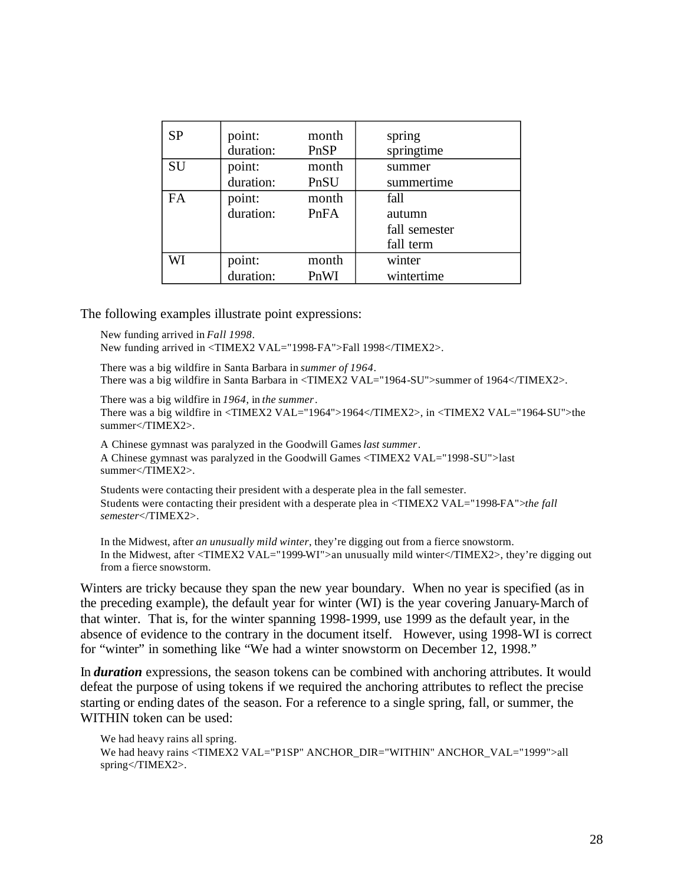| | | | |
|---|---|---|---|
| SP | point:<br>duration: | month<br>PnSP | spring<br>springtime |
| SU | point:<br>duration: | month<br>PnSU | summer<br>summertime |
| FA | point:<br>duration: | month<br>PnFA | fall<br>autumn<br>fall semester<br>fall term |
| WI | point:<br>duration: | month<br>PnWI | winter<br>wintertime |

The following examples illustrate point expressions:

New funding arrived in *Fall 1998*.
New funding arrived in <TIMEX2 VAL="1998-FA">Fall 1998</TIMEX2>.

There was a big wildfire in Santa Barbara in *summer of 1964*.
There was a big wildfire in Santa Barbara in <TIMEX2 VAL="1964-SU">summer of 1964</TIMEX2>.

There was a big wildfire in *1964*, in *the summer*.
There was a big wildfire in <TIMEX2 VAL="1964">1964</TIMEX2>, in <TIMEX2 VAL="1964-SU">the summer</TIMEX2>.

A Chinese gymnast was paralyzed in the Goodwill Games *last summer*.
A Chinese gymnast was paralyzed in the Goodwill Games <TIMEX2 VAL="1998-SU">last summer</TIMEX2>.

Students were contacting their president with a desperate plea in the fall semester.
Students were contacting their president with a desperate plea in <TIMEX2 VAL="1998-FA">*the fall semester*</TIMEX2>.

In the Midwest, after *an unusually mild winter*, they're digging out from a fierce snowstorm.
In the Midwest, after <TIMEX2 VAL="1999-WI">an unusually mild winter</TIMEX2>, they're digging out from a fierce snowstorm.

Winters are tricky because they span the new year boundary. When no year is specified (as in the preceding example), the default year for winter (WI) is the year covering January-March of that winter. That is, for the winter spanning 1998-1999, use 1999 as the default year, in the absence of evidence to the contrary in the document itself. However, using 1998-WI is correct for "winter" in something like "We had a winter snowstorm on December 12, 1998."

In ***duration*** expressions, the season tokens can be combined with anchoring attributes. It would defeat the purpose of using tokens if we required the anchoring attributes to reflect the precise starting or ending dates of the season. For a reference to a single spring, fall, or summer, the WITHIN token can be used:

We had heavy rains all spring.
We had heavy rains <TIMEX2 VAL="P1SP" ANCHOR_DIR="WITHIN" ANCHOR_VAL="1999">all spring</TIMEX2>.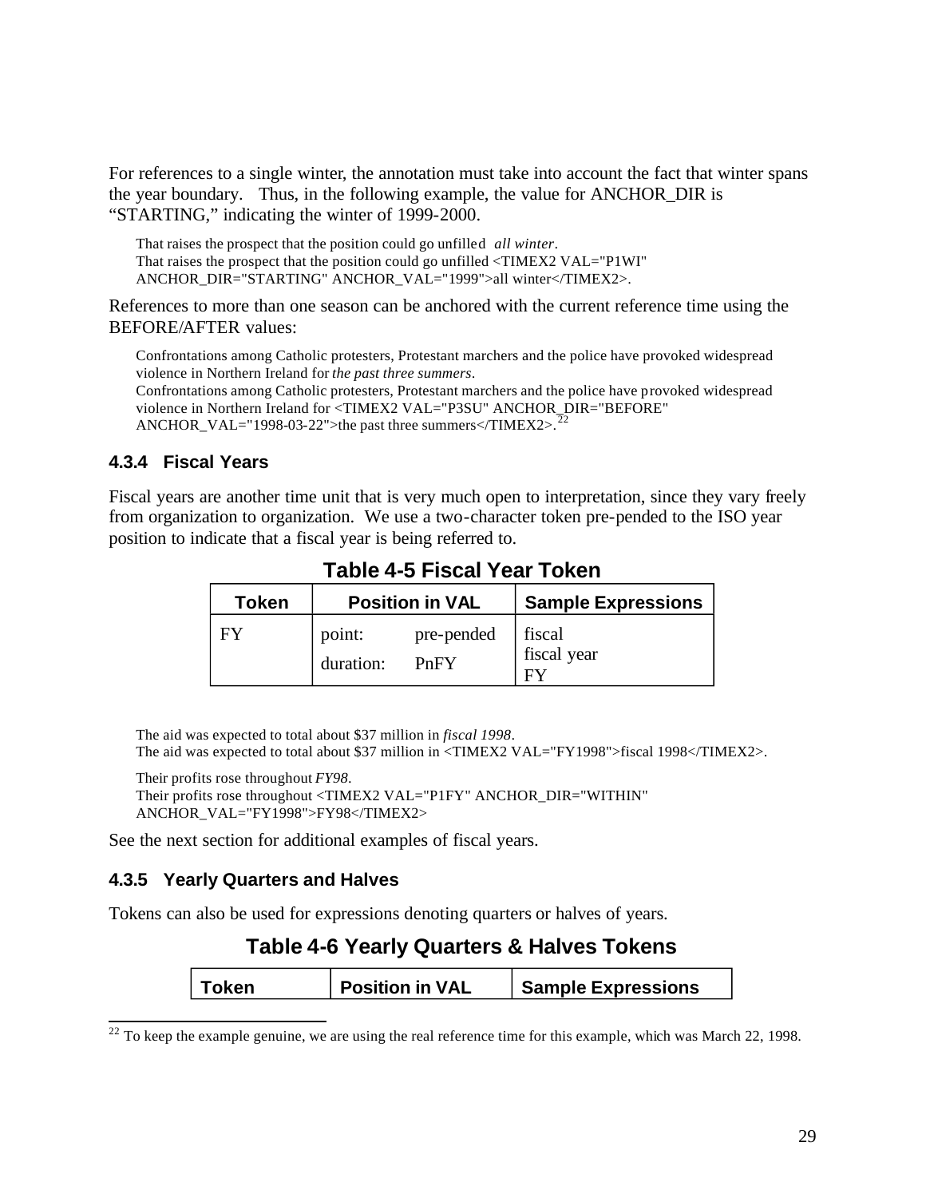For references to a single winter, the annotation must take into account the fact that winter spans the year boundary. Thus, in the following example, the value for ANCHOR_DIR is "STARTING," indicating the winter of 1999-2000.

> That raises the prospect that the position could go unfilled *all winter*.
> That raises the prospect that the position could go unfilled <TIMEX2 VAL="P1WI" ANCHOR_DIR="STARTING" ANCHOR_VAL="1999">all winter</TIMEX2>.

References to more than one season can be anchored with the current reference time using the BEFORE/AFTER values:

> Confrontations among Catholic protesters, Protestant marchers and the police have provoked widespread violence in Northern Ireland for *the past three summers*.
> Confrontations among Catholic protesters, Protestant marchers and the police have provoked widespread violence in Northern Ireland for <TIMEX2 VAL="P3SU" ANCHOR_DIR="BEFORE" ANCHOR_VAL="1998-03-22">the past three summers</TIMEX2>.[22]

### 4.3.4 Fiscal Years

Fiscal years are another time unit that is very much open to interpretation, since they vary freely from organization to organization. We use a two-character token pre-pended to the ISO year position to indicate that a fiscal year is being referred to.

**Table 4-5 Fiscal Year Token**

| Token | Position in VAL | Sample Expressions |
|---|---|---|
| FY | point: pre-pended<br>duration: PnFY | fiscal<br>fiscal year<br>FY |

> The aid was expected to total about $37 million in *fiscal 1998*.
> The aid was expected to total about $37 million in <TIMEX2 VAL="FY1998">fiscal 1998</TIMEX2>.

> Their profits rose throughout *FY98*.
> Their profits rose throughout <TIMEX2 VAL="P1FY" ANCHOR_DIR="WITHIN" ANCHOR_VAL="FY1998">FY98</TIMEX2>

See the next section for additional examples of fiscal years.

### 4.3.5 Yearly Quarters and Halves

Tokens can also be used for expressions denoting quarters or halves of years.

**Table 4-6 Yearly Quarters & Halves Tokens**

| Token | Position in VAL | Sample Expressions |
|---|---|---|

[22] To keep the example genuine, we are using the real reference time for this example, which was March 22, 1998.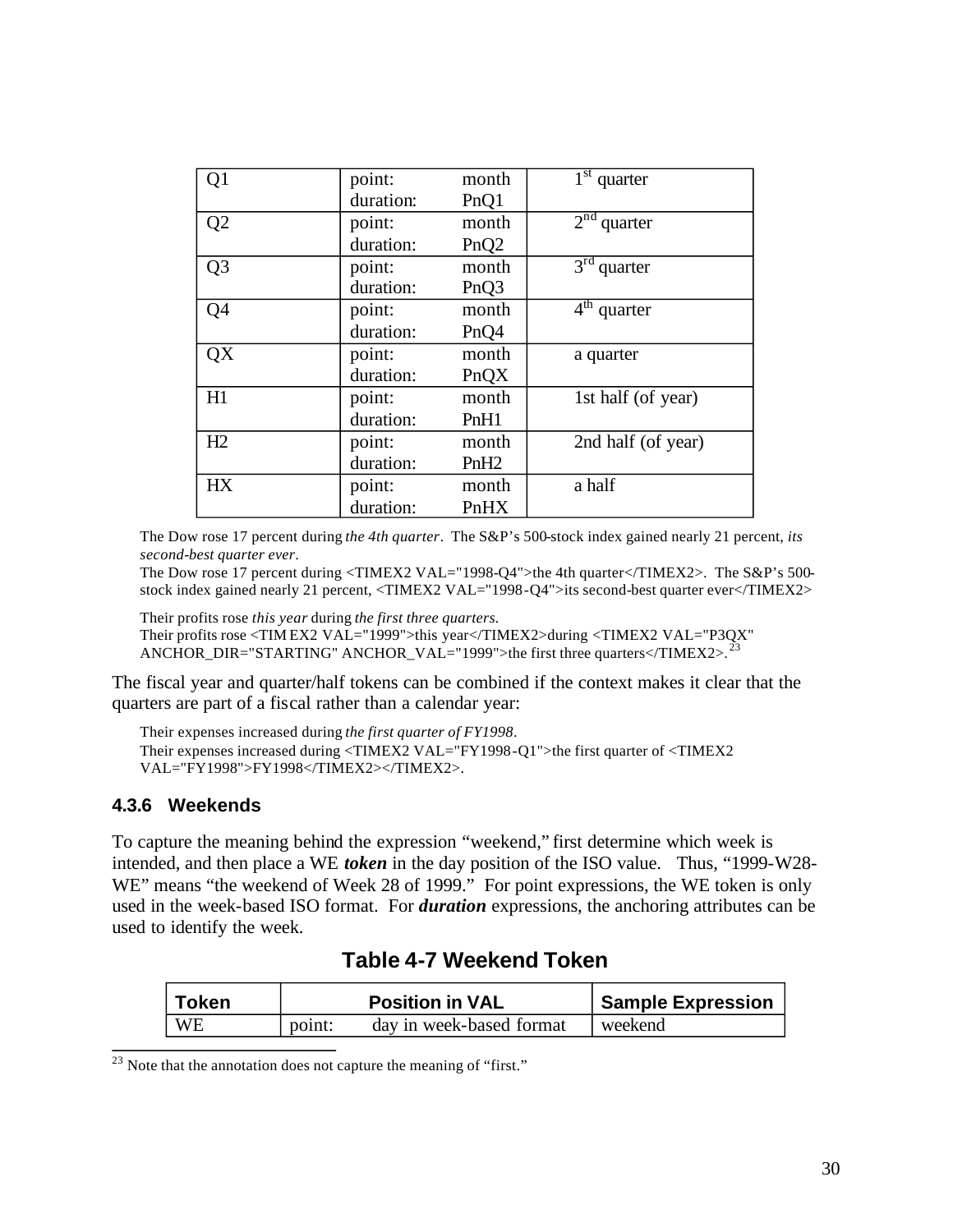| Q1 | point: month<br>duration: PnQ1 | 1st quarter |
|---|---|---|
| Q2 | point: month<br>duration: PnQ2 | 2nd quarter |
| Q3 | point: month<br>duration: PnQ3 | 3rd quarter |
| Q4 | point: month<br>duration: PnQ4 | 4th quarter |
| QX | point: month<br>duration: PnQX | a quarter |
| H1 | point: month<br>duration: PnH1 | 1st half (of year) |
| H2 | point: month<br>duration: PnH2 | 2nd half (of year) |
| HX | point: month<br>duration: PnHX | a half |

> The Dow rose 17 percent during *the 4th quarter*. The S&P's 500-stock index gained nearly 21 percent, *its second-best quarter ever*.
> The Dow rose 17 percent during <TIMEX2 VAL="1998-Q4">the 4th quarter</TIMEX2>. The S&P's 500-stock index gained nearly 21 percent, <TIMEX2 VAL="1998-Q4">its second-best quarter ever</TIMEX2>
>
> Their profits rose *this year* during *the first three quarters*.
> Their profits rose <TIMEX2 VAL="1999">this year</TIMEX2>during <TIMEX2 VAL="P3QX" ANCHOR_DIR="STARTING" ANCHOR_VAL="1999">the first three quarters</TIMEX2>.[23]

The fiscal year and quarter/half tokens can be combined if the context makes it clear that the quarters are part of a fiscal rather than a calendar year:

> Their expenses increased during *the first quarter of FY1998*.
> Their expenses increased during <TIMEX2 VAL="FY1998-Q1">the first quarter of <TIMEX2 VAL="FY1998">FY1998</TIMEX2></TIMEX2>.

### 4.3.6 Weekends

To capture the meaning behind the expression "weekend," first determine which week is intended, and then place a WE ***token*** in the day position of the ISO value. Thus, "1999-W28-WE" means "the weekend of Week 28 of 1999." For point expressions, the WE token is only used in the week-based ISO format. For ***duration*** expressions, the anchoring attributes can be used to identify the week.

**Table 4-7 Weekend Token**

| Token | Position in VAL | Sample Expression |
|---|---|---|
| WE | point: day in week-based format | weekend |

[23] Note that the annotation does not capture the meaning of "first."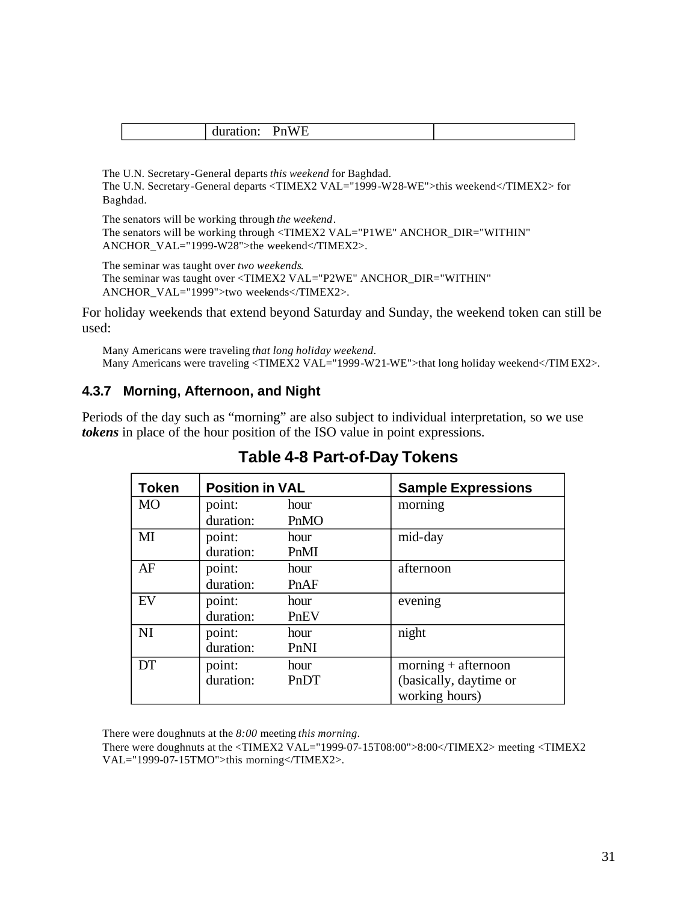| | duration: PnWE | |
|---|---|---|

The U.N. Secretary-General departs *this weekend* for Baghdad.
The U.N. Secretary-General departs <TIMEX2 VAL="1999-W28-WE">this weekend</TIMEX2> for Baghdad.

The senators will be working through *the weekend*.
The senators will be working through <TIMEX2 VAL="P1WE" ANCHOR_DIR="WITHIN" ANCHOR_VAL="1999-W28">the weekend</TIMEX2>.

The seminar was taught over *two weekends*.
The seminar was taught over <TIMEX2 VAL="P2WE" ANCHOR_DIR="WITHIN" ANCHOR_VAL="1999">two weekends</TIMEX2>.

For holiday weekends that extend beyond Saturday and Sunday, the weekend token can still be used:

Many Americans were traveling *that long holiday weekend*.
Many Americans were traveling <TIMEX2 VAL="1999-W21-WE">that long holiday weekend</TIMEX2>.

### 4.3.7 Morning, Afternoon, and Night

Periods of the day such as "morning" are also subject to individual interpretation, so we use ***tokens*** in place of the hour position of the ISO value in point expressions.

**Table 4-8 Part-of-Day Tokens**

| Token | Position in VAL | Sample Expressions |
|---|---|---|
| MO | point: hour<br>duration: PnMO | morning |
| MI | point: hour<br>duration: PnMI | mid-day |
| AF | point: hour<br>duration: PnAF | afternoon |
| EV | point: hour<br>duration: PnEV | evening |
| NI | point: hour<br>duration: PnNI | night |
| DT | point: hour<br>duration: PnDT | morning + afternoon (basically, daytime or working hours) |

There were doughnuts at the *8:00* meeting *this morning*.
There were doughnuts at the <TIMEX2 VAL="1999-07-15T08:00">8:00</TIMEX2> meeting <TIMEX2 VAL="1999-07-15TMO">this morning</TIMEX2>.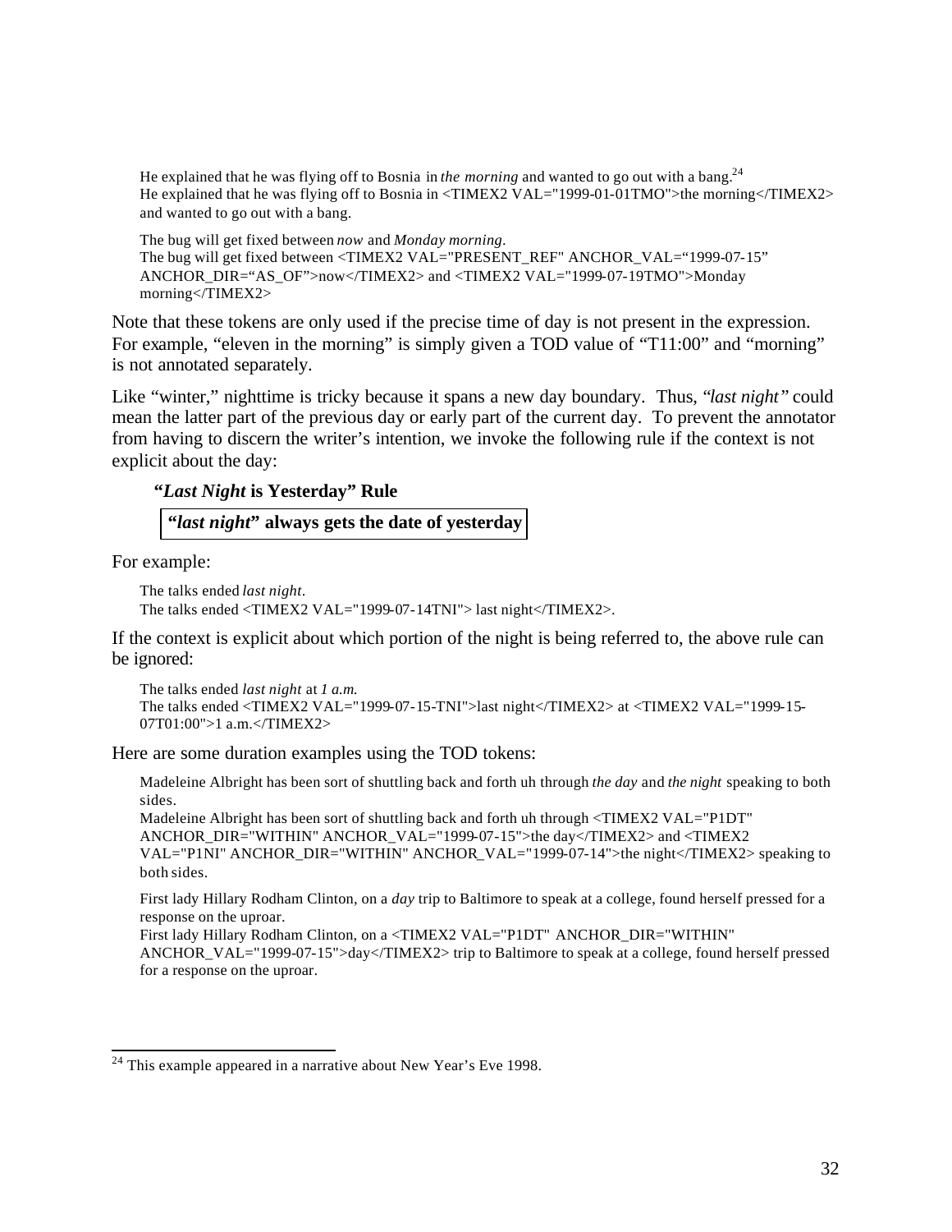He explained that he was flying off to Bosnia in *the morning* and wanted to go out with a bang.[24]
He explained that he was flying off to Bosnia in <TIMEX2 VAL="1999-01-01TMO">the morning</TIMEX2> and wanted to go out with a bang.

The bug will get fixed between *now* and *Monday morning*.
The bug will get fixed between <TIMEX2 VAL="PRESENT_REF" ANCHOR_VAL="1999-07-15" ANCHOR_DIR="AS_OF">now</TIMEX2> and <TIMEX2 VAL="1999-07-19TMO">Monday morning</TIMEX2>

Note that these tokens are only used if the precise time of day is not present in the expression. For example, "eleven in the morning" is simply given a TOD value of "T11:00" and "morning" is not annotated separately.

Like "winter," nighttime is tricky because it spans a new day boundary. Thus, "*last night*" could mean the latter part of the previous day or early part of the current day. To prevent the annotator from having to discern the writer's intention, we invoke the following rule if the context is not explicit about the day:

**"*Last Night* is Yesterday" Rule**

**"*last night*" always gets the date of yesterday**

For example:

The talks ended *last night*.
The talks ended <TIMEX2 VAL="1999-07-14TNI"> last night</TIMEX2>.

If the context is explicit about which portion of the night is being referred to, the above rule can be ignored:

The talks ended *last night* at *1 a.m.*
The talks ended <TIMEX2 VAL="1999-07-15-TNI">last night</TIMEX2> at <TIMEX2 VAL="1999-15-07T01:00">1 a.m.</TIMEX2>

Here are some duration examples using the TOD tokens:

Madeleine Albright has been sort of shuttling back and forth uh through *the day* and *the night* speaking to both sides.
Madeleine Albright has been sort of shuttling back and forth uh through <TIMEX2 VAL="P1DT" ANCHOR_DIR="WITHIN" ANCHOR_VAL="1999-07-15">the day</TIMEX2> and <TIMEX2 VAL="P1NI" ANCHOR_DIR="WITHIN" ANCHOR_VAL="1999-07-14">the night</TIMEX2> speaking to both sides.

First lady Hillary Rodham Clinton, on a *day* trip to Baltimore to speak at a college, found herself pressed for a response on the uproar.
First lady Hillary Rodham Clinton, on a <TIMEX2 VAL="P1DT" ANCHOR_DIR="WITHIN" ANCHOR_VAL="1999-07-15">day</TIMEX2> trip to Baltimore to speak at a college, found herself pressed for a response on the uproar.

---

[24] This example appeared in a narrative about New Year's Eve 1998.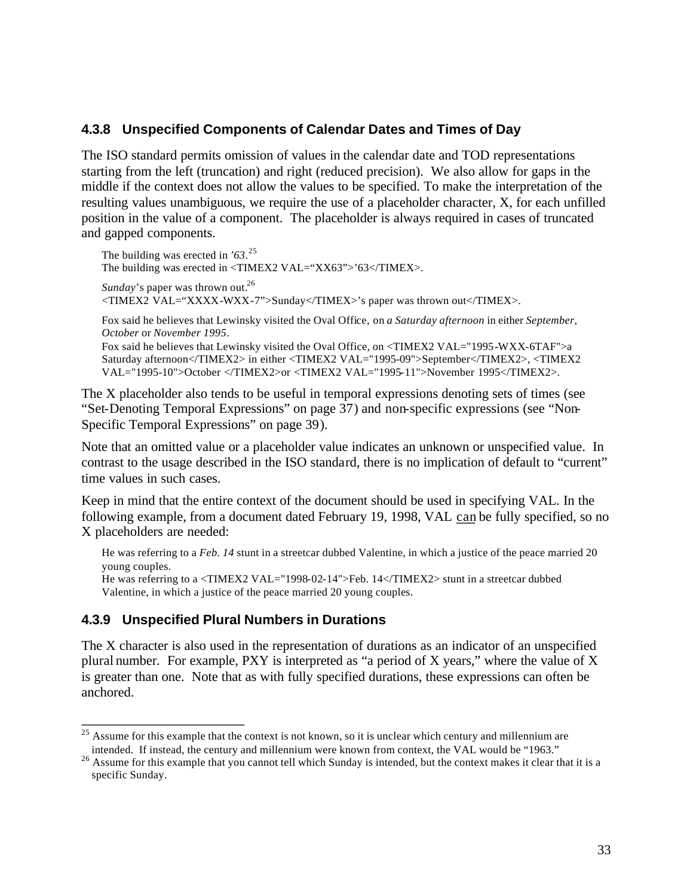### 4.3.8 Unspecified Components of Calendar Dates and Times of Day

The ISO standard permits omission of values in the calendar date and TOD representations starting from the left (truncation) and right (reduced precision). We also allow for gaps in the middle if the context does not allow the values to be specified. To make the interpretation of the resulting values unambiguous, we require the use of a placeholder character, X, for each unfilled position in the value of a component. The placeholder is always required in cases of truncated and gapped components.

> The building was erected in *'63*.[25]
> The building was erected in <TIMEX2 VAL="XX63">'63</TIMEX>.
>
> *Sunday*'s paper was thrown out.[26]
> <TIMEX2 VAL="XXXX-WXX-7">Sunday</TIMEX>'s paper was thrown out</TIMEX>.
>
> Fox said he believes that Lewinsky visited the Oval Office, on *a Saturday afternoon* in either *September*, *October* or *November 1995*.
> Fox said he believes that Lewinsky visited the Oval Office, on <TIMEX2 VAL="1995-WXX-6TAF">a Saturday afternoon</TIMEX2> in either <TIMEX2 VAL="1995-09">September</TIMEX2>, <TIMEX2 VAL="1995-10">October </TIMEX2>or <TIMEX2 VAL="1995-11">November 1995</TIMEX2>.

The X placeholder also tends to be useful in temporal expressions denoting sets of times (see "Set-Denoting Temporal Expressions" on page 37) and non-specific expressions (see "Non-Specific Temporal Expressions" on page 39).

Note that an omitted value or a placeholder value indicates an unknown or unspecified value. In contrast to the usage described in the ISO standard, there is no implication of default to "current" time values in such cases.

Keep in mind that the entire context of the document should be used in specifying VAL. In the following example, from a document dated February 19, 1998, VAL <u>can</u> be fully specified, so no X placeholders are needed:

> He was referring to a *Feb. 14* stunt in a streetcar dubbed Valentine, in which a justice of the peace married 20 young couples.
> He was referring to a <TIMEX2 VAL="1998-02-14">Feb. 14</TIMEX2> stunt in a streetcar dubbed Valentine, in which a justice of the peace married 20 young couples.

### 4.3.9 Unspecified Plural Numbers in Durations

The X character is also used in the representation of durations as an indicator of an unspecified plural number. For example, PXY is interpreted as "a period of X years," where the value of X is greater than one. Note that as with fully specified durations, these expressions can often be anchored.

---

[25] Assume for this example that the context is not known, so it is unclear which century and millennium are intended. If instead, the century and millennium were known from context, the VAL would be "1963."

[26] Assume for this example that you cannot tell which Sunday is intended, but the context makes it clear that it is a specific Sunday.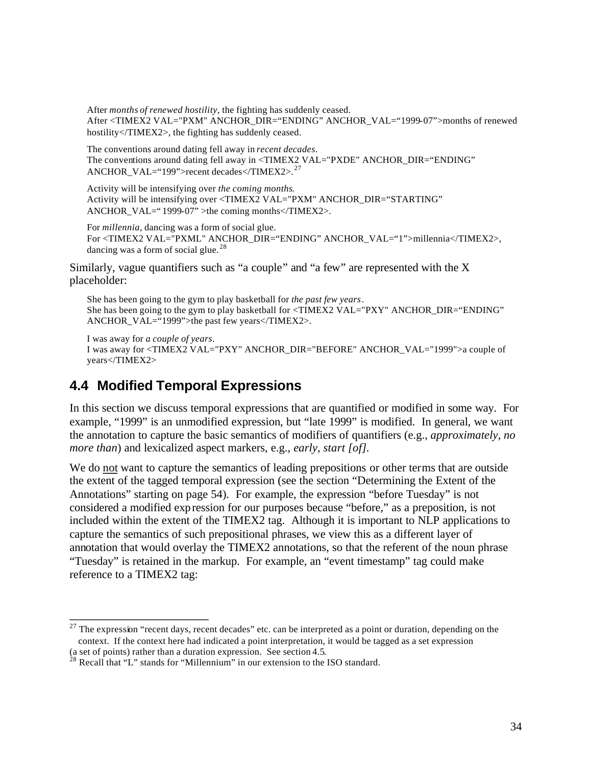After *months of renewed hostility*, the fighting has suddenly ceased.
After <TIMEX2 VAL="PXM" ANCHOR_DIR="ENDING" ANCHOR_VAL="1999-07">months of renewed hostility</TIMEX2>, the fighting has suddenly ceased.

The conventions around dating fell away in *recent decades*.
The conventions around dating fell away in <TIMEX2 VAL="PXDE" ANCHOR_DIR="ENDING" ANCHOR_VAL="199">recent decades</TIMEX2>.[27]

Activity will be intensifying over *the coming months*.
Activity will be intensifying over <TIMEX2 VAL="PXM" ANCHOR_DIR="STARTING" ANCHOR_VAL=" 1999-07" >the coming months</TIMEX2>.

For *millennia*, dancing was a form of social glue.
For <TIMEX2 VAL="PXML" ANCHOR_DIR="ENDING" ANCHOR_VAL="1">millennia</TIMEX2>, dancing was a form of social glue.[28]

Similarly, vague quantifiers such as "a couple" and "a few" are represented with the X placeholder:

She has been going to the gym to play basketball for *the past few years*.
She has been going to the gym to play basketball for <TIMEX2 VAL="PXY" ANCHOR_DIR="ENDING" ANCHOR_VAL="1999">the past few years</TIMEX2>.

I was away for *a couple of years*.
I was away for <TIMEX2 VAL="PXY" ANCHOR_DIR="BEFORE" ANCHOR_VAL="1999">a couple of years</TIMEX2>

## 4.4 Modified Temporal Expressions

In this section we discuss temporal expressions that are quantified or modified in some way. For example, "1999" is an unmodified expression, but "late 1999" is modified. In general, we want the annotation to capture the basic semantics of modifiers of quantifiers (e.g., *approximately*, *no more than*) and lexicalized aspect markers, e.g., *early*, *start [of]*.

We do not want to capture the semantics of leading prepositions or other terms that are outside the extent of the tagged temporal expression (see the section "Determining the Extent of the Annotations" starting on page 54). For example, the expression "before Tuesday" is not considered a modified expression for our purposes because "before," as a preposition, is not included within the extent of the TIMEX2 tag. Although it is important to NLP applications to capture the semantics of such prepositional phrases, we view this as a different layer of annotation that would overlay the TIMEX2 annotations, so that the referent of the noun phrase "Tuesday" is retained in the markup. For example, an "event timestamp" tag could make reference to a TIMEX2 tag:

---

[27] The expression "recent days, recent decades" etc. can be interpreted as a point or duration, depending on the context. If the context here had indicated a point interpretation, it would be tagged as a set expression (a set of points) rather than a duration expression. See section 4.5.

[28] Recall that "L" stands for "Millennium" in our extension to the ISO standard.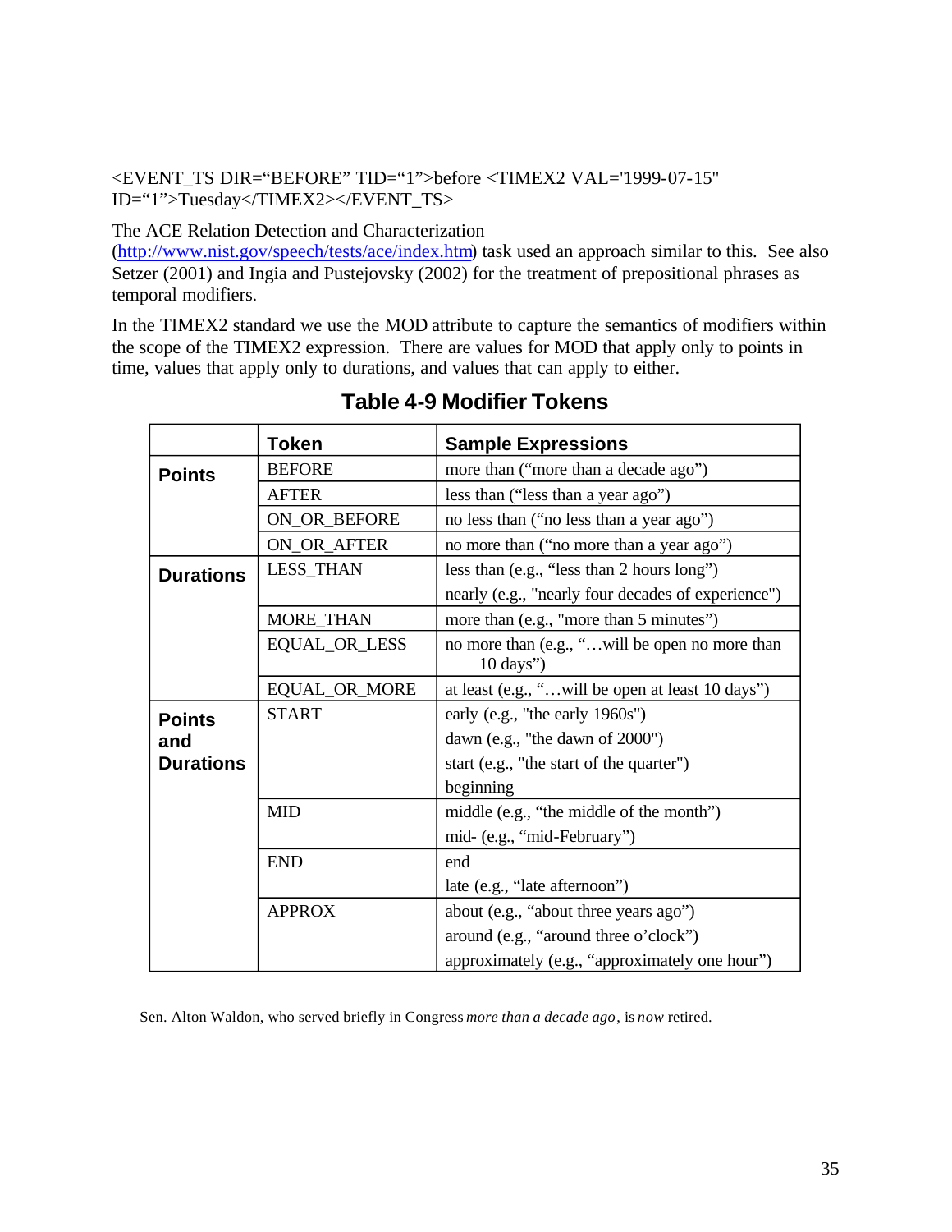<EVENT_TS DIR="BEFORE" TID="1">before <TIMEX2 VAL="1999-07-15" ID="1">Tuesday</TIMEX2></EVENT_TS>

The ACE Relation Detection and Characterization (http://www.nist.gov/speech/tests/ace/index.htm) task used an approach similar to this. See also Setzer (2001) and Ingia and Pustejovsky (2002) for the treatment of prepositional phrases as temporal modifiers.

In the TIMEX2 standard we use the MOD attribute to capture the semantics of modifiers within the scope of the TIMEX2 expression. There are values for MOD that apply only to points in time, values that apply only to durations, and values that can apply to either.

## Table 4-9 Modifier Tokens

| | Token | Sample Expressions |
|---|---|---|
| **Points** | BEFORE | more than ("more than a decade ago") |
| | AFTER | less than ("less than a year ago") |
| | ON_OR_BEFORE | no less than ("no less than a year ago") |
| | ON_OR_AFTER | no more than ("no more than a year ago") |
| **Durations** | LESS_THAN | less than (e.g., "less than 2 hours long")<br>nearly (e.g., "nearly four decades of experience") |
| | MORE_THAN | more than (e.g., "more than 5 minutes") |
| | EQUAL_OR_LESS | no more than (e.g., "…will be open no more than 10 days") |
| | EQUAL_OR_MORE | at least (e.g., "…will be open at least 10 days") |
| **Points and Durations** | START | early (e.g., "the early 1960s")<br>dawn (e.g., "the dawn of 2000")<br>start (e.g., "the start of the quarter")<br>beginning |
| | MID | middle (e.g., "the middle of the month")<br>mid- (e.g., "mid-February") |
| | END | end<br>late (e.g., "late afternoon") |
| | APPROX | about (e.g., "about three years ago")<br>around (e.g., "around three o'clock")<br>approximately (e.g., "approximately one hour") |

Sen. Alton Waldon, who served briefly in Congress *more than a decade ago*, is *now* retired.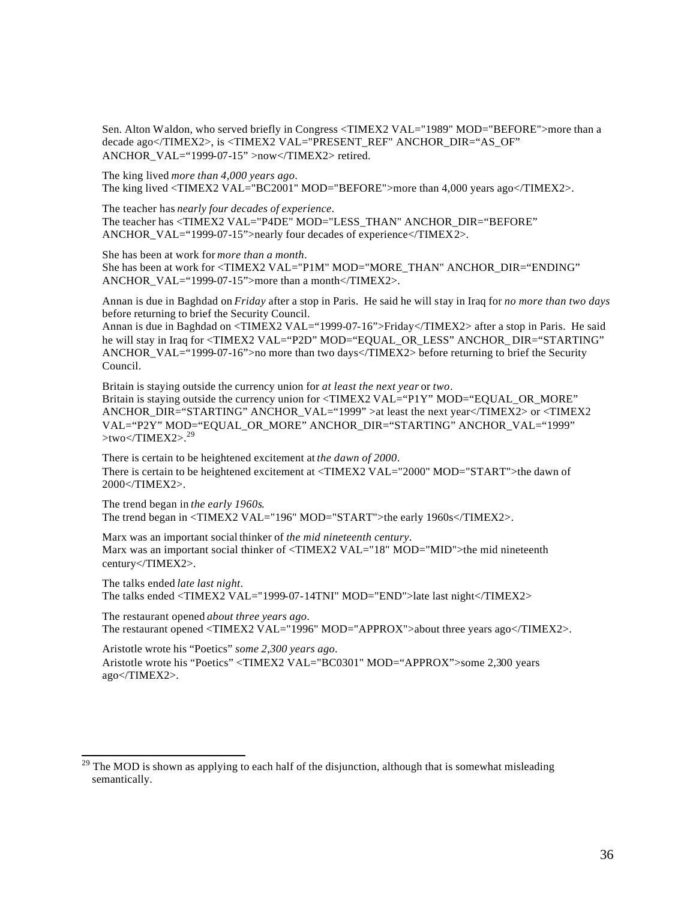Sen. Alton Waldon, who served briefly in Congress <TIMEX2 VAL="1989" MOD="BEFORE">more than a decade ago</TIMEX2>, is <TIMEX2 VAL="PRESENT_REF" ANCHOR_DIR="AS_OF" ANCHOR_VAL="1999-07-15" >now</TIMEX2> retired.

The king lived *more than 4,000 years ago*.
The king lived <TIMEX2 VAL="BC2001" MOD="BEFORE">more than 4,000 years ago</TIMEX2>.

The teacher has *nearly four decades of experience*.
The teacher has <TIMEX2 VAL="P4DE" MOD="LESS_THAN" ANCHOR_DIR="BEFORE" ANCHOR_VAL="1999-07-15">nearly four decades of experience</TIMEX2>.

She has been at work for *more than a month*.
She has been at work for <TIMEX2 VAL="P1M" MOD="MORE_THAN" ANCHOR_DIR="ENDING" ANCHOR_VAL="1999-07-15">more than a month</TIMEX2>.

Annan is due in Baghdad on *Friday* after a stop in Paris. He said he will stay in Iraq for *no more than two days* before returning to brief the Security Council.
Annan is due in Baghdad on <TIMEX2 VAL="1999-07-16">Friday</TIMEX2> after a stop in Paris. He said he will stay in Iraq for <TIMEX2 VAL="P2D" MOD="EQUAL_OR_LESS" ANCHOR_ DIR="STARTING" ANCHOR_VAL="1999-07-16">no more than two days</TIMEX2> before returning to brief the Security Council.

Britain is staying outside the currency union for *at least the next year* or *two*.
Britain is staying outside the currency union for <TIMEX2 VAL="P1Y" MOD="EQUAL_OR_MORE" ANCHOR_DIR="STARTING" ANCHOR_VAL="1999" >at least the next year</TIMEX2> or <TIMEX2 VAL="P2Y" MOD="EQUAL_OR_MORE" ANCHOR_DIR="STARTING" ANCHOR_VAL="1999" >two</TIMEX2>.[29]

There is certain to be heightened excitement at *the dawn of 2000*.
There is certain to be heightened excitement at <TIMEX2 VAL="2000" MOD="START">the dawn of 2000</TIMEX2>.

The trend began in *the early 1960s*.
The trend began in <TIMEX2 VAL="196" MOD="START">the early 1960s</TIMEX2>.

Marx was an important social thinker of *the mid nineteenth century*.
Marx was an important social thinker of <TIMEX2 VAL="18" MOD="MID">the mid nineteenth century</TIMEX2>.

The talks ended *late last night*.
The talks ended <TIMEX2 VAL="1999-07-14TNI" MOD="END">late last night</TIMEX2>

The restaurant opened *about three years ago*.
The restaurant opened <TIMEX2 VAL="1996" MOD="APPROX">about three years ago</TIMEX2>.

Aristotle wrote his "Poetics" *some 2,300 years ago*.
Aristotle wrote his "Poetics" <TIMEX2 VAL="BC0301" MOD="APPROX">some 2,300 years ago</TIMEX2>.

---

[29] The MOD is shown as applying to each half of the disjunction, although that is somewhat misleading semantically.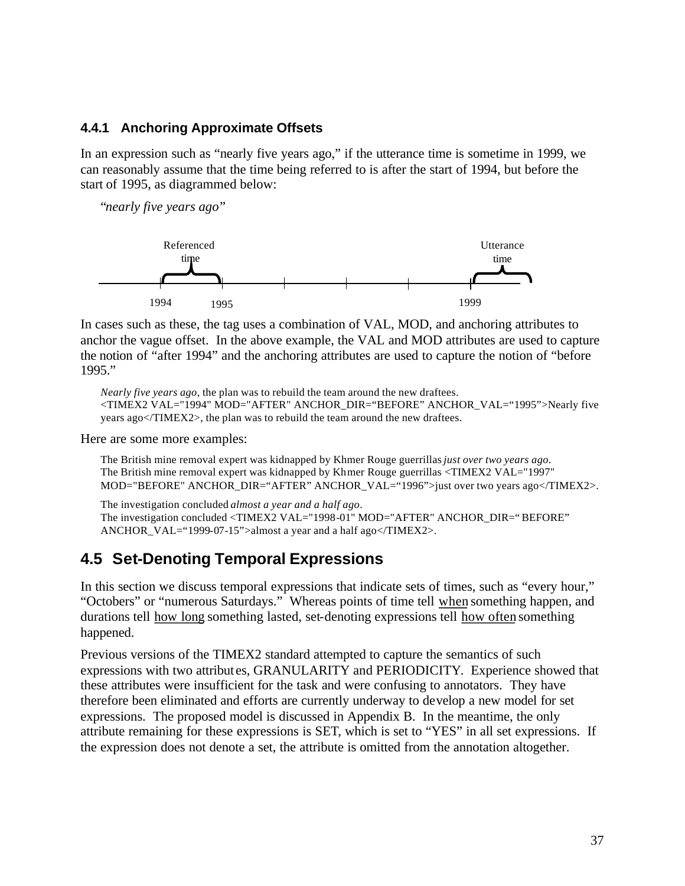### 4.4.1 Anchoring Approximate Offsets

In an expression such as "nearly five years ago," if the utterance time is sometime in 1999, we can reasonably assume that the time being referred to is after the start of 1994, but before the start of 1995, as diagrammed below:

*"nearly five years ago"*

Referenced time

Utterance time

1994 1995 1999

In cases such as these, the tag uses a combination of VAL, MOD, and anchoring attributes to anchor the vague offset. In the above example, the VAL and MOD attributes are used to capture the notion of "after 1994" and the anchoring attributes are used to capture the notion of "before 1995."

*Nearly five years ago*, the plan was to rebuild the team around the new draftees.
<TIMEX2 VAL="1994" MOD="AFTER" ANCHOR_DIR="BEFORE" ANCHOR_VAL="1995">Nearly five years ago</TIMEX2>, the plan was to rebuild the team around the new draftees.

Here are some more examples:

The British mine removal expert was kidnapped by Khmer Rouge guerrillas *just over two years ago*.
The British mine removal expert was kidnapped by Khmer Rouge guerrillas <TIMEX2 VAL="1997" MOD="BEFORE" ANCHOR_DIR="AFTER" ANCHOR_VAL="1996">just over two years ago</TIMEX2>.

The investigation concluded *almost a year and a half ago*.
The investigation concluded <TIMEX2 VAL="1998-01" MOD="AFTER" ANCHOR_DIR="BEFORE" ANCHOR_VAL="1999-07-15">almost a year and a half ago</TIMEX2>.

## 4.5 Set-Denoting Temporal Expressions

In this section we discuss temporal expressions that indicate sets of times, such as "every hour," "Octobers" or "numerous Saturdays." Whereas points of time tell <u>when</u> something happen, and durations tell <u>how long</u> something lasted, set-denoting expressions tell <u>how often</u> something happened.

Previous versions of the TIMEX2 standard attempted to capture the semantics of such expressions with two attributes, GRANULARITY and PERIODICITY. Experience showed that these attributes were insufficient for the task and were confusing to annotators. They have therefore been eliminated and efforts are currently underway to develop a new model for set expressions. The proposed model is discussed in Appendix B. In the meantime, the only attribute remaining for these expressions is SET, which is set to "YES" in all set expressions. If the expression does not denote a set, the attribute is omitted from the annotation altogether.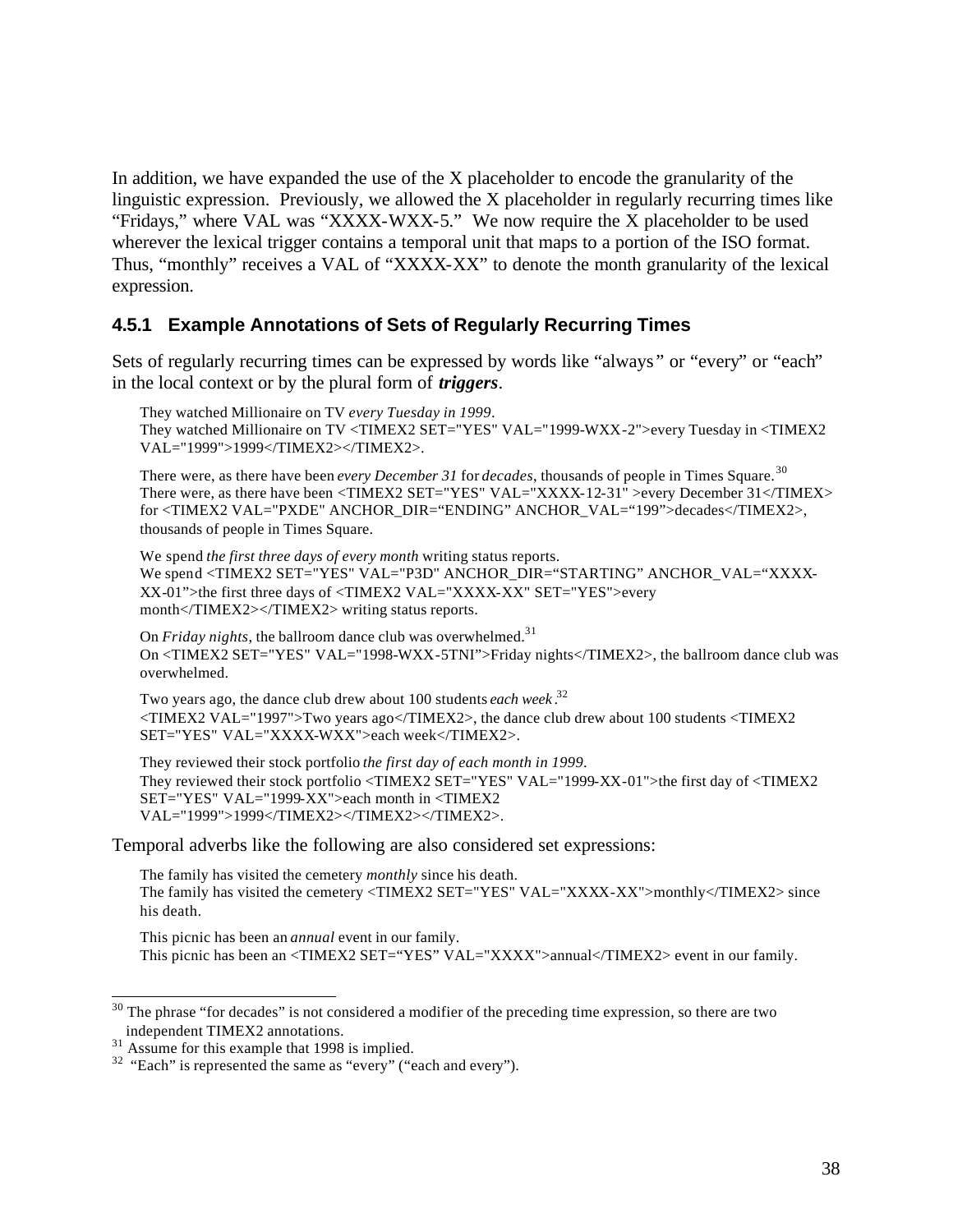In addition, we have expanded the use of the X placeholder to encode the granularity of the linguistic expression. Previously, we allowed the X placeholder in regularly recurring times like "Fridays," where VAL was "XXXX-WXX-5." We now require the X placeholder to be used wherever the lexical trigger contains a temporal unit that maps to a portion of the ISO format. Thus, "monthly" receives a VAL of "XXXX-XX" to denote the month granularity of the lexical expression.

### 4.5.1 Example Annotations of Sets of Regularly Recurring Times

Sets of regularly recurring times can be expressed by words like "always" or "every" or "each" in the local context or by the plural form of ***triggers***.

> They watched Millionaire on TV *every Tuesday in 1999*.
> They watched Millionaire on TV <TIMEX2 SET="YES" VAL="1999-WXX-2">every Tuesday in <TIMEX2 VAL="1999">1999</TIMEX2></TIMEX2>.

> There were, as there have been *every December 31* for *decades*, thousands of people in Times Square.[30]
> There were, as there have been <TIMEX2 SET="YES" VAL="XXXX-12-31" >every December 31</TIMEX> for <TIMEX2 VAL="PXDE" ANCHOR_DIR="ENDING" ANCHOR_VAL="199">decades</TIMEX2>, thousands of people in Times Square.

> We spend *the first three days of every month* writing status reports.
> We spend <TIMEX2 SET="YES" VAL="P3D" ANCHOR_DIR="STARTING" ANCHOR_VAL="XXXX-XX-01">the first three days of <TIMEX2 VAL="XXXX-XX" SET="YES">every month</TIMEX2></TIMEX2> writing status reports.

> On *Friday nights*, the ballroom dance club was overwhelmed.[31]
> On <TIMEX2 SET="YES" VAL="1998-WXX-5TNI">Friday nights</TIMEX2>, the ballroom dance club was overwhelmed.

> Two years ago, the dance club drew about 100 students *each week*.[32]
> <TIMEX2 VAL="1997">Two years ago</TIMEX2>, the dance club drew about 100 students <TIMEX2 SET="YES" VAL="XXXX-WXX">each week</TIMEX2>.

> They reviewed their stock portfolio *the first day of each month in 1999*.
> They reviewed their stock portfolio <TIMEX2 SET="YES" VAL="1999-XX-01">the first day of <TIMEX2 SET="YES" VAL="1999-XX">each month in <TIMEX2 VAL="1999">1999</TIMEX2></TIMEX2></TIMEX2>.

Temporal adverbs like the following are also considered set expressions:

> The family has visited the cemetery *monthly* since his death.
> The family has visited the cemetery <TIMEX2 SET="YES" VAL="XXXX-XX">monthly</TIMEX2> since his death.

> This picnic has been an *annual* event in our family.
> This picnic has been an <TIMEX2 SET="YES" VAL="XXXX">annual</TIMEX2> event in our family.

---

[30] The phrase "for decades" is not considered a modifier of the preceding time expression, so there are two independent TIMEX2 annotations.

[31] Assume for this example that 1998 is implied.

[32] "Each" is represented the same as "every" ("each and every").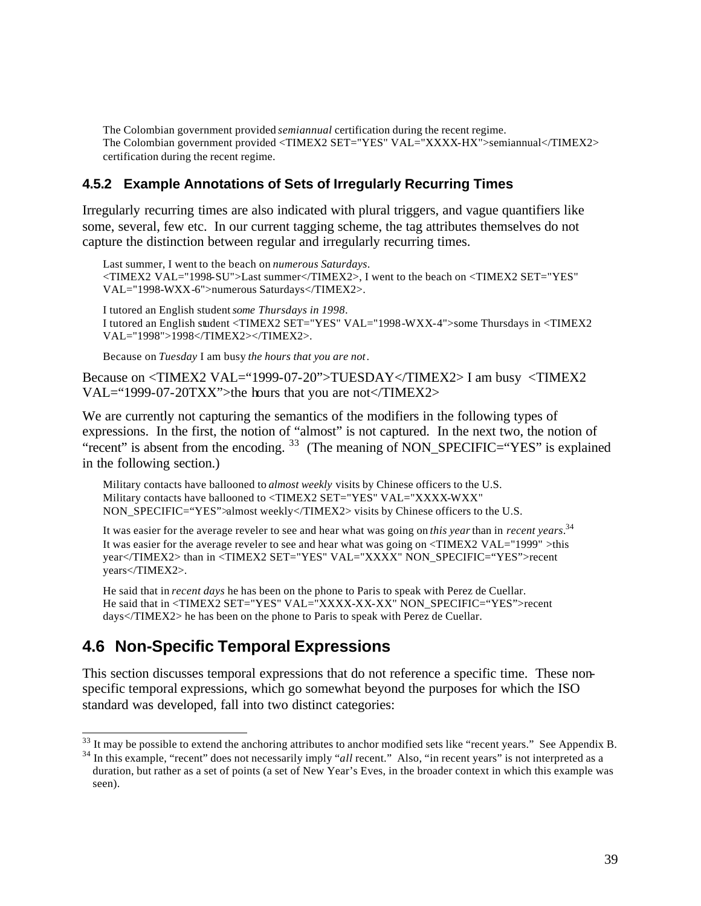The Colombian government provided *semiannual* certification during the recent regime.
The Colombian government provided <TIMEX2 SET="YES" VAL="XXXX-HX">semiannual</TIMEX2> certification during the recent regime.

### 4.5.2 Example Annotations of Sets of Irregularly Recurring Times

Irregularly recurring times are also indicated with plural triggers, and vague quantifiers like some, several, few etc. In our current tagging scheme, the tag attributes themselves do not capture the distinction between regular and irregularly recurring times.

Last summer, I went to the beach on *numerous Saturdays*.
<TIMEX2 VAL="1998-SU">Last summer</TIMEX2>, I went to the beach on <TIMEX2 SET="YES" VAL="1998-WXX-6">numerous Saturdays</TIMEX2>.

I tutored an English student *some Thursdays in 1998*.
I tutored an English student <TIMEX2 SET="YES" VAL="1998-WXX-4">some Thursdays in <TIMEX2 VAL="1998">1998</TIMEX2></TIMEX2>.

Because on *Tuesday* I am busy *the hours that you are not*.

Because on <TIMEX2 VAL="1999-07-20">TUESDAY</TIMEX2> I am busy <TIMEX2 VAL="1999-07-20TXX">the hours that you are not</TIMEX2>

We are currently not capturing the semantics of the modifiers in the following types of expressions. In the first, the notion of "almost" is not captured. In the next two, the notion of "recent" is absent from the encoding. [33] (The meaning of NON_SPECIFIC="YES" is explained in the following section.)

Military contacts have ballooned to *almost weekly* visits by Chinese officers to the U.S.
Military contacts have ballooned to <TIMEX2 SET="YES" VAL="XXXX-WXX" NON_SPECIFIC="YES">almost weekly</TIMEX2> visits by Chinese officers to the U.S.

It was easier for the average reveler to see and hear what was going on *this year* than in *recent years*.[34]
It was easier for the average reveler to see and hear what was going on <TIMEX2 VAL="1999" >this year</TIMEX2> than in <TIMEX2 SET="YES" VAL="XXXX" NON_SPECIFIC="YES">recent years</TIMEX2>.

He said that in *recent days* he has been on the phone to Paris to speak with Perez de Cuellar.
He said that in <TIMEX2 SET="YES" VAL="XXXX-XX-XX" NON_SPECIFIC="YES">recent days</TIMEX2> he has been on the phone to Paris to speak with Perez de Cuellar.

## 4.6 Non-Specific Temporal Expressions

This section discusses temporal expressions that do not reference a specific time. These non-specific temporal expressions, which go somewhat beyond the purposes for which the ISO standard was developed, fall into two distinct categories:

[33] It may be possible to extend the anchoring attributes to anchor modified sets like "recent years." See Appendix B.

[34] In this example, "recent" does not necessarily imply "*all* recent." Also, "in recent years" is not interpreted as a duration, but rather as a set of points (a set of New Year's Eves, in the broader context in which this example was seen).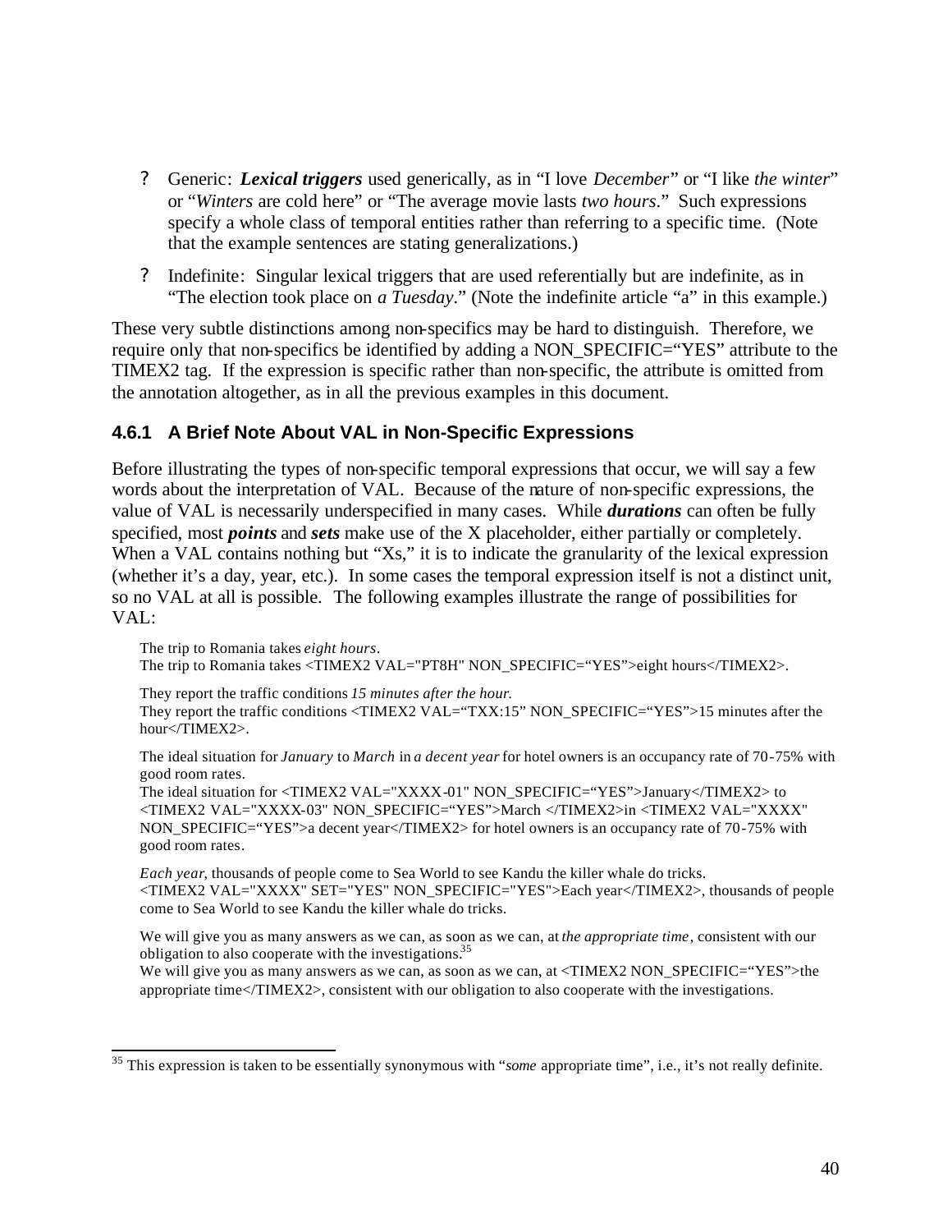- Generic: ***Lexical triggers*** used generically, as in "I love *December*" or "I like *the winter*" or "*Winters* are cold here" or "The average movie lasts *two hours*." Such expressions specify a whole class of temporal entities rather than referring to a specific time. (Note that the example sentences are stating generalizations.)
- Indefinite: Singular lexical triggers that are used referentially but are indefinite, as in "The election took place on *a Tuesday*." (Note the indefinite article "a" in this example.)

These very subtle distinctions among non-specifics may be hard to distinguish. Therefore, we require only that non-specifics be identified by adding a NON_SPECIFIC="YES" attribute to the TIMEX2 tag. If the expression is specific rather than non-specific, the attribute is omitted from the annotation altogether, as in all the previous examples in this document.

### 4.6.1 A Brief Note About VAL in Non-Specific Expressions

Before illustrating the types of non-specific temporal expressions that occur, we will say a few words about the interpretation of VAL. Because of the nature of non-specific expressions, the value of VAL is necessarily underspecified in many cases. While ***durations*** can often be fully specified, most ***points*** and ***sets*** make use of the X placeholder, either partially or completely. When a VAL contains nothing but "Xs," it is to indicate the granularity of the lexical expression (whether it's a day, year, etc.). In some cases the temporal expression itself is not a distinct unit, so no VAL at all is possible. The following examples illustrate the range of possibilities for VAL:

> The trip to Romania takes *eight hours*.
> The trip to Romania takes <TIMEX2 VAL="PT8H" NON_SPECIFIC="YES">eight hours</TIMEX2>.

> They report the traffic conditions *15 minutes after the hour.*
> They report the traffic conditions <TIMEX2 VAL="TXX:15" NON_SPECIFIC="YES">15 minutes after the hour</TIMEX2>.

> The ideal situation for *January* to *March* in *a decent year* for hotel owners is an occupancy rate of 70-75% with good room rates.
> The ideal situation for <TIMEX2 VAL="XXXX-01" NON_SPECIFIC="YES">January</TIMEX2> to <TIMEX2 VAL="XXXX-03" NON_SPECIFIC="YES">March </TIMEX2>in <TIMEX2 VAL="XXXX" NON_SPECIFIC="YES">a decent year</TIMEX2> for hotel owners is an occupancy rate of 70-75% with good room rates.

> *Each year*, thousands of people come to Sea World to see Kandu the killer whale do tricks.
> <TIMEX2 VAL="XXXX" SET="YES" NON_SPECIFIC="YES">Each year</TIMEX2>, thousands of people come to Sea World to see Kandu the killer whale do tricks.

> We will give you as many answers as we can, as soon as we can, at *the appropriate time*, consistent with our obligation to also cooperate with the investigations.[35]
> We will give you as many answers as we can, as soon as we can, at <TIMEX2 NON_SPECIFIC="YES">the appropriate time</TIMEX2>, consistent with our obligation to also cooperate with the investigations.

[35] This expression is taken to be essentially synonymous with "*some* appropriate time", i.e., it's not really definite.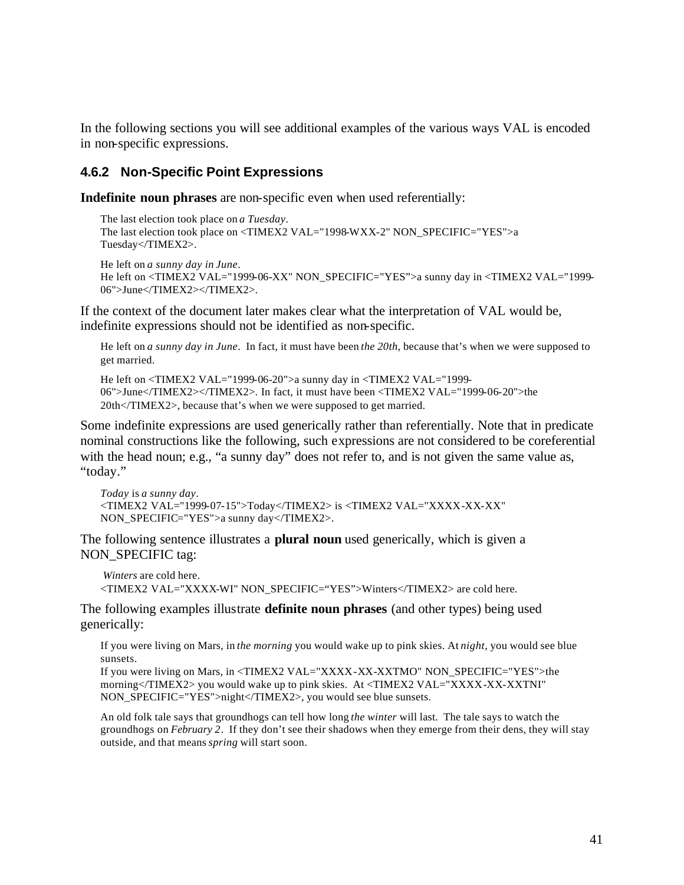In the following sections you will see additional examples of the various ways VAL is encoded in non-specific expressions.

### 4.6.2 Non-Specific Point Expressions

**Indefinite noun phrases** are non-specific even when used referentially:

> The last election took place on *a Tuesday*.
> The last election took place on <TIMEX2 VAL="1998-WXX-2" NON_SPECIFIC="YES">a Tuesday</TIMEX2>.

> He left on *a sunny day in June*.
> He left on <TIMEX2 VAL="1999-06-XX" NON_SPECIFIC="YES">a sunny day in <TIMEX2 VAL="1999-06">June</TIMEX2></TIMEX2>.

If the context of the document later makes clear what the interpretation of VAL would be, indefinite expressions should not be identified as non-specific.

> He left on *a sunny day in June*. In fact, it must have been *the 20th*, because that's when we were supposed to get married.

> He left on <TIMEX2 VAL="1999-06-20">a sunny day in <TIMEX2 VAL="1999-06">June</TIMEX2></TIMEX2>. In fact, it must have been <TIMEX2 VAL="1999-06-20">the 20th</TIMEX2>, because that's when we were supposed to get married.

Some indefinite expressions are used generically rather than referentially. Note that in predicate nominal constructions like the following, such expressions are not considered to be coreferential with the head noun; e.g., "a sunny day" does not refer to, and is not given the same value as, "today."

> *Today* is *a sunny day*.
> <TIMEX2 VAL="1999-07-15">Today</TIMEX2> is <TIMEX2 VAL="XXXX-XX-XX" NON_SPECIFIC="YES">a sunny day</TIMEX2>.

The following sentence illustrates a **plural noun** used generically, which is given a NON_SPECIFIC tag:

> *Winters* are cold here.
> <TIMEX2 VAL="XXXX-WI" NON_SPECIFIC="YES">Winters</TIMEX2> are cold here.

The following examples illustrate **definite noun phrases** (and other types) being used generically:

> If you were living on Mars, in *the morning* you would wake up to pink skies. At *night*, you would see blue sunsets.
> If you were living on Mars, in <TIMEX2 VAL="XXXX-XX-XXTMO" NON_SPECIFIC="YES">the morning</TIMEX2> you would wake up to pink skies. At <TIMEX2 VAL="XXXX-XX-XXTNI" NON_SPECIFIC="YES">night</TIMEX2>, you would see blue sunsets.

> An old folk tale says that groundhogs can tell how long *the winter* will last. The tale says to watch the groundhogs on *February 2*. If they don't see their shadows when they emerge from their dens, they will stay outside, and that means *spring* will start soon.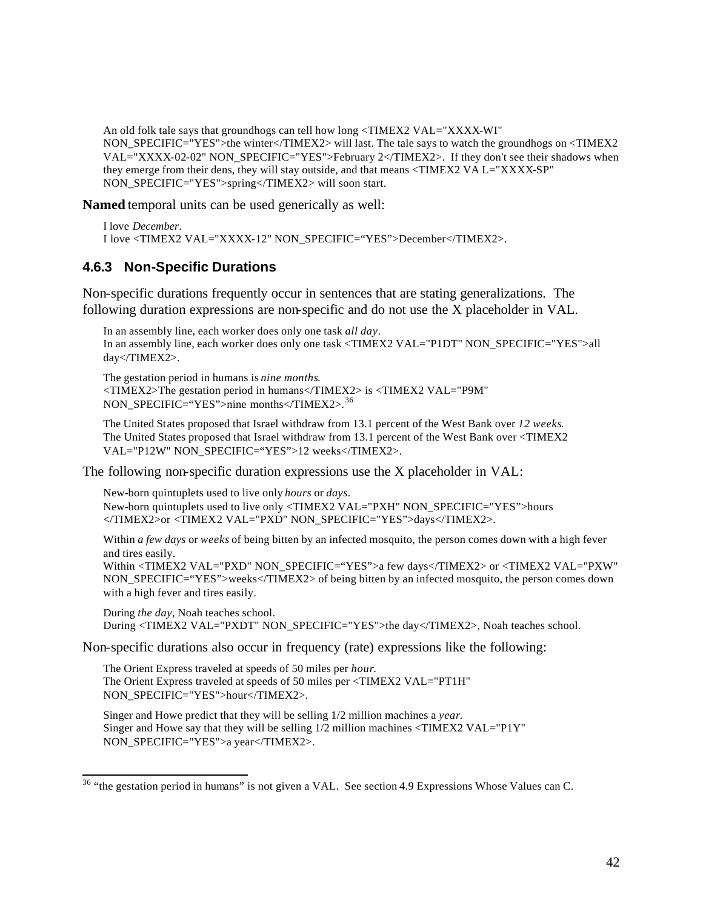An old folk tale says that groundhogs can tell how long <TIMEX2 VAL="XXXX-WI" NON_SPECIFIC="YES">the winter</TIMEX2> will last. The tale says to watch the groundhogs on <TIMEX2 VAL="XXXX-02-02" NON_SPECIFIC="YES">February 2</TIMEX2>. If they don't see their shadows when they emerge from their dens, they will stay outside, and that means <TIMEX2 VA L="XXXX-SP" NON_SPECIFIC="YES">spring</TIMEX2> will soon start.

**Named** temporal units can be used generically as well:

I love *December*.
I love <TIMEX2 VAL="XXXX-12" NON_SPECIFIC="YES">December</TIMEX2>.

### 4.6.3 Non-Specific Durations

Non-specific durations frequently occur in sentences that are stating generalizations. The following duration expressions are non-specific and do not use the X placeholder in VAL.

In an assembly line, each worker does only one task *all day*.
In an assembly line, each worker does only one task <TIMEX2 VAL="P1DT" NON_SPECIFIC="YES">all day</TIMEX2>.

The gestation period in humans is *nine months*.
<TIMEX2>The gestation period in humans</TIMEX2> is <TIMEX2 VAL="P9M" NON_SPECIFIC="YES">nine months</TIMEX2>.[36]

The United States proposed that Israel withdraw from 13.1 percent of the West Bank over *12 weeks*.
The United States proposed that Israel withdraw from 13.1 percent of the West Bank over <TIMEX2 VAL="P12W" NON_SPECIFIC="YES">12 weeks</TIMEX2>.

The following non-specific duration expressions use the X placeholder in VAL:

New-born quintuplets used to live only *hours* or *days*.
New-born quintuplets used to live only <TIMEX2 VAL="PXH" NON_SPECIFIC="YES">hours </TIMEX2>or <TIMEX2 VAL="PXD" NON_SPECIFIC="YES">days</TIMEX2>.

Within *a few days* or *weeks* of being bitten by an infected mosquito, the person comes down with a high fever and tires easily.
Within <TIMEX2 VAL="PXD" NON_SPECIFIC="YES">a few days</TIMEX2> or <TIMEX2 VAL="PXW" NON_SPECIFIC="YES">weeks</TIMEX2> of being bitten by an infected mosquito, the person comes down with a high fever and tires easily.

During *the day*, Noah teaches school.
During <TIMEX2 VAL="PXDT" NON_SPECIFIC="YES">the day</TIMEX2>, Noah teaches school.

Non-specific durations also occur in frequency (rate) expressions like the following:

The Orient Express traveled at speeds of 50 miles per *hour*.
The Orient Express traveled at speeds of 50 miles per <TIMEX2 VAL="PT1H" NON_SPECIFIC="YES">hour</TIMEX2>.

Singer and Howe predict that they will be selling 1/2 million machines a *year*.
Singer and Howe say that they will be selling 1/2 million machines <TIMEX2 VAL="P1Y" NON_SPECIFIC="YES">a year</TIMEX2>.

---

[36] "the gestation period in humans" is not given a VAL. See section 4.9 Expressions Whose Values can C.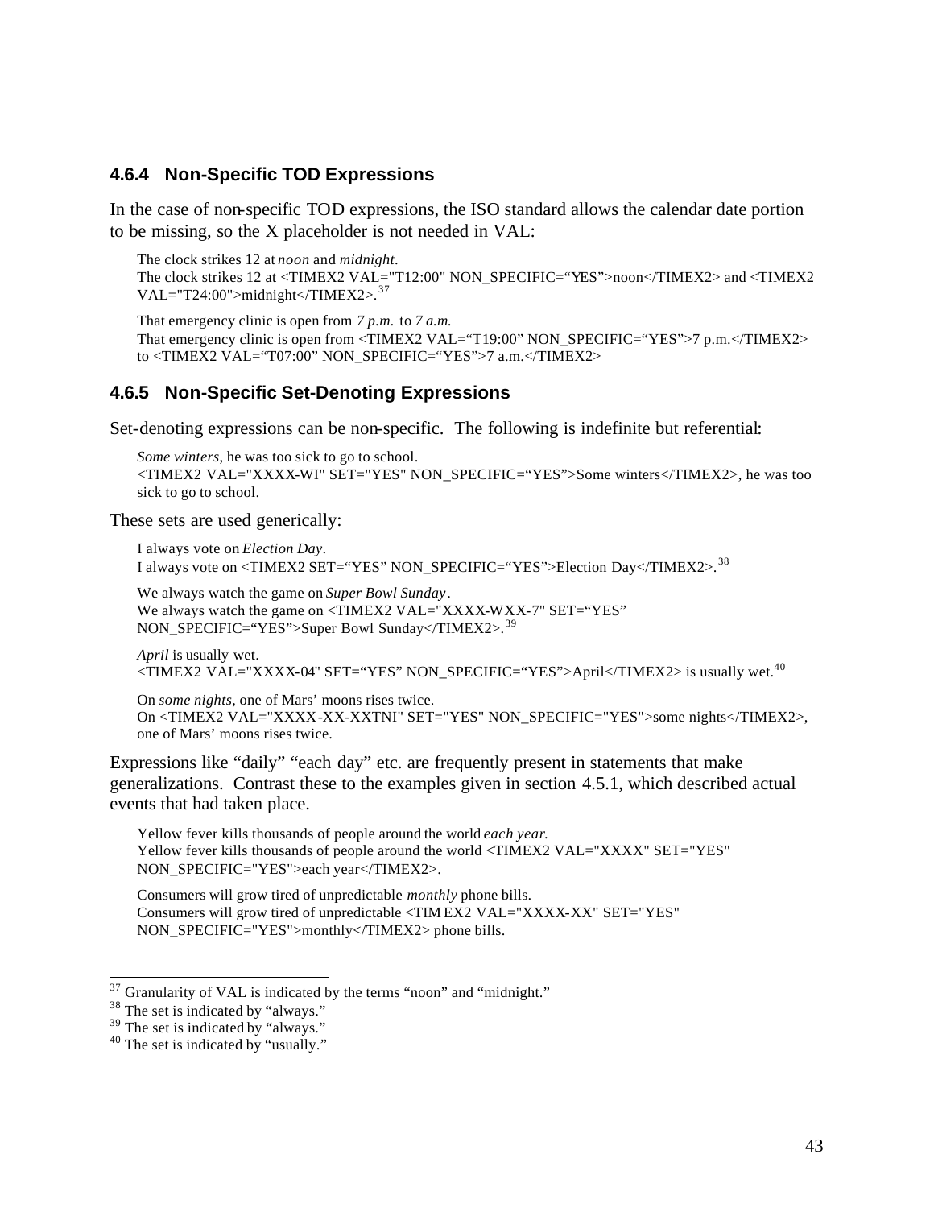### 4.6.4 Non-Specific TOD Expressions

In the case of non-specific TOD expressions, the ISO standard allows the calendar date portion to be missing, so the X placeholder is not needed in VAL:

> The clock strikes 12 at *noon* and *midnight*.
> The clock strikes 12 at <TIMEX2 VAL="T12:00" NON_SPECIFIC="YES">noon</TIMEX2> and <TIMEX2 VAL="T24:00">midnight</TIMEX2>.[37]

> That emergency clinic is open from *7 p.m.* to *7 a.m.*
> That emergency clinic is open from <TIMEX2 VAL="T19:00" NON_SPECIFIC="YES">7 p.m.</TIMEX2> to <TIMEX2 VAL="T07:00" NON_SPECIFIC="YES">7 a.m.</TIMEX2>

### 4.6.5 Non-Specific Set-Denoting Expressions

Set-denoting expressions can be non-specific. The following is indefinite but referential:

> *Some winters*, he was too sick to go to school.
> <TIMEX2 VAL="XXXX-WI" SET="YES" NON_SPECIFIC="YES">Some winters</TIMEX2>, he was too sick to go to school.

These sets are used generically:

> I always vote on *Election Day*.
> I always vote on <TIMEX2 SET="YES" NON_SPECIFIC="YES">Election Day</TIMEX2>.[38]

> We always watch the game on *Super Bowl Sunday*.
> We always watch the game on <TIMEX2 VAL="XXXX-WXX-7" SET="YES" NON_SPECIFIC="YES">Super Bowl Sunday</TIMEX2>.[39]

> *April* is usually wet.
> <TIMEX2 VAL="XXXX-04" SET="YES" NON_SPECIFIC="YES">April</TIMEX2> is usually wet.[40]

> On *some nights*, one of Mars' moons rises twice.
> On <TIMEX2 VAL="XXXX-XX-XXTNI" SET="YES" NON_SPECIFIC="YES">some nights</TIMEX2>, one of Mars' moons rises twice.

Expressions like "daily" "each day" etc. are frequently present in statements that make generalizations. Contrast these to the examples given in section 4.5.1, which described actual events that had taken place.

> Yellow fever kills thousands of people around the world *each year.*
> Yellow fever kills thousands of people around the world <TIMEX2 VAL="XXXX" SET="YES" NON_SPECIFIC="YES">each year</TIMEX2>.

> Consumers will grow tired of unpredictable *monthly* phone bills.
> Consumers will grow tired of unpredictable <TIMEX2 VAL="XXXX-XX" SET="YES" NON_SPECIFIC="YES">monthly</TIMEX2> phone bills.

---

[37] Granularity of VAL is indicated by the terms "noon" and "midnight."

[38] The set is indicated by "always."

[39] The set is indicated by "always."

[40] The set is indicated by "usually."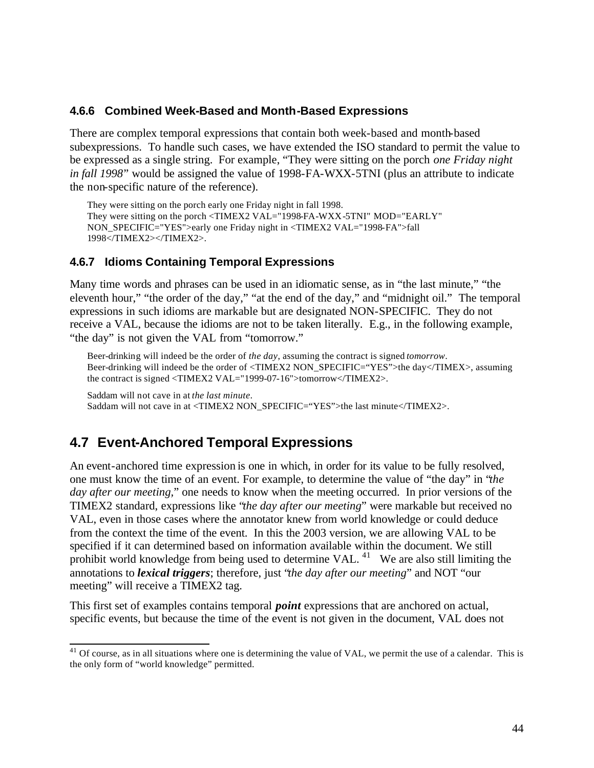### 4.6.6 Combined Week-Based and Month-Based Expressions

There are complex temporal expressions that contain both week-based and month-based subexpressions. To handle such cases, we have extended the ISO standard to permit the value to be expressed as a single string. For example, "They were sitting on the porch *one Friday night in fall 1998*" would be assigned the value of 1998-FA-WXX-5TNI (plus an attribute to indicate the non-specific nature of the reference).

> They were sitting on the porch early one Friday night in fall 1998.
> They were sitting on the porch <TIMEX2 VAL="1998-FA-WXX-5TNI" MOD="EARLY" NON_SPECIFIC="YES">early one Friday night in <TIMEX2 VAL="1998-FA">fall 1998</TIMEX2></TIMEX2>.

### 4.6.7 Idioms Containing Temporal Expressions

Many time words and phrases can be used in an idiomatic sense, as in "the last minute," "the eleventh hour," "the order of the day," "at the end of the day," and "midnight oil." The temporal expressions in such idioms are markable but are designated NON-SPECIFIC. They do not receive a VAL, because the idioms are not to be taken literally. E.g., in the following example, "the day" is not given the VAL from "tomorrow."

> Beer-drinking will indeed be the order of *the day*, assuming the contract is signed *tomorrow*.
> Beer-drinking will indeed be the order of <TIMEX2 NON_SPECIFIC="YES">the day</TIMEX>, assuming the contract is signed <TIMEX2 VAL="1999-07-16">tomorrow</TIMEX2>.

> Saddam will not cave in at *the last minute*.
> Saddam will not cave in at <TIMEX2 NON_SPECIFIC="YES">the last minute</TIMEX2>.

## 4.7 Event-Anchored Temporal Expressions

An event-anchored time expression is one in which, in order for its value to be fully resolved, one must know the time of an event. For example, to determine the value of "the day" in "*the day after our meeting*," one needs to know when the meeting occurred. In prior versions of the TIMEX2 standard, expressions like "*the day after our meeting*" were markable but received no VAL, even in those cases where the annotator knew from world knowledge or could deduce from the context the time of the event. In this the 2003 version, we are allowing VAL to be specified if it can determined based on information available within the document. We still prohibit world knowledge from being used to determine VAL.[41] We are also still limiting the annotations to ***lexical triggers***; therefore, just "*the day after our meeting*" and NOT "our meeting" will receive a TIMEX2 tag.

This first set of examples contains temporal ***point*** expressions that are anchored on actual, specific events, but because the time of the event is not given in the document, VAL does not

[41] Of course, as in all situations where one is determining the value of VAL, we permit the use of a calendar. This is the only form of "world knowledge" permitted.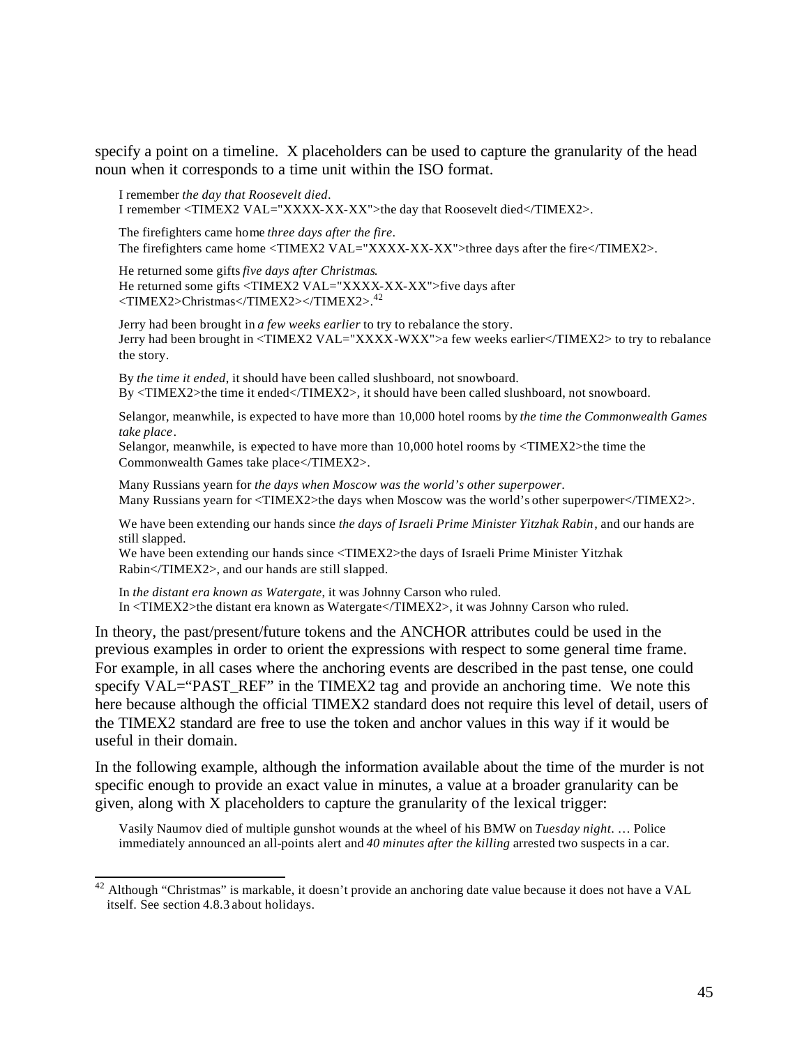specify a point on a timeline. X placeholders can be used to capture the granularity of the head noun when it corresponds to a time unit within the ISO format.

> I remember *the day that Roosevelt died*.
> I remember <TIMEX2 VAL="XXXX-XX-XX">the day that Roosevelt died</TIMEX2>.

> The firefighters came home *three days after the fire*.
> The firefighters came home <TIMEX2 VAL="XXXX-XX-XX">three days after the fire</TIMEX2>.

> He returned some gifts *five days after Christmas*.
> He returned some gifts <TIMEX2 VAL="XXXX-XX-XX">five days after <TIMEX2>Christmas</TIMEX2></TIMEX2>.[42]

> Jerry had been brought in *a few weeks earlier* to try to rebalance the story.
> Jerry had been brought in <TIMEX2 VAL="XXXX-WXX">a few weeks earlier</TIMEX2> to try to rebalance the story.

> By *the time it ended*, it should have been called slushboard, not snowboard.
> By <TIMEX2>the time it ended</TIMEX2>, it should have been called slushboard, not snowboard.

> Selangor, meanwhile, is expected to have more than 10,000 hotel rooms by *the time the Commonwealth Games take place*.
> Selangor, meanwhile, is expected to have more than 10,000 hotel rooms by <TIMEX2>the time the Commonwealth Games take place</TIMEX2>.

> Many Russians yearn for *the days when Moscow was the world's other superpower*.
> Many Russians yearn for <TIMEX2>the days when Moscow was the world's other superpower</TIMEX2>.

> We have been extending our hands since *the days of Israeli Prime Minister Yitzhak Rabin*, and our hands are still slapped.
> We have been extending our hands since <TIMEX2>the days of Israeli Prime Minister Yitzhak Rabin</TIMEX2>, and our hands are still slapped.

> In *the distant era known as Watergate*, it was Johnny Carson who ruled.
> In <TIMEX2>the distant era known as Watergate</TIMEX2>, it was Johnny Carson who ruled.

In theory, the past/present/future tokens and the ANCHOR attributes could be used in the previous examples in order to orient the expressions with respect to some general time frame. For example, in all cases where the anchoring events are described in the past tense, one could specify VAL="PAST_REF" in the TIMEX2 tag and provide an anchoring time. We note this here because although the official TIMEX2 standard does not require this level of detail, users of the TIMEX2 standard are free to use the token and anchor values in this way if it would be useful in their domain.

In the following example, although the information available about the time of the murder is not specific enough to provide an exact value in minutes, a value at a broader granularity can be given, along with X placeholders to capture the granularity of the lexical trigger:

> Vasily Naumov died of multiple gunshot wounds at the wheel of his BMW on *Tuesday night*. … Police immediately announced an all-points alert and *40 minutes after the killing* arrested two suspects in a car.

---

[42] Although "Christmas" is markable, it doesn't provide an anchoring date value because it does not have a VAL itself. See section 4.8.3 about holidays.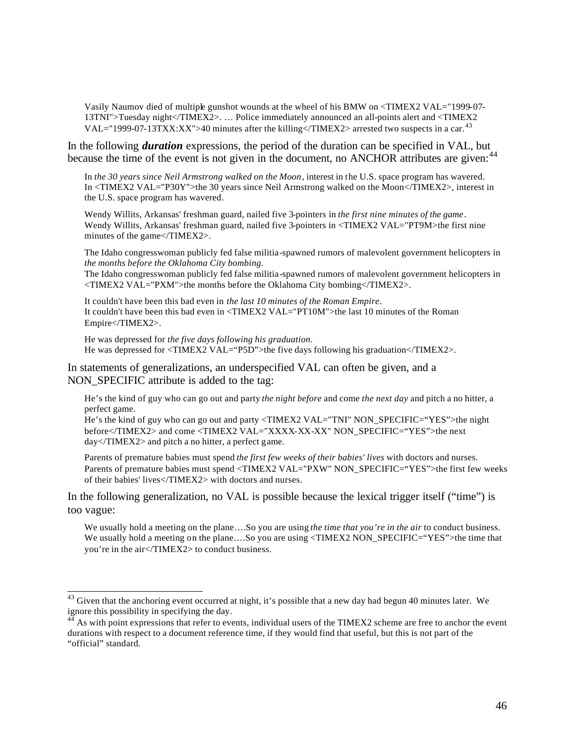Vasily Naumov died of multiple gunshot wounds at the wheel of his BMW on <TIMEX2 VAL="1999-07-13TNI">Tuesday night</TIMEX2>. … Police immediately announced an all-points alert and <TIMEX2 VAL="1999-07-13TXX:XX">40 minutes after the killing</TIMEX2> arrested two suspects in a car.[43]

In the following ***duration*** expressions, the period of the duration can be specified in VAL, but because the time of the event is not given in the document, no ANCHOR attributes are given:[44]

In *the 30 years since Neil Armstrong walked on the Moon*, interest in the U.S. space program has wavered.
In <TIMEX2 VAL="P30Y">the 30 years since Neil Armstrong walked on the Moon</TIMEX2>, interest in the U.S. space program has wavered.

Wendy Willits, Arkansas' freshman guard, nailed five 3-pointers in *the first nine minutes of the game*.
Wendy Willits, Arkansas' freshman guard, nailed five 3-pointers in <TIMEX2 VAL="PT9M>the first nine minutes of the game</TIMEX2>.

The Idaho congresswoman publicly fed false militia-spawned rumors of malevolent government helicopters in *the months before the Oklahoma City bombing*.
The Idaho congresswoman publicly fed false militia-spawned rumors of malevolent government helicopters in <TIMEX2 VAL="PXM">the months before the Oklahoma City bombing</TIMEX2>.

It couldn't have been this bad even in *the last 10 minutes of the Roman Empire*.
It couldn't have been this bad even in <TIMEX2 VAL="PT10M">the last 10 minutes of the Roman Empire</TIMEX2>.

He was depressed for *the five days following his graduation*.
He was depressed for <TIMEX2 VAL="P5D">the five days following his graduation</TIMEX2>.

In statements of generalizations, an underspecified VAL can often be given, and a NON_SPECIFIC attribute is added to the tag:

He's the kind of guy who can go out and party *the night before* and come *the next day* and pitch a no hitter, a perfect game.
He's the kind of guy who can go out and party <TIMEX2 VAL="TNI" NON_SPECIFIC="YES">the night before</TIMEX2> and come <TIMEX2 VAL="XXXX-XX-XX" NON_SPECIFIC="YES">the next day</TIMEX2> and pitch a no hitter, a perfect game.

Parents of premature babies must spend *the first few weeks of their babies' lives* with doctors and nurses.
Parents of premature babies must spend <TIMEX2 VAL="PXW" NON_SPECIFIC="YES">the first few weeks of their babies' lives</TIMEX2> with doctors and nurses.

In the following generalization, no VAL is possible because the lexical trigger itself ("time") is too vague:

We usually hold a meeting on the plane….So you are using *the time that you're in the air* to conduct business.
We usually hold a meeting on the plane….So you are using <TIMEX2 NON_SPECIFIC="YES">the time that you're in the air</TIMEX2> to conduct business.

---

[43] Given that the anchoring event occurred at night, it's possible that a new day had begun 40 minutes later. We ignore this possibility in specifying the day.

[44] As with point expressions that refer to events, individual users of the TIMEX2 scheme are free to anchor the event durations with respect to a document reference time, if they would find that useful, but this is not part of the "official" standard.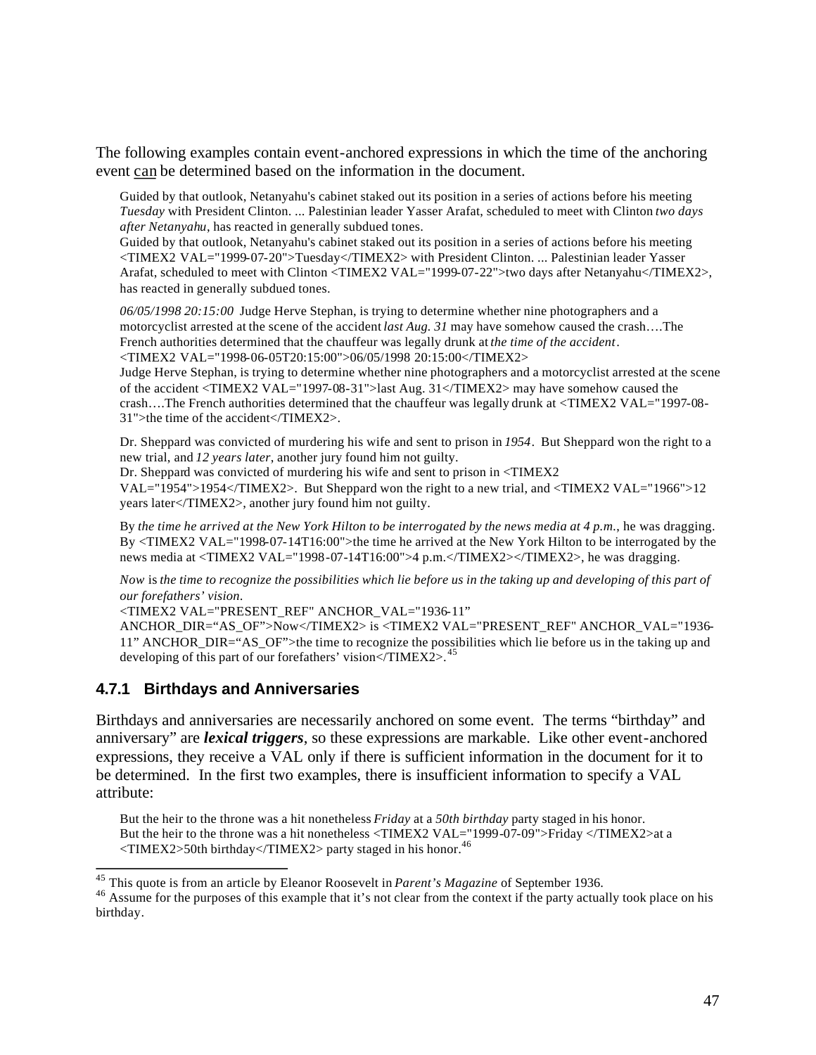The following examples contain event-anchored expressions in which the time of the anchoring event <u>can</u> be determined based on the information in the document.

> Guided by that outlook, Netanyahu's cabinet staked out its position in a series of actions before his meeting *Tuesday* with President Clinton. ... Palestinian leader Yasser Arafat, scheduled to meet with Clinton *two days after Netanyahu*, has reacted in generally subdued tones.
> Guided by that outlook, Netanyahu's cabinet staked out its position in a series of actions before his meeting <TIMEX2 VAL="1999-07-20">Tuesday</TIMEX2> with President Clinton. ... Palestinian leader Yasser Arafat, scheduled to meet with Clinton <TIMEX2 VAL="1999-07-22">two days after Netanyahu</TIMEX2>, has reacted in generally subdued tones.

> *06/05/1998 20:15:00* Judge Herve Stephan, is trying to determine whether nine photographers and a motorcyclist arrested at the scene of the accident *last Aug. 31* may have somehow caused the crash….The French authorities determined that the chauffeur was legally drunk at *the time of the accident*.
> <TIMEX2 VAL="1998-06-05T20:15:00">06/05/1998 20:15:00</TIMEX2>
> Judge Herve Stephan, is trying to determine whether nine photographers and a motorcyclist arrested at the scene of the accident <TIMEX2 VAL="1997-08-31">last Aug. 31</TIMEX2> may have somehow caused the crash….The French authorities determined that the chauffeur was legally drunk at <TIMEX2 VAL="1997-08-31">the time of the accident</TIMEX2>.

> Dr. Sheppard was convicted of murdering his wife and sent to prison in *1954*. But Sheppard won the right to a new trial, and *12 years later*, another jury found him not guilty.
> Dr. Sheppard was convicted of murdering his wife and sent to prison in <TIMEX2 VAL="1954">1954</TIMEX2>. But Sheppard won the right to a new trial, and <TIMEX2 VAL="1966">12 years later</TIMEX2>, another jury found him not guilty.

> By *the time he arrived at the New York Hilton to be interrogated by the news media at 4 p.m.*, he was dragging.
> By <TIMEX2 VAL="1998-07-14T16:00">the time he arrived at the New York Hilton to be interrogated by the news media at <TIMEX2 VAL="1998-07-14T16:00">4 p.m.</TIMEX2></TIMEX2>, he was dragging.

> *Now* is *the time to recognize the possibilities which lie before us in the taking up and developing of this part of our forefathers' vision*.
> <TIMEX2 VAL="PRESENT_REF" ANCHOR_VAL="1936-11" ANCHOR_DIR="AS_OF">Now</TIMEX2> is <TIMEX2 VAL="PRESENT_REF" ANCHOR_VAL="1936-11" ANCHOR_DIR="AS_OF">the time to recognize the possibilities which lie before us in the taking up and developing of this part of our forefathers' vision</TIMEX2>.[45]

### 4.7.1 Birthdays and Anniversaries

Birthdays and anniversaries are necessarily anchored on some event. The terms "birthday" and anniversary" are ***lexical triggers***, so these expressions are markable. Like other event-anchored expressions, they receive a VAL only if there is sufficient information in the document for it to be determined. In the first two examples, there is insufficient information to specify a VAL attribute:

> But the heir to the throne was a hit nonetheless *Friday* at a *50th birthday* party staged in his honor.
> But the heir to the throne was a hit nonetheless <TIMEX2 VAL="1999-07-09">Friday </TIMEX2>at a <TIMEX2>50th birthday</TIMEX2> party staged in his honor.[46]

---

[45] This quote is from an article by Eleanor Roosevelt in *Parent's Magazine* of September 1936.

[46] Assume for the purposes of this example that it's not clear from the context if the party actually took place on his birthday.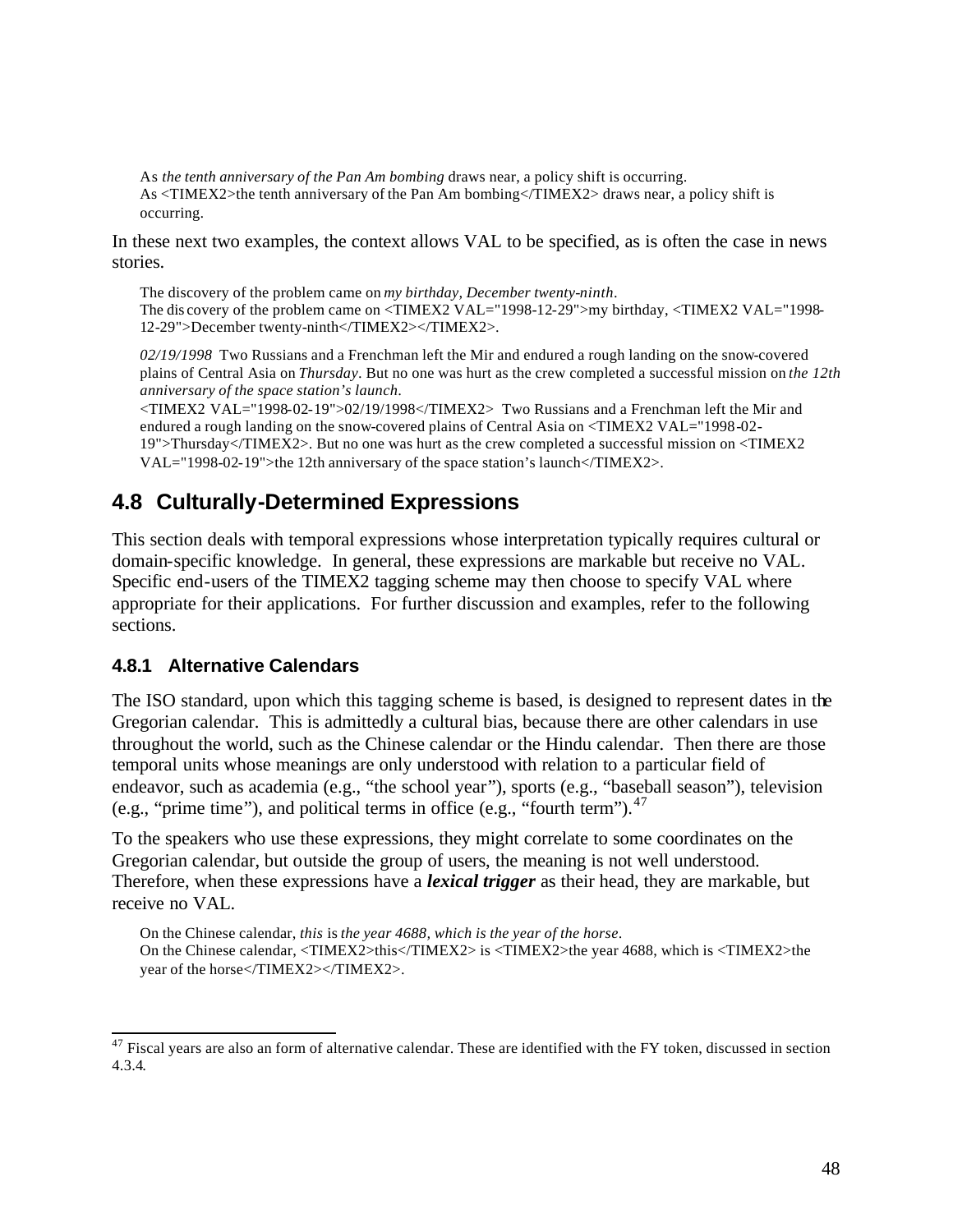As *the tenth anniversary of the Pan Am bombing* draws near, a policy shift is occurring.
As <TIMEX2>the tenth anniversary of the Pan Am bombing</TIMEX2> draws near, a policy shift is occurring.

In these next two examples, the context allows VAL to be specified, as is often the case in news stories.

The discovery of the problem came on *my birthday, December twenty-ninth*.
The discovery of the problem came on <TIMEX2 VAL="1998-12-29">my birthday, <TIMEX2 VAL="1998-12-29">December twenty-ninth</TIMEX2></TIMEX2>.

*02/19/1998* Two Russians and a Frenchman left the Mir and endured a rough landing on the snow-covered plains of Central Asia on *Thursday*. But no one was hurt as the crew completed a successful mission on *the 12th anniversary of the space station's launch*.
<TIMEX2 VAL="1998-02-19">02/19/1998</TIMEX2> Two Russians and a Frenchman left the Mir and endured a rough landing on the snow-covered plains of Central Asia on <TIMEX2 VAL="1998-02-19">Thursday</TIMEX2>. But no one was hurt as the crew completed a successful mission on <TIMEX2 VAL="1998-02-19">the 12th anniversary of the space station's launch</TIMEX2>.

## 4.8 Culturally-Determined Expressions

This section deals with temporal expressions whose interpretation typically requires cultural or domain-specific knowledge. In general, these expressions are markable but receive no VAL. Specific end-users of the TIMEX2 tagging scheme may then choose to specify VAL where appropriate for their applications. For further discussion and examples, refer to the following sections.

### 4.8.1 Alternative Calendars

The ISO standard, upon which this tagging scheme is based, is designed to represent dates in the Gregorian calendar. This is admittedly a cultural bias, because there are other calendars in use throughout the world, such as the Chinese calendar or the Hindu calendar. Then there are those temporal units whose meanings are only understood with relation to a particular field of endeavor, such as academia (e.g., "the school year"), sports (e.g., "baseball season"), television (e.g., "prime time"), and political terms in office (e.g., "fourth term").[47]

To the speakers who use these expressions, they might correlate to some coordinates on the Gregorian calendar, but outside the group of users, the meaning is not well understood. Therefore, when these expressions have a ***lexical trigger*** as their head, they are markable, but receive no VAL.

On the Chinese calendar, *this* is *the year 4688, which is the year of the horse*.
On the Chinese calendar, <TIMEX2>this</TIMEX2> is <TIMEX2>the year 4688, which is <TIMEX2>the year of the horse</TIMEX2></TIMEX2>.

---

[47] Fiscal years are also an form of alternative calendar. These are identified with the FY token, discussed in section 4.3.4.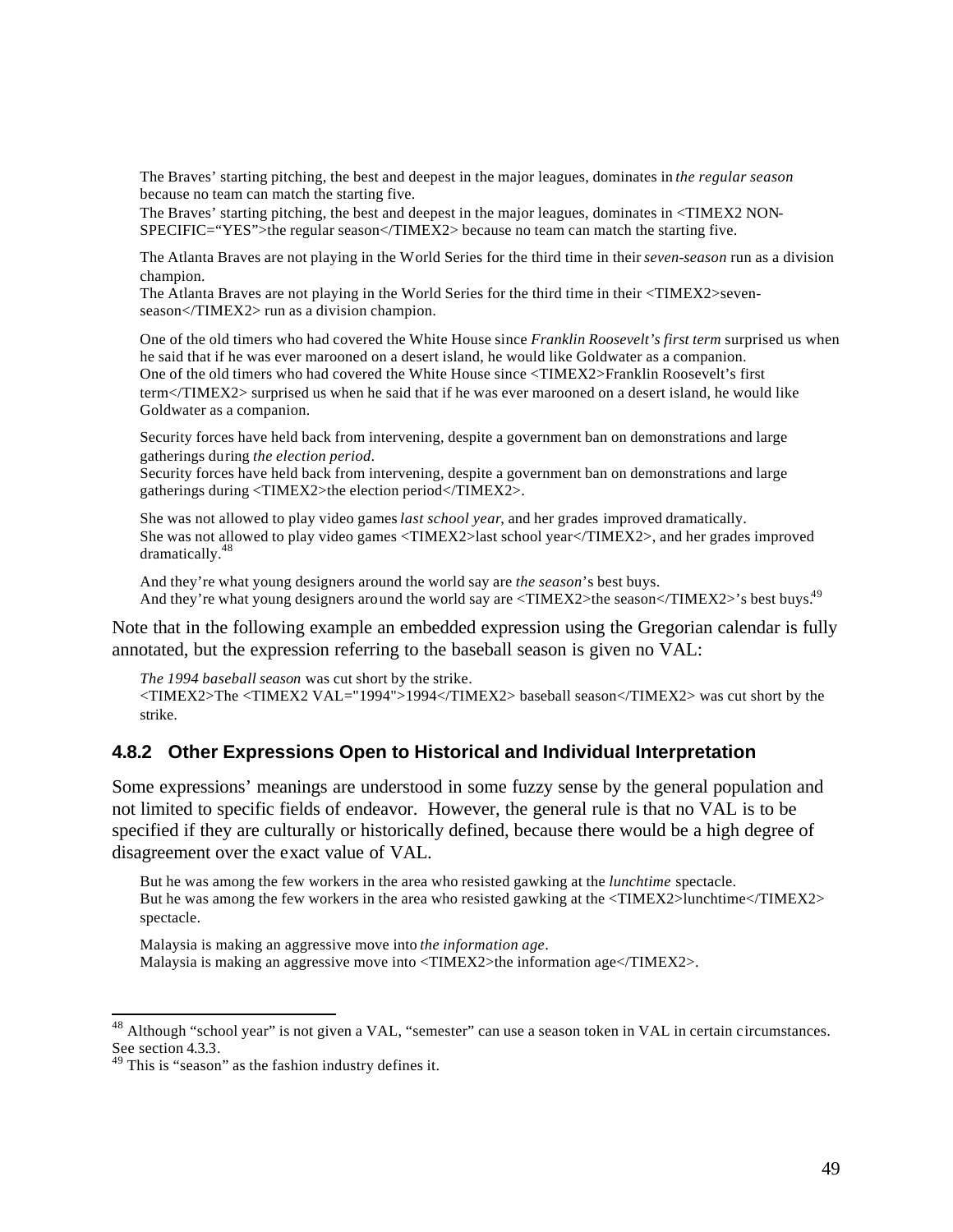The Braves' starting pitching, the best and deepest in the major leagues, dominates in *the regular season* because no team can match the starting five.
The Braves' starting pitching, the best and deepest in the major leagues, dominates in <TIMEX2 NON-SPECIFIC="YES">the regular season</TIMEX2> because no team can match the starting five.

The Atlanta Braves are not playing in the World Series for the third time in their *seven-season* run as a division champion.
The Atlanta Braves are not playing in the World Series for the third time in their <TIMEX2>seven-season</TIMEX2> run as a division champion.

One of the old timers who had covered the White House since *Franklin Roosevelt's first term* surprised us when he said that if he was ever marooned on a desert island, he would like Goldwater as a companion.
One of the old timers who had covered the White House since <TIMEX2>Franklin Roosevelt's first term</TIMEX2> surprised us when he said that if he was ever marooned on a desert island, he would like Goldwater as a companion.

Security forces have held back from intervening, despite a government ban on demonstrations and large gatherings during *the election period*.
Security forces have held back from intervening, despite a government ban on demonstrations and large gatherings during <TIMEX2>the election period</TIMEX2>.

She was not allowed to play video games *last school year*, and her grades improved dramatically.
She was not allowed to play video games <TIMEX2>last school year</TIMEX2>, and her grades improved dramatically.[48]

And they're what young designers around the world say are *the season*'s best buys.
And they're what young designers around the world say are <TIMEX2>the season</TIMEX2>'s best buys.[49]

Note that in the following example an embedded expression using the Gregorian calendar is fully annotated, but the expression referring to the baseball season is given no VAL:

*The 1994 baseball season* was cut short by the strike.
<TIMEX2>The <TIMEX2 VAL="1994">1994</TIMEX2> baseball season</TIMEX2> was cut short by the strike.

### 4.8.2 Other Expressions Open to Historical and Individual Interpretation

Some expressions' meanings are understood in some fuzzy sense by the general population and not limited to specific fields of endeavor. However, the general rule is that no VAL is to be specified if they are culturally or historically defined, because there would be a high degree of disagreement over the exact value of VAL.

But he was among the few workers in the area who resisted gawking at the *lunchtime* spectacle.
But he was among the few workers in the area who resisted gawking at the <TIMEX2>lunchtime</TIMEX2> spectacle.

Malaysia is making an aggressive move into *the information age*.
Malaysia is making an aggressive move into <TIMEX2>the information age</TIMEX2>.

---

[48] Although "school year" is not given a VAL, "semester" can use a season token in VAL in certain circumstances. See section 4.3.3.

[49] This is "season" as the fashion industry defines it.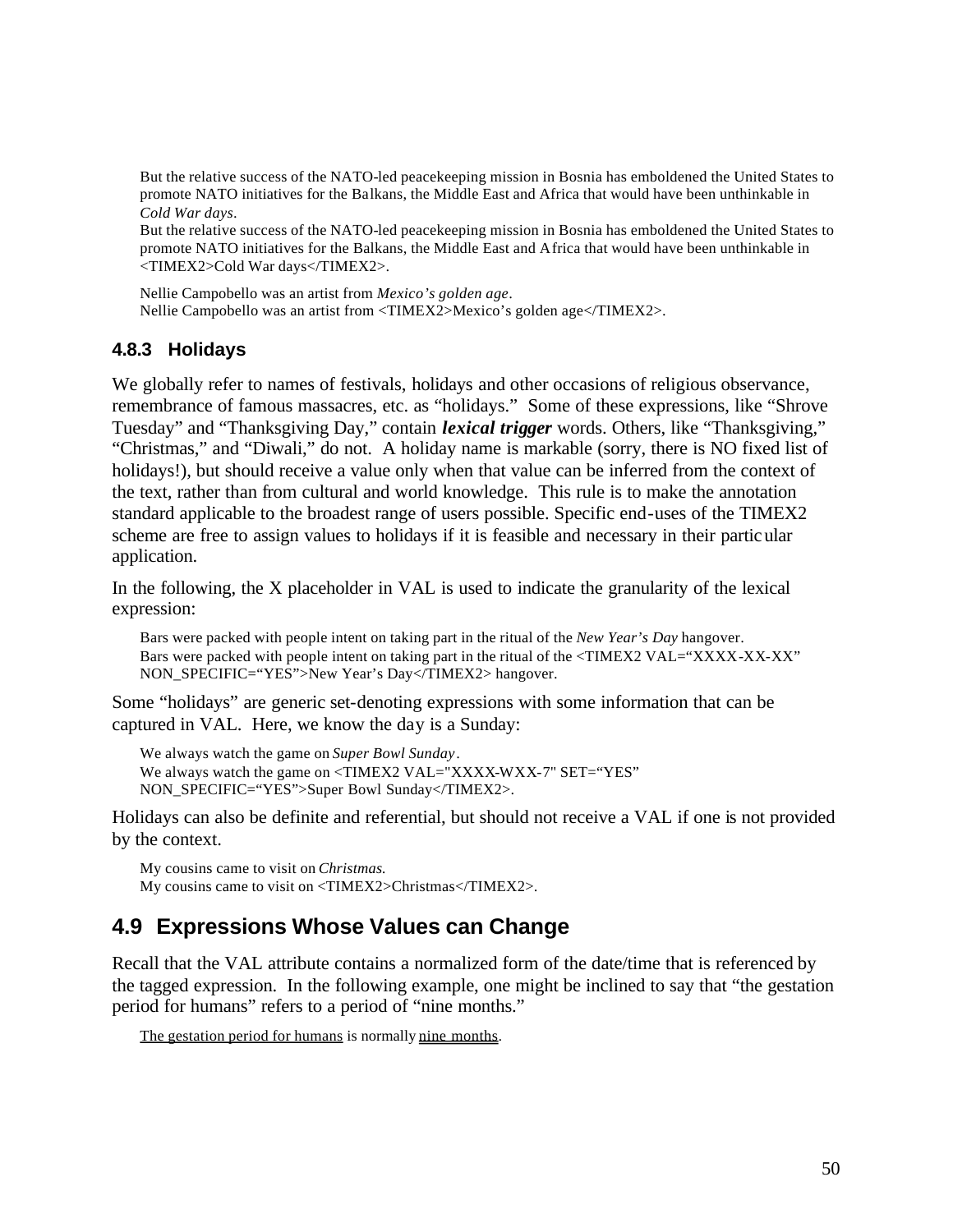But the relative success of the NATO-led peacekeeping mission in Bosnia has emboldened the United States to promote NATO initiatives for the Balkans, the Middle East and Africa that would have been unthinkable in *Cold War days*.
But the relative success of the NATO-led peacekeeping mission in Bosnia has emboldened the United States to promote NATO initiatives for the Balkans, the Middle East and Africa that would have been unthinkable in <TIMEX2>Cold War days</TIMEX2>.

Nellie Campobello was an artist from *Mexico's golden age*.
Nellie Campobello was an artist from <TIMEX2>Mexico's golden age</TIMEX2>.

### 4.8.3 Holidays

We globally refer to names of festivals, holidays and other occasions of religious observance, remembrance of famous massacres, etc. as "holidays." Some of these expressions, like "Shrove Tuesday" and "Thanksgiving Day," contain ***lexical trigger*** words. Others, like "Thanksgiving," "Christmas," and "Diwali," do not. A holiday name is markable (sorry, there is NO fixed list of holidays!), but should receive a value only when that value can be inferred from the context of the text, rather than from cultural and world knowledge. This rule is to make the annotation standard applicable to the broadest range of users possible. Specific end-uses of the TIMEX2 scheme are free to assign values to holidays if it is feasible and necessary in their particular application.

In the following, the X placeholder in VAL is used to indicate the granularity of the lexical expression:

Bars were packed with people intent on taking part in the ritual of the *New Year's Day* hangover.
Bars were packed with people intent on taking part in the ritual of the <TIMEX2 VAL="XXXX-XX-XX" NON_SPECIFIC="YES">New Year's Day</TIMEX2> hangover.

Some "holidays" are generic set-denoting expressions with some information that can be captured in VAL. Here, we know the day is a Sunday:

We always watch the game on *Super Bowl Sunday*.
We always watch the game on <TIMEX2 VAL="XXXX-WXX-7" SET="YES" NON_SPECIFIC="YES">Super Bowl Sunday</TIMEX2>.

Holidays can also be definite and referential, but should not receive a VAL if one is not provided by the context.

My cousins came to visit on *Christmas.*
My cousins came to visit on <TIMEX2>Christmas</TIMEX2>.

## 4.9 Expressions Whose Values can Change

Recall that the VAL attribute contains a normalized form of the date/time that is referenced by the tagged expression. In the following example, one might be inclined to say that "the gestation period for humans" refers to a period of "nine months."

<u>The gestation period for humans</u> is normally <u>nine months</u>.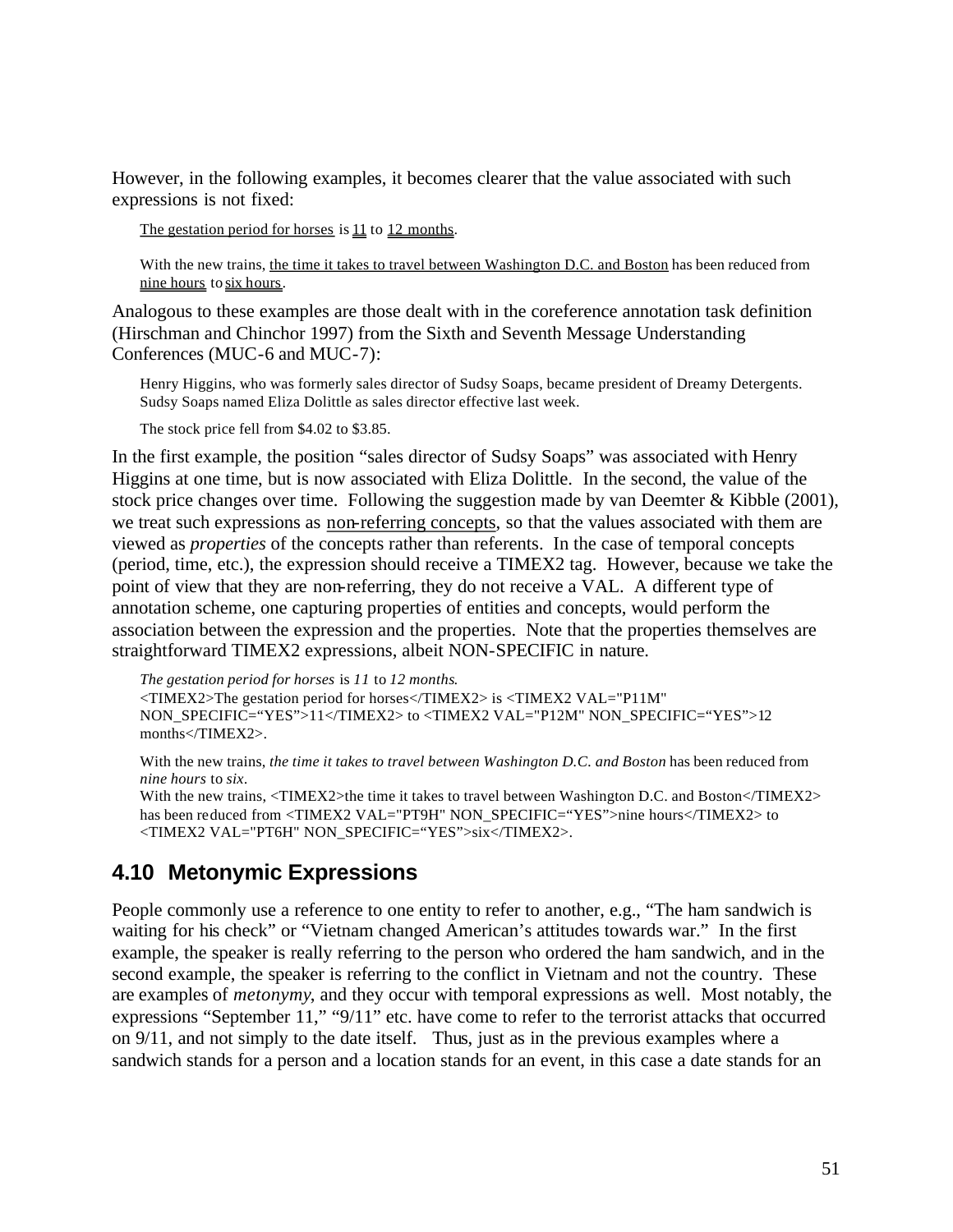However, in the following examples, it becomes clearer that the value associated with such expressions is not fixed:

> The gestation period for horses is 11 to 12 months.
>
> With the new trains, the time it takes to travel between Washington D.C. and Boston has been reduced from nine hours to six hours.

Analogous to these examples are those dealt with in the coreference annotation task definition (Hirschman and Chinchor 1997) from the Sixth and Seventh Message Understanding Conferences (MUC-6 and MUC-7):

> Henry Higgins, who was formerly sales director of Sudsy Soaps, became president of Dreamy Detergents. Sudsy Soaps named Eliza Dolittle as sales director effective last week.
>
> The stock price fell from $4.02 to $3.85.

In the first example, the position "sales director of Sudsy Soaps" was associated with Henry Higgins at one time, but is now associated with Eliza Dolittle. In the second, the value of the stock price changes over time. Following the suggestion made by van Deemter & Kibble (2001), we treat such expressions as non-referring concepts, so that the values associated with them are viewed as *properties* of the concepts rather than referents. In the case of temporal concepts (period, time, etc.), the expression should receive a TIMEX2 tag. However, because we take the point of view that they are non-referring, they do not receive a VAL. A different type of annotation scheme, one capturing properties of entities and concepts, would perform the association between the expression and the properties. Note that the properties themselves are straightforward TIMEX2 expressions, albeit NON-SPECIFIC in nature.

> *The gestation period for horses* is *11* to *12 months*.
> <TIMEX2>The gestation period for horses</TIMEX2> is <TIMEX2 VAL="P11M" NON_SPECIFIC="YES">11</TIMEX2> to <TIMEX2 VAL="P12M" NON_SPECIFIC="YES">12 months</TIMEX2>.
>
> With the new trains, *the time it takes to travel between Washington D.C. and Boston* has been reduced from *nine hours* to *six*.
> With the new trains, <TIMEX2>the time it takes to travel between Washington D.C. and Boston</TIMEX2> has been reduced from <TIMEX2 VAL="PT9H" NON_SPECIFIC="YES">nine hours</TIMEX2> to <TIMEX2 VAL="PT6H" NON_SPECIFIC="YES">six</TIMEX2>.

## 4.10 Metonymic Expressions

People commonly use a reference to one entity to refer to another, e.g., "The ham sandwich is waiting for his check" or "Vietnam changed American's attitudes towards war." In the first example, the speaker is really referring to the person who ordered the ham sandwich, and in the second example, the speaker is referring to the conflict in Vietnam and not the country. These are examples of *metonymy*, and they occur with temporal expressions as well. Most notably, the expressions "September 11," "9/11" etc. have come to refer to the terrorist attacks that occurred on 9/11, and not simply to the date itself. Thus, just as in the previous examples where a sandwich stands for a person and a location stands for an event, in this case a date stands for an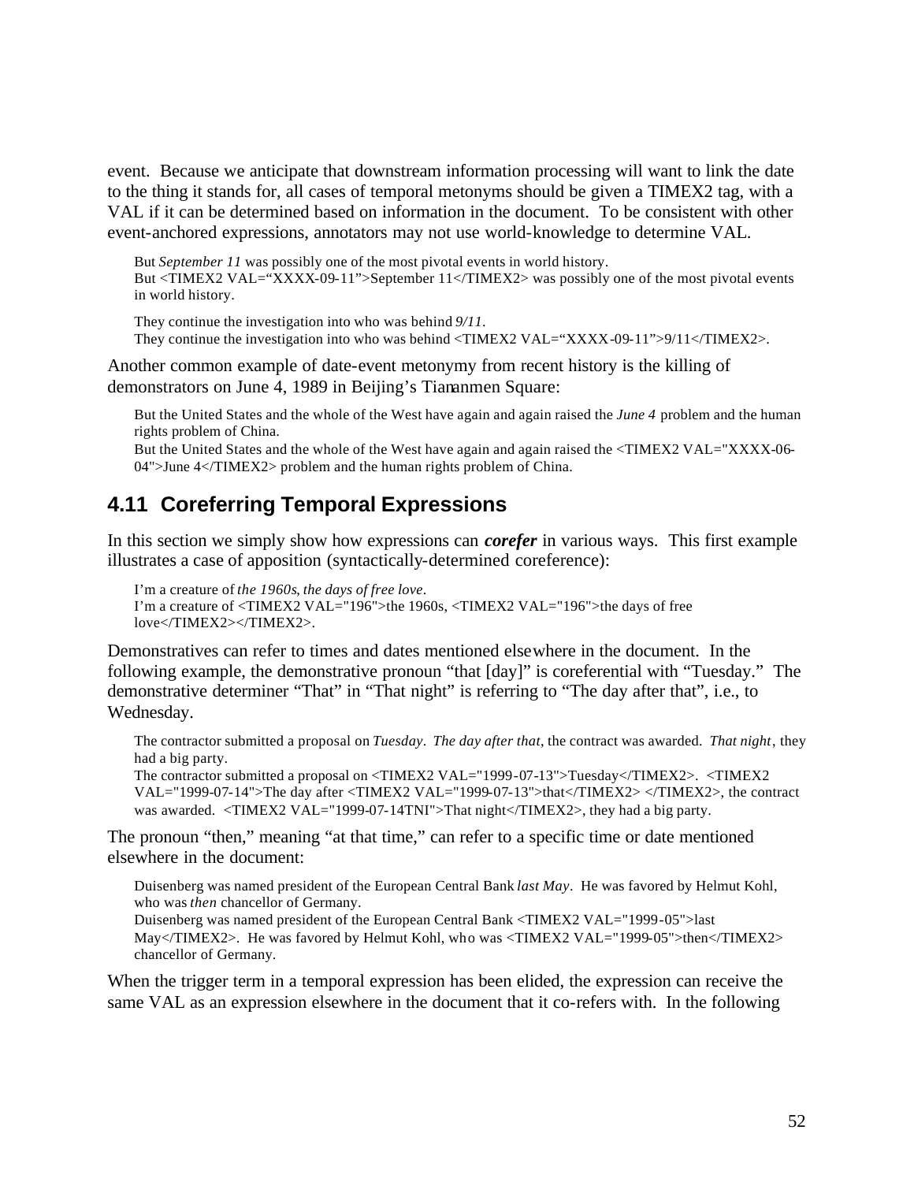event. Because we anticipate that downstream information processing will want to link the date to the thing it stands for, all cases of temporal metonyms should be given a TIMEX2 tag, with a VAL if it can be determined based on information in the document. To be consistent with other event-anchored expressions, annotators may not use world-knowledge to determine VAL.

> But *September 11* was possibly one of the most pivotal events in world history.
> But <TIMEX2 VAL="XXXX-09-11">September 11</TIMEX2> was possibly one of the most pivotal events in world history.

> They continue the investigation into who was behind *9/11*.
> They continue the investigation into who was behind <TIMEX2 VAL="XXXX-09-11">9/11</TIMEX2>.

Another common example of date-event metonymy from recent history is the killing of demonstrators on June 4, 1989 in Beijing's Tiananmen Square:

> But the United States and the whole of the West have again and again raised the *June 4* problem and the human rights problem of China.
> But the United States and the whole of the West have again and again raised the <TIMEX2 VAL="XXXX-06-04">June 4</TIMEX2> problem and the human rights problem of China.

## 4.11 Coreferring Temporal Expressions

In this section we simply show how expressions can ***corefer*** in various ways. This first example illustrates a case of apposition (syntactically-determined coreference):

> I'm a creature of *the 1960s, the days of free love*.
> I'm a creature of <TIMEX2 VAL="196">the 1960s, <TIMEX2 VAL="196">the days of free love</TIMEX2></TIMEX2>.

Demonstratives can refer to times and dates mentioned elsewhere in the document. In the following example, the demonstrative pronoun "that [day]" is coreferential with "Tuesday." The demonstrative determiner "That" in "That night" is referring to "The day after that", i.e., to Wednesday.

> The contractor submitted a proposal on *Tuesday*. *The day after that*, the contract was awarded. *That night*, they had a big party.
> The contractor submitted a proposal on <TIMEX2 VAL="1999-07-13">Tuesday</TIMEX2>. <TIMEX2 VAL="1999-07-14">The day after <TIMEX2 VAL="1999-07-13">that</TIMEX2> </TIMEX2>, the contract was awarded. <TIMEX2 VAL="1999-07-14TNI">That night</TIMEX2>, they had a big party.

The pronoun "then," meaning "at that time," can refer to a specific time or date mentioned elsewhere in the document:

> Duisenberg was named president of the European Central Bank *last May*. He was favored by Helmut Kohl, who was *then* chancellor of Germany.
> Duisenberg was named president of the European Central Bank <TIMEX2 VAL="1999-05">last May</TIMEX2>. He was favored by Helmut Kohl, who was <TIMEX2 VAL="1999-05">then</TIMEX2> chancellor of Germany.

When the trigger term in a temporal expression has been elided, the expression can receive the same VAL as an expression elsewhere in the document that it co-refers with. In the following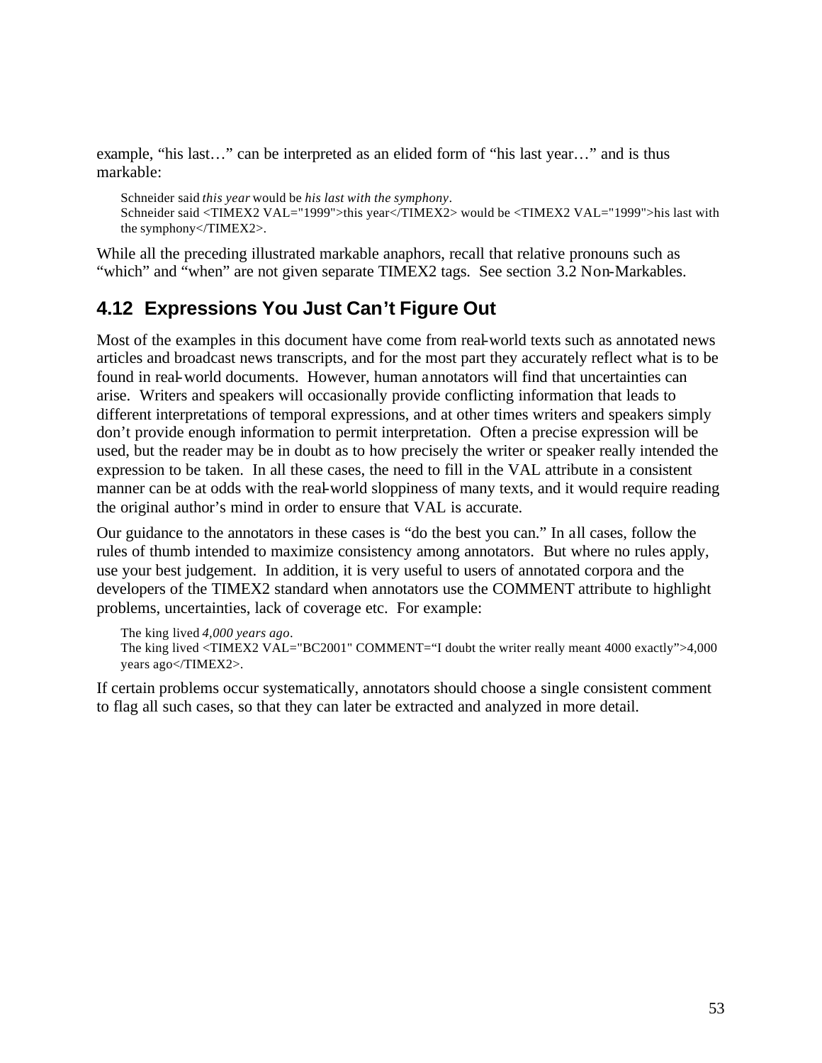example, “his last…” can be interpreted as an elided form of “his last year…” and is thus markable:

> Schneider said *this year* would be *his last with the symphony*.
> Schneider said <TIMEX2 VAL="1999">this year</TIMEX2> would be <TIMEX2 VAL="1999">his last with the symphony</TIMEX2>.

While all the preceding illustrated markable anaphors, recall that relative pronouns such as “which” and “when” are not given separate TIMEX2 tags. See section 3.2 Non-Markables.

## 4.12 Expressions You Just Can’t Figure Out

Most of the examples in this document have come from real-world texts such as annotated news articles and broadcast news transcripts, and for the most part they accurately reflect what is to be found in real-world documents. However, human annotators will find that uncertainties can arise. Writers and speakers will occasionally provide conflicting information that leads to different interpretations of temporal expressions, and at other times writers and speakers simply don’t provide enough information to permit interpretation. Often a precise expression will be used, but the reader may be in doubt as to how precisely the writer or speaker really intended the expression to be taken. In all these cases, the need to fill in the VAL attribute in a consistent manner can be at odds with the real-world sloppiness of many texts, and it would require reading the original author’s mind in order to ensure that VAL is accurate.

Our guidance to the annotators in these cases is “do the best you can.” In all cases, follow the rules of thumb intended to maximize consistency among annotators. But where no rules apply, use your best judgement. In addition, it is very useful to users of annotated corpora and the developers of the TIMEX2 standard when annotators use the COMMENT attribute to highlight problems, uncertainties, lack of coverage etc. For example:

> The king lived *4,000 years ago*.
> The king lived <TIMEX2 VAL="BC2001" COMMENT="I doubt the writer really meant 4000 exactly">4,000 years ago</TIMEX2>.

If certain problems occur systematically, annotators should choose a single consistent comment to flag all such cases, so that they can later be extracted and analyzed in more detail.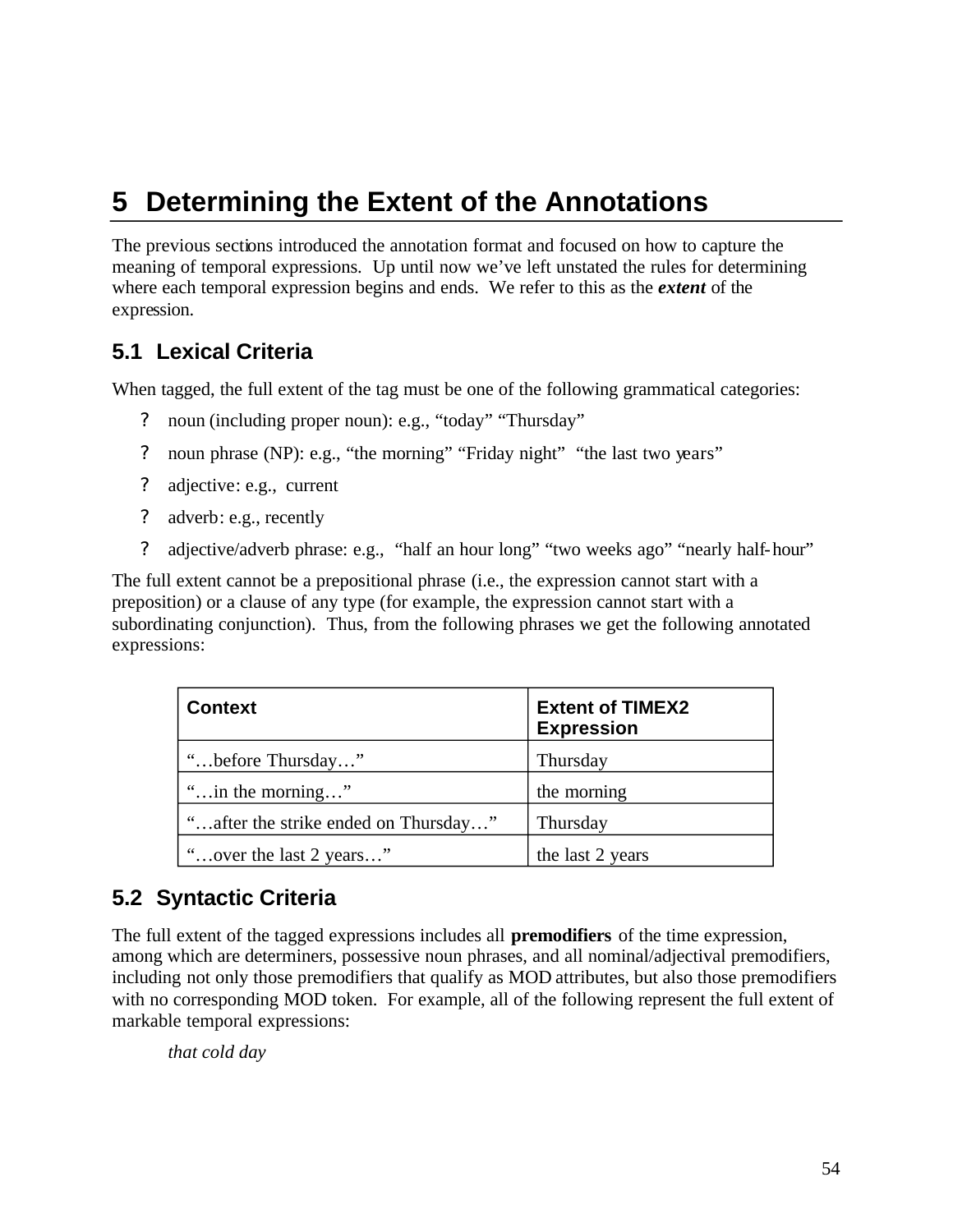# 5 Determining the Extent of the Annotations

The previous sections introduced the annotation format and focused on how to capture the meaning of temporal expressions. Up until now we've left unstated the rules for determining where each temporal expression begins and ends. We refer to this as the ***extent*** of the expression.

## 5.1 Lexical Criteria

When tagged, the full extent of the tag must be one of the following grammatical categories:

- noun (including proper noun): e.g., "today" "Thursday"
- noun phrase (NP): e.g., "the morning" "Friday night" "the last two years"
- adjective: e.g., current
- adverb: e.g., recently
- adjective/adverb phrase: e.g., "half an hour long" "two weeks ago" "nearly half-hour"

The full extent cannot be a prepositional phrase (i.e., the expression cannot start with a preposition) or a clause of any type (for example, the expression cannot start with a subordinating conjunction). Thus, from the following phrases we get the following annotated expressions:

| Context | Extent of TIMEX2 Expression |
|---|---|
| "…before Thursday…" | Thursday |
| "…in the morning…" | the morning |
| "…after the strike ended on Thursday…" | Thursday |
| "…over the last 2 years…" | the last 2 years |

## 5.2 Syntactic Criteria

The full extent of the tagged expressions includes all **premodifiers** of the time expression, among which are determiners, possessive noun phrases, and all nominal/adjectival premodifiers, including not only those premodifiers that qualify as MOD attributes, but also those premodifiers with no corresponding MOD token. For example, all of the following represent the full extent of markable temporal expressions:

*that cold day*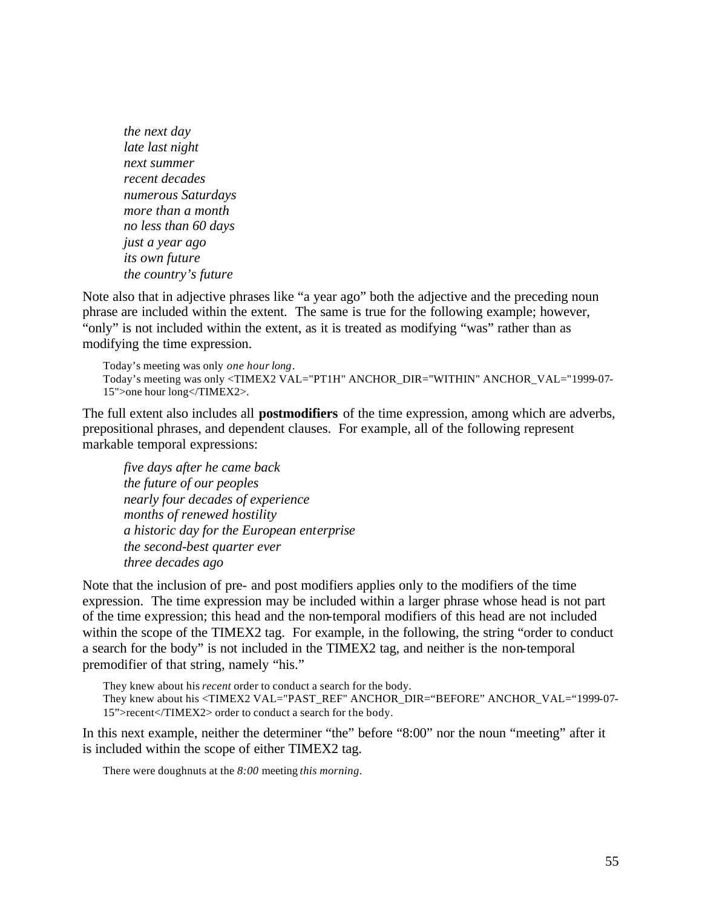*the next day*
*late last night*
*next summer*
*recent decades*
*numerous Saturdays*
*more than a month*
*no less than 60 days*
*just a year ago*
*its own future*
*the country's future*

Note also that in adjective phrases like "a year ago" both the adjective and the preceding noun phrase are included within the extent. The same is true for the following example; however, "only" is not included within the extent, as it is treated as modifying "was" rather than as modifying the time expression.

> Today's meeting was only *one hour long*.
> Today's meeting was only <TIMEX2 VAL="PT1H" ANCHOR_DIR="WITHIN" ANCHOR_VAL="1999-07-15">one hour long</TIMEX2>.

The full extent also includes all **postmodifiers** of the time expression, among which are adverbs, prepositional phrases, and dependent clauses. For example, all of the following represent markable temporal expressions:

*five days after he came back*
*the future of our peoples*
*nearly four decades of experience*
*months of renewed hostility*
*a historic day for the European enterprise*
*the second-best quarter ever*
*three decades ago*

Note that the inclusion of pre- and post modifiers applies only to the modifiers of the time expression. The time expression may be included within a larger phrase whose head is not part of the time expression; this head and the non-temporal modifiers of this head are not included within the scope of the TIMEX2 tag. For example, in the following, the string "order to conduct a search for the body" is not included in the TIMEX2 tag, and neither is the non-temporal premodifier of that string, namely "his."

> They knew about his *recent* order to conduct a search for the body.
> They knew about his <TIMEX2 VAL="PAST_REF" ANCHOR_DIR="BEFORE" ANCHOR_VAL="1999-07-15">recent</TIMEX2> order to conduct a search for the body.

In this next example, neither the determiner "the" before "8:00" nor the noun "meeting" after it is included within the scope of either TIMEX2 tag.

> There were doughnuts at the *8:00* meeting *this morning*.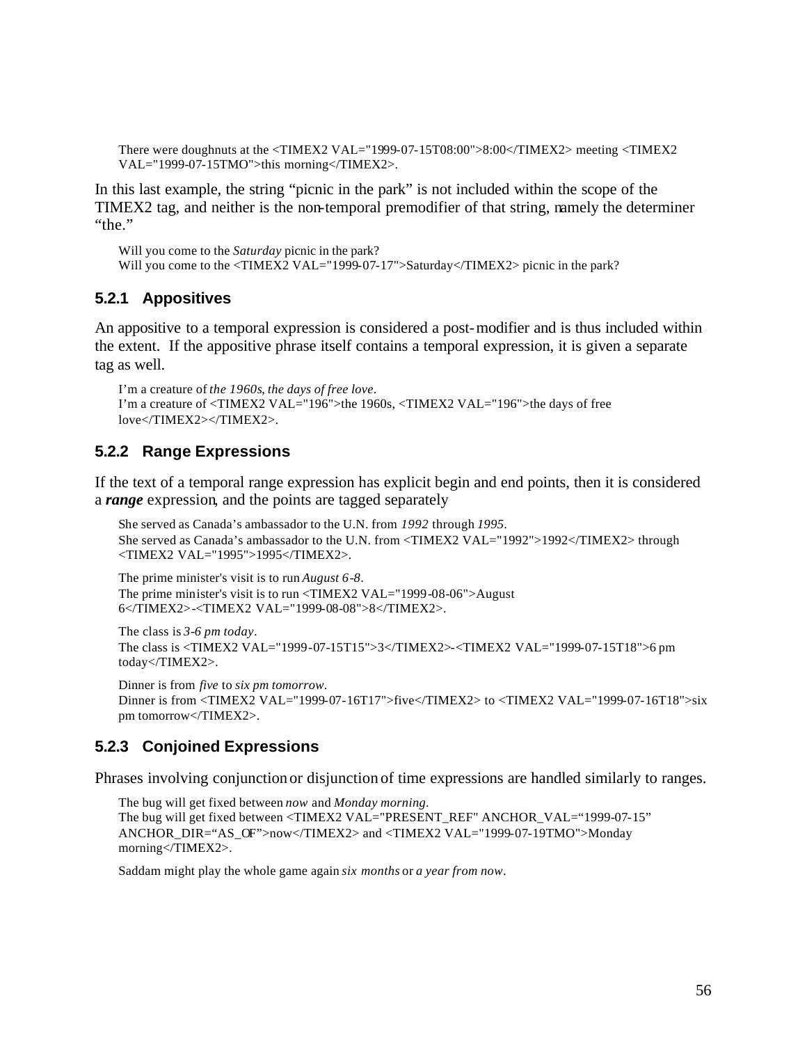There were doughnuts at the <TIMEX2 VAL="1999-07-15T08:00">8:00</TIMEX2> meeting <TIMEX2 VAL="1999-07-15TMO">this morning</TIMEX2>.

In this last example, the string "picnic in the park" is not included within the scope of the TIMEX2 tag, and neither is the non-temporal premodifier of that string, namely the determiner "the."

Will you come to the *Saturday* picnic in the park?
Will you come to the <TIMEX2 VAL="1999-07-17">Saturday</TIMEX2> picnic in the park?

### 5.2.1 Appositives

An appositive to a temporal expression is considered a post-modifier and is thus included within the extent. If the appositive phrase itself contains a temporal expression, it is given a separate tag as well.

I'm a creature of *the 1960s, the days of free love*.
I'm a creature of <TIMEX2 VAL="196">the 1960s, <TIMEX2 VAL="196">the days of free love</TIMEX2></TIMEX2>.

### 5.2.2 Range Expressions

If the text of a temporal range expression has explicit begin and end points, then it is considered a ***range*** expression, and the points are tagged separately

She served as Canada's ambassador to the U.N. from *1992* through *1995*.
She served as Canada's ambassador to the U.N. from <TIMEX2 VAL="1992">1992</TIMEX2> through <TIMEX2 VAL="1995">1995</TIMEX2>.

The prime minister's visit is to run *August 6-8*.
The prime minister's visit is to run <TIMEX2 VAL="1999-08-06">August 6</TIMEX2>-<TIMEX2 VAL="1999-08-08">8</TIMEX2>.

The class is *3-6 pm today*.
The class is <TIMEX2 VAL="1999-07-15T15">3</TIMEX2>-<TIMEX2 VAL="1999-07-15T18">6 pm today</TIMEX2>.

Dinner is from *five* to *six pm tomorrow*.
Dinner is from <TIMEX2 VAL="1999-07-16T17">five</TIMEX2> to <TIMEX2 VAL="1999-07-16T18">six pm tomorrow</TIMEX2>.

### 5.2.3 Conjoined Expressions

Phrases involving conjunction or disjunction of time expressions are handled similarly to ranges.

The bug will get fixed between *now* and *Monday morning*.
The bug will get fixed between <TIMEX2 VAL="PRESENT_REF" ANCHOR_VAL="1999-07-15" ANCHOR_DIR="AS_OF">now</TIMEX2> and <TIMEX2 VAL="1999-07-19TMO">Monday morning</TIMEX2>.

Saddam might play the whole game again *six months* or *a year from now*.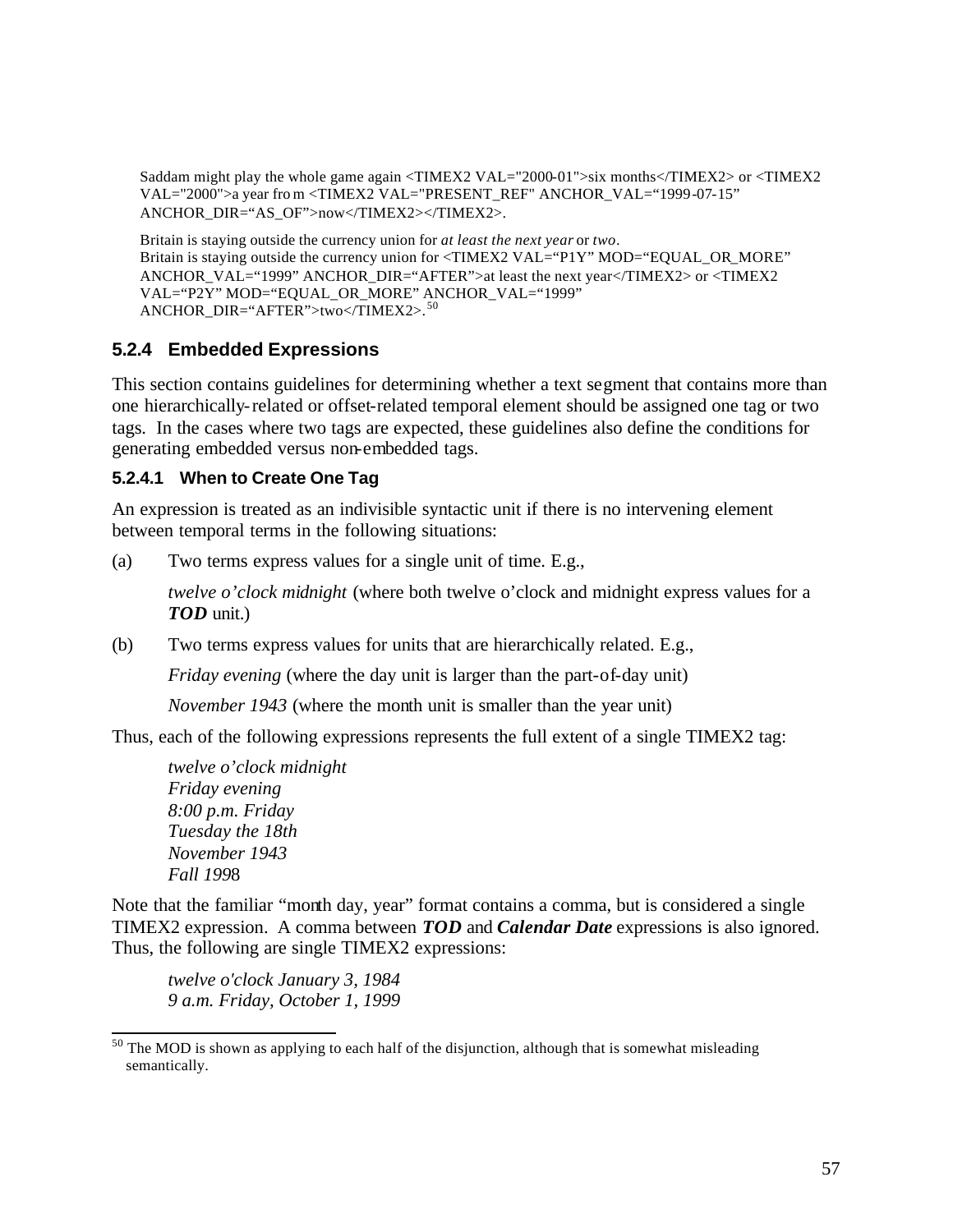Saddam might play the whole game again <TIMEX2 VAL="2000-01">six months</TIMEX2> or <TIMEX2 VAL="2000">a year from <TIMEX2 VAL="PRESENT_REF" ANCHOR_VAL="1999-07-15" ANCHOR_DIR="AS_OF">now</TIMEX2></TIMEX2>.

Britain is staying outside the currency union for *at least the next year* or *two*.
Britain is staying outside the currency union for <TIMEX2 VAL="P1Y" MOD="EQUAL_OR_MORE" ANCHOR_VAL="1999" ANCHOR_DIR="AFTER">at least the next year</TIMEX2> or <TIMEX2 VAL="P2Y" MOD="EQUAL_OR_MORE" ANCHOR_VAL="1999" ANCHOR_DIR="AFTER">two</TIMEX2>.[50]

### 5.2.4 Embedded Expressions

This section contains guidelines for determining whether a text segment that contains more than one hierarchically-related or offset-related temporal element should be assigned one tag or two tags. In the cases where two tags are expected, these guidelines also define the conditions for generating embedded versus non-embedded tags.

#### 5.2.4.1 When to Create One Tag

An expression is treated as an indivisible syntactic unit if there is no intervening element between temporal terms in the following situations:

(a) Two terms express values for a single unit of time. E.g.,

*twelve o'clock midnight* (where both twelve o'clock and midnight express values for a ***TOD*** unit.)

(b) Two terms express values for units that are hierarchically related. E.g.,

*Friday evening* (where the day unit is larger than the part-of-day unit)

*November 1943* (where the month unit is smaller than the year unit)

Thus, each of the following expressions represents the full extent of a single TIMEX2 tag:

*twelve o'clock midnight*
*Friday evening*
*8:00 p.m. Friday*
*Tuesday the 18th*
*November 1943*
*Fall 199*8

Note that the familiar "month day, year" format contains a comma, but is considered a single TIMEX2 expression. A comma between ***TOD*** and ***Calendar Date*** expressions is also ignored. Thus, the following are single TIMEX2 expressions:

*twelve o'clock January 3, 1984*
*9 a.m. Friday, October 1, 1999*

---

[50] The MOD is shown as applying to each half of the disjunction, although that is somewhat misleading semantically.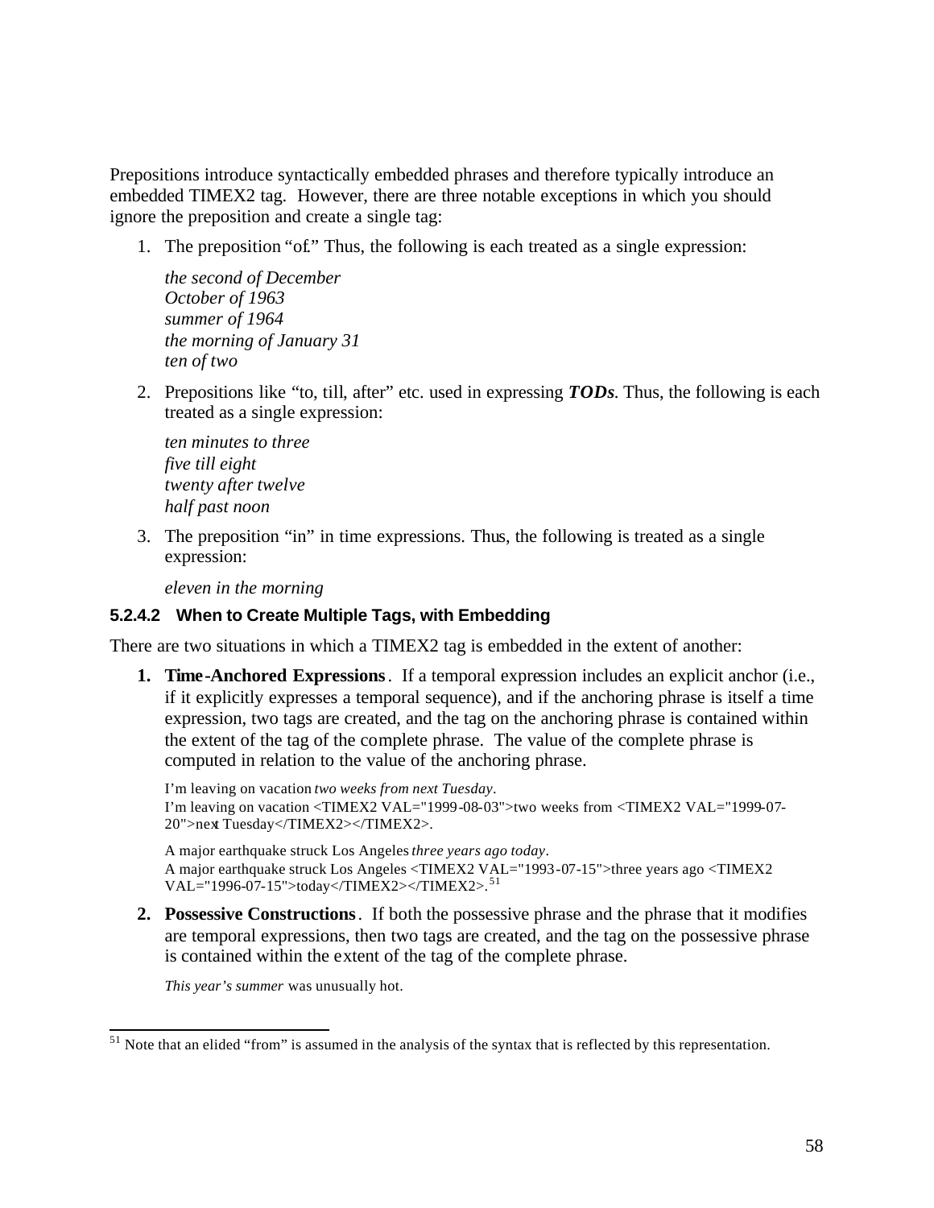Prepositions introduce syntactically embedded phrases and therefore typically introduce an embedded TIMEX2 tag. However, there are three notable exceptions in which you should ignore the preposition and create a single tag:

1. The preposition "of." Thus, the following is each treated as a single expression:

   *the second of December*
   *October of 1963*
   *summer of 1964*
   *the morning of January 31*
   *ten of two*

2. Prepositions like "to, till, after" etc. used in expressing ***TODs***. Thus, the following is each treated as a single expression:

   *ten minutes to three*
   *five till eight*
   *twenty after twelve*
   *half past noon*

3. The preposition "in" in time expressions. Thus, the following is treated as a single expression:

   *eleven in the morning*

#### 5.2.4.2 When to Create Multiple Tags, with Embedding

There are two situations in which a TIMEX2 tag is embedded in the extent of another:

1. **Time-Anchored Expressions**. If a temporal expression includes an explicit anchor (i.e., if it explicitly expresses a temporal sequence), and if the anchoring phrase is itself a time expression, two tags are created, and the tag on the anchoring phrase is contained within the extent of the tag of the complete phrase. The value of the complete phrase is computed in relation to the value of the anchoring phrase.

   I'm leaving on vacation *two weeks from next Tuesday*.
   I'm leaving on vacation <TIMEX2 VAL="1999-08-03">two weeks from <TIMEX2 VAL="1999-07-20">next Tuesday</TIMEX2></TIMEX2>.

   A major earthquake struck Los Angeles *three years ago today*.
   A major earthquake struck Los Angeles <TIMEX2 VAL="1993-07-15">three years ago <TIMEX2 VAL="1996-07-15">today</TIMEX2></TIMEX2>.[51]

2. **Possessive Constructions**. If both the possessive phrase and the phrase that it modifies are temporal expressions, then two tags are created, and the tag on the possessive phrase is contained within the extent of the tag of the complete phrase.

   *This year's summer* was unusually hot.

[51] Note that an elided "from" is assumed in the analysis of the syntax that is reflected by this representation.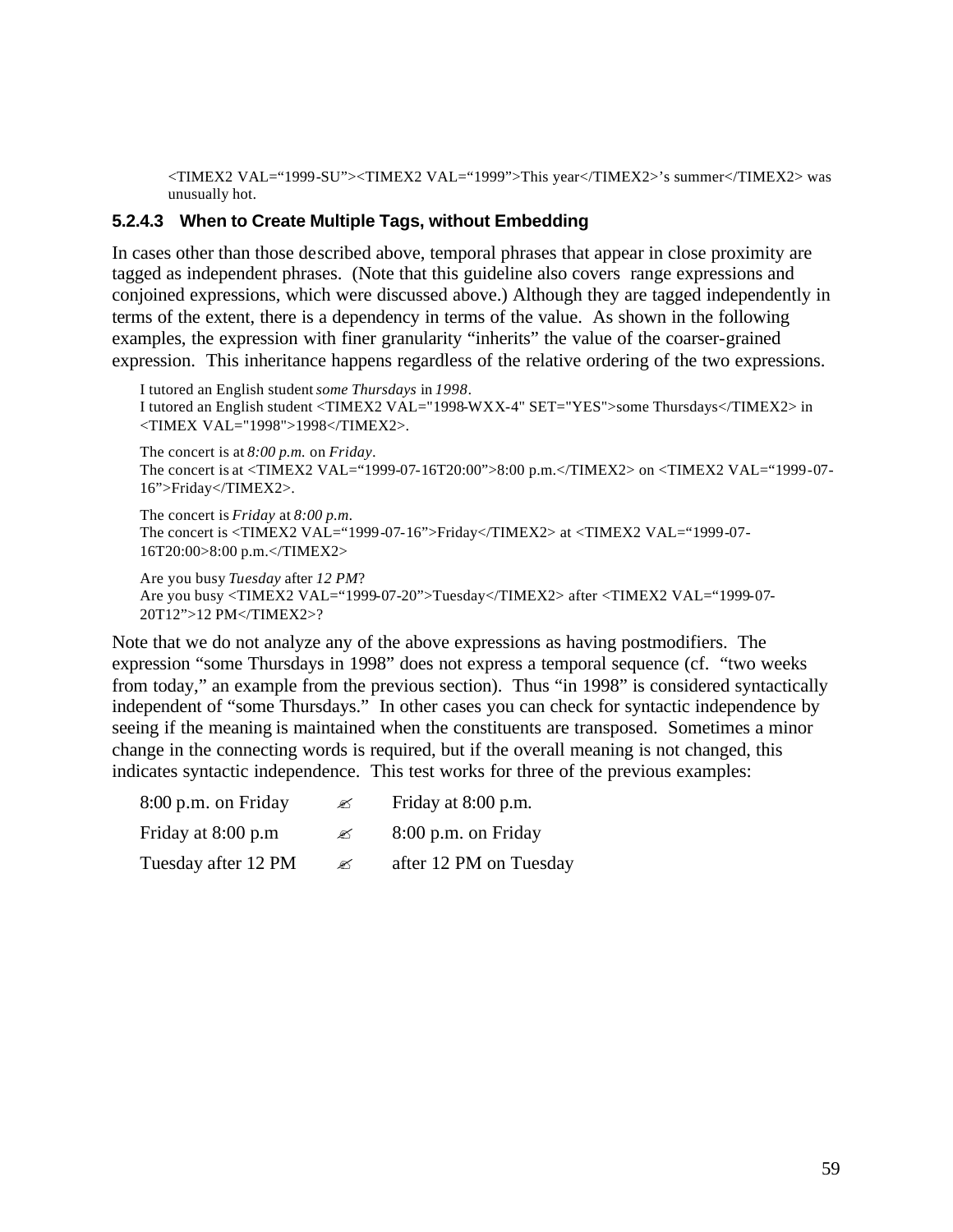<TIMEX2 VAL="1999-SU"><TIMEX2 VAL="1999">This year</TIMEX2>'s summer</TIMEX2> was unusually hot.

#### 5.2.4.3 When to Create Multiple Tags, without Embedding

In cases other than those described above, temporal phrases that appear in close proximity are tagged as independent phrases. (Note that this guideline also covers range expressions and conjoined expressions, which were discussed above.) Although they are tagged independently in terms of the extent, there is a dependency in terms of the value. As shown in the following examples, the expression with finer granularity "inherits" the value of the coarser-grained expression. This inheritance happens regardless of the relative ordering of the two expressions.

I tutored an English student *some Thursdays* in *1998*.
I tutored an English student <TIMEX2 VAL="1998-WXX-4" SET="YES">some Thursdays</TIMEX2> in <TIMEX VAL="1998">1998</TIMEX2>.

The concert is at *8:00 p.m.* on *Friday*.
The concert is at <TIMEX2 VAL="1999-07-16T20:00">8:00 p.m.</TIMEX2> on <TIMEX2 VAL="1999-07-16">Friday</TIMEX2>.

The concert is *Friday* at *8:00 p.m.*
The concert is <TIMEX2 VAL="1999-07-16">Friday</TIMEX2> at <TIMEX2 VAL="1999-07-16T20:00>8:00 p.m.</TIMEX2>

Are you busy *Tuesday* after *12 PM*?
Are you busy <TIMEX2 VAL="1999-07-20">Tuesday</TIMEX2> after <TIMEX2 VAL="1999-07-20T12">12 PM</TIMEX2>?

Note that we do not analyze any of the above expressions as having postmodifiers. The expression "some Thursdays in 1998" does not express a temporal sequence (cf. "two weeks from today," an example from the previous section). Thus "in 1998" is considered syntactically independent of "some Thursdays." In other cases you can check for syntactic independence by seeing if the meaning is maintained when the constituents are transposed. Sometimes a minor change in the connecting words is required, but if the overall meaning is not changed, this indicates syntactic independence. This test works for three of the previous examples:

| | | |
|---|---|---|
| 8:00 p.m. on Friday | ✍ | Friday at 8:00 p.m. |
| Friday at 8:00 p.m | ✍ | 8:00 p.m. on Friday |
| Tuesday after 12 PM | ✍ | after 12 PM on Tuesday |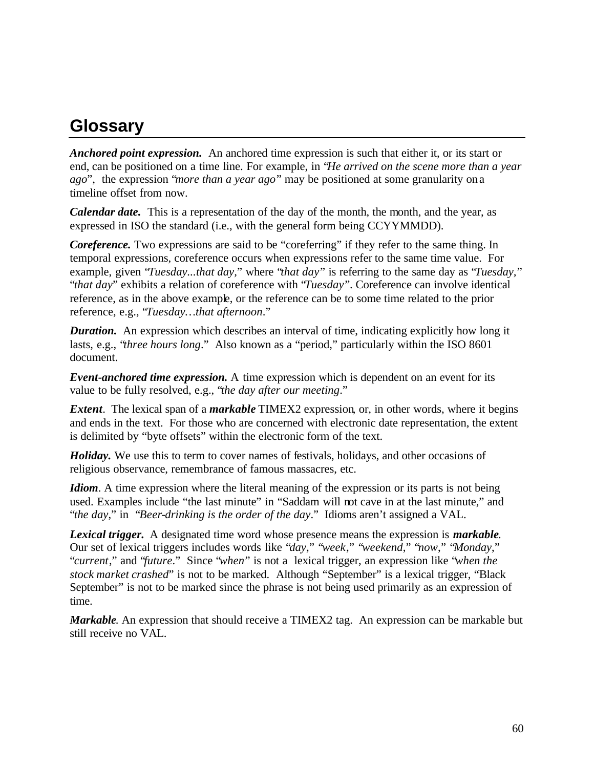# Glossary

***Anchored point expression.*** An anchored time expression is such that either it, or its start or end, can be positioned on a time line. For example, in "*He arrived on the scene more than a year ago*", the expression "*more than a year ago*" may be positioned at some granularity on a timeline offset from now.

***Calendar date.*** This is a representation of the day of the month, the month, and the year, as expressed in ISO the standard (i.e., with the general form being CCYYMMDD).

***Coreference.*** Two expressions are said to be "coreferring" if they refer to the same thing. In temporal expressions, coreference occurs when expressions refer to the same time value. For example, given "*Tuesday...that day,*" where "*that day*" is referring to the same day as "*Tuesday,*" "*that day*" exhibits a relation of coreference with "*Tuesday*". Coreference can involve identical reference, as in the above example, or the reference can be to some time related to the prior reference, e.g., "*Tuesday…that afternoon*."

***Duration.*** An expression which describes an interval of time, indicating explicitly how long it lasts, e.g., "*three hours long*." Also known as a "period," particularly within the ISO 8601 document.

***Event-anchored time expression.*** A time expression which is dependent on an event for its value to be fully resolved, e.g., "*the day after our meeting*."

***Extent***. The lexical span of a ***markable*** TIMEX2 expression, or, in other words, where it begins and ends in the text. For those who are concerned with electronic date representation, the extent is delimited by "byte offsets" within the electronic form of the text.

***Holiday.*** We use this to term to cover names of festivals, holidays, and other occasions of religious observance, remembrance of famous massacres, etc.

***Idiom***. A time expression where the literal meaning of the expression or its parts is not being used. Examples include "the last minute" in "Saddam will not cave in at the last minute," and "*the day*," in "*Beer-drinking is the order of the day*." Idioms aren't assigned a VAL.

***Lexical trigger.*** A designated time word whose presence means the expression is ***markable***. Our set of lexical triggers includes words like "*day*," "*week*," "*weekend*," "*now*," "*Monday*," "*current*," and "*future*." Since "*when*" is not a lexical trigger, an expression like "*when the stock market crashed*" is not to be marked. Although "September" is a lexical trigger, "Black September" is not to be marked since the phrase is not being used primarily as an expression of time.

***Markable***. An expression that should receive a TIMEX2 tag. An expression can be markable but still receive no VAL.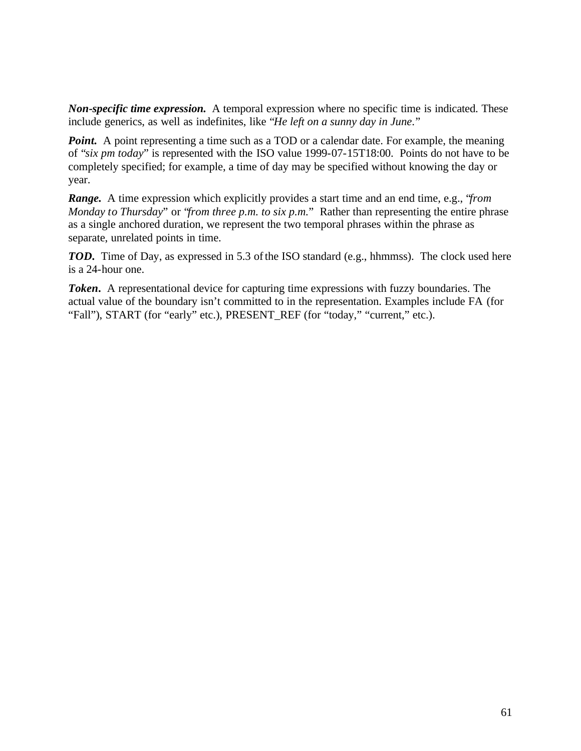***Non-specific time expression.*** A temporal expression where no specific time is indicated. These include generics, as well as indefinites, like "*He left on a sunny day in June.*"

***Point.*** A point representing a time such as a TOD or a calendar date. For example, the meaning of "*six pm today*" is represented with the ISO value 1999-07-15T18:00. Points do not have to be completely specified; for example, a time of day may be specified without knowing the day or year.

***Range.*** A time expression which explicitly provides a start time and an end time, e.g., "*from Monday to Thursday*" or "*from three p.m. to six p.m.*" Rather than representing the entire phrase as a single anchored duration, we represent the two temporal phrases within the phrase as separate, unrelated points in time.

***TOD.*** Time of Day, as expressed in 5.3 of the ISO standard (e.g., hhmmss). The clock used here is a 24-hour one.

***Token.*** A representational device for capturing time expressions with fuzzy boundaries. The actual value of the boundary isn't committed to in the representation. Examples include FA (for "Fall"), START (for "early" etc.), PRESENT_REF (for "today," "current," etc.).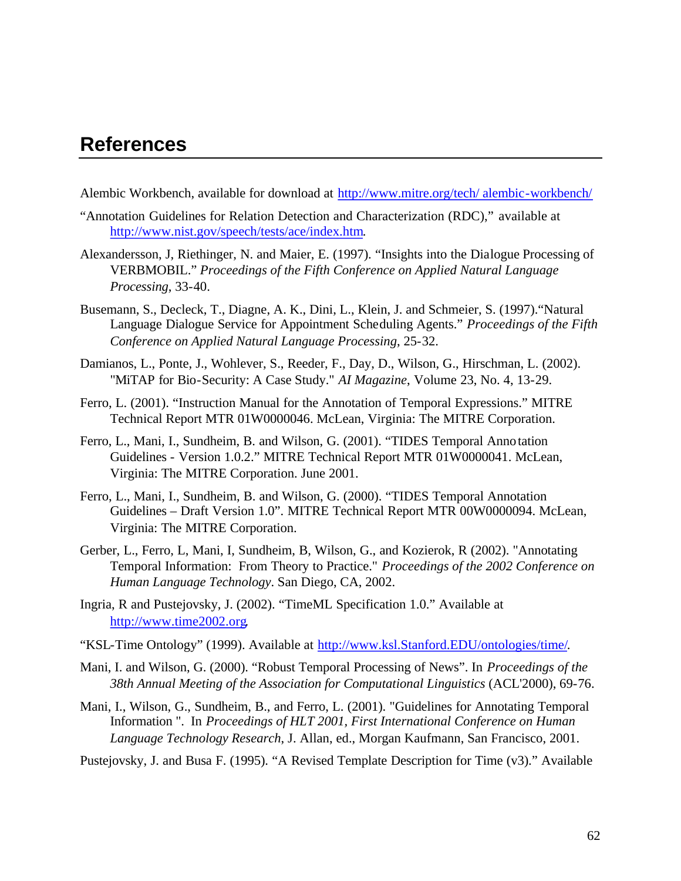# References

Alembic Workbench, available for download at http://www.mitre.org/tech/ alembic-workbench/

"Annotation Guidelines for Relation Detection and Characterization (RDC)," available at http://www.nist.gov/speech/tests/ace/index.htm.

Alexandersson, J, Riethinger, N. and Maier, E. (1997). "Insights into the Dialogue Processing of VERBMOBIL." *Proceedings of the Fifth Conference on Applied Natural Language Processing*, 33-40.

Busemann, S., Decleck, T., Diagne, A. K., Dini, L., Klein, J. and Schmeier, S. (1997)."Natural Language Dialogue Service for Appointment Scheduling Agents." *Proceedings of the Fifth Conference on Applied Natural Language Processing*, 25-32.

Damianos, L., Ponte, J., Wohlever, S., Reeder, F., Day, D., Wilson, G., Hirschman, L. (2002). "MiTAP for Bio-Security: A Case Study." *AI Magazine*, Volume 23, No. 4, 13-29.

Ferro, L. (2001). "Instruction Manual for the Annotation of Temporal Expressions." MITRE Technical Report MTR 01W0000046. McLean, Virginia: The MITRE Corporation.

Ferro, L., Mani, I., Sundheim, B. and Wilson, G. (2001). "TIDES Temporal Annotation Guidelines - Version 1.0.2." MITRE Technical Report MTR 01W0000041. McLean, Virginia: The MITRE Corporation. June 2001.

Ferro, L., Mani, I., Sundheim, B. and Wilson, G. (2000). "TIDES Temporal Annotation Guidelines – Draft Version 1.0". MITRE Technical Report MTR 00W0000094. McLean, Virginia: The MITRE Corporation.

Gerber, L., Ferro, L, Mani, I, Sundheim, B, Wilson, G., and Kozierok, R (2002). "Annotating Temporal Information: From Theory to Practice." *Proceedings of the 2002 Conference on Human Language Technology*. San Diego, CA, 2002.

Ingria, R and Pustejovsky, J. (2002). "TimeML Specification 1.0." Available at http://www.time2002.org.

"KSL-Time Ontology" (1999). Available at http://www.ksl.Stanford.EDU/ontologies/time/.

Mani, I. and Wilson, G. (2000). "Robust Temporal Processing of News". In *Proceedings of the 38th Annual Meeting of the Association for Computational Linguistics* (ACL'2000), 69-76.

Mani, I., Wilson, G., Sundheim, B., and Ferro, L. (2001). "Guidelines for Annotating Temporal Information ". In *Proceedings of HLT 2001, First International Conference on Human Language Technology Research*, J. Allan, ed., Morgan Kaufmann, San Francisco, 2001.

Pustejovsky, J. and Busa F. (1995). "A Revised Template Description for Time (v3)." Available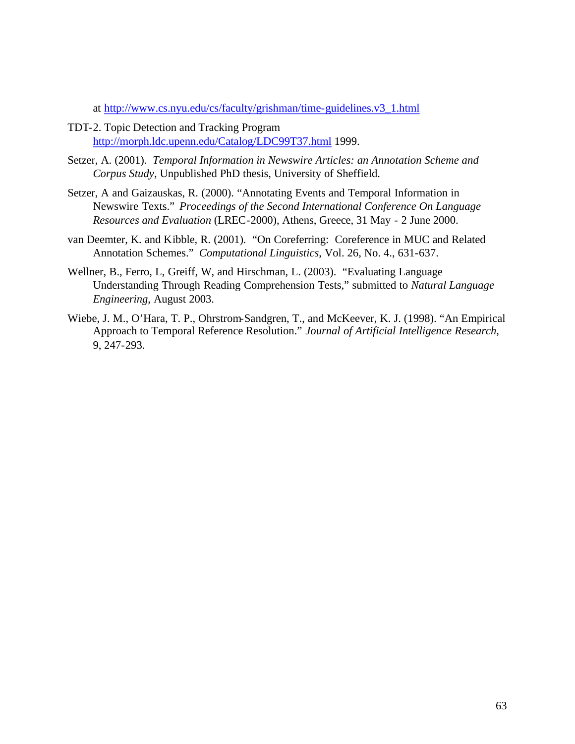at http://www.cs.nyu.edu/cs/faculty/grishman/time-guidelines.v3_1.html

TDT-2. Topic Detection and Tracking Program http://morph.ldc.upenn.edu/Catalog/LDC99T37.html 1999.

Setzer, A. (2001). *Temporal Information in Newswire Articles: an Annotation Scheme and Corpus Study*, Unpublished PhD thesis, University of Sheffield.

Setzer, A and Gaizauskas, R. (2000). "Annotating Events and Temporal Information in Newswire Texts." *Proceedings of the Second International Conference On Language Resources and Evaluation* (LREC-2000), Athens, Greece, 31 May - 2 June 2000.

van Deemter, K. and Kibble, R. (2001). "On Coreferring: Coreference in MUC and Related Annotation Schemes." *Computational Linguistics*, Vol. 26, No. 4., 631-637.

Wellner, B., Ferro, L, Greiff, W, and Hirschman, L. (2003). "Evaluating Language Understanding Through Reading Comprehension Tests," submitted to *Natural Language Engineering*, August 2003.

Wiebe, J. M., O'Hara, T. P., Ohrstrom-Sandgren, T., and McKeever, K. J. (1998). "An Empirical Approach to Temporal Reference Resolution." *Journal of Artificial Intelligence Research*, 9, 247-293.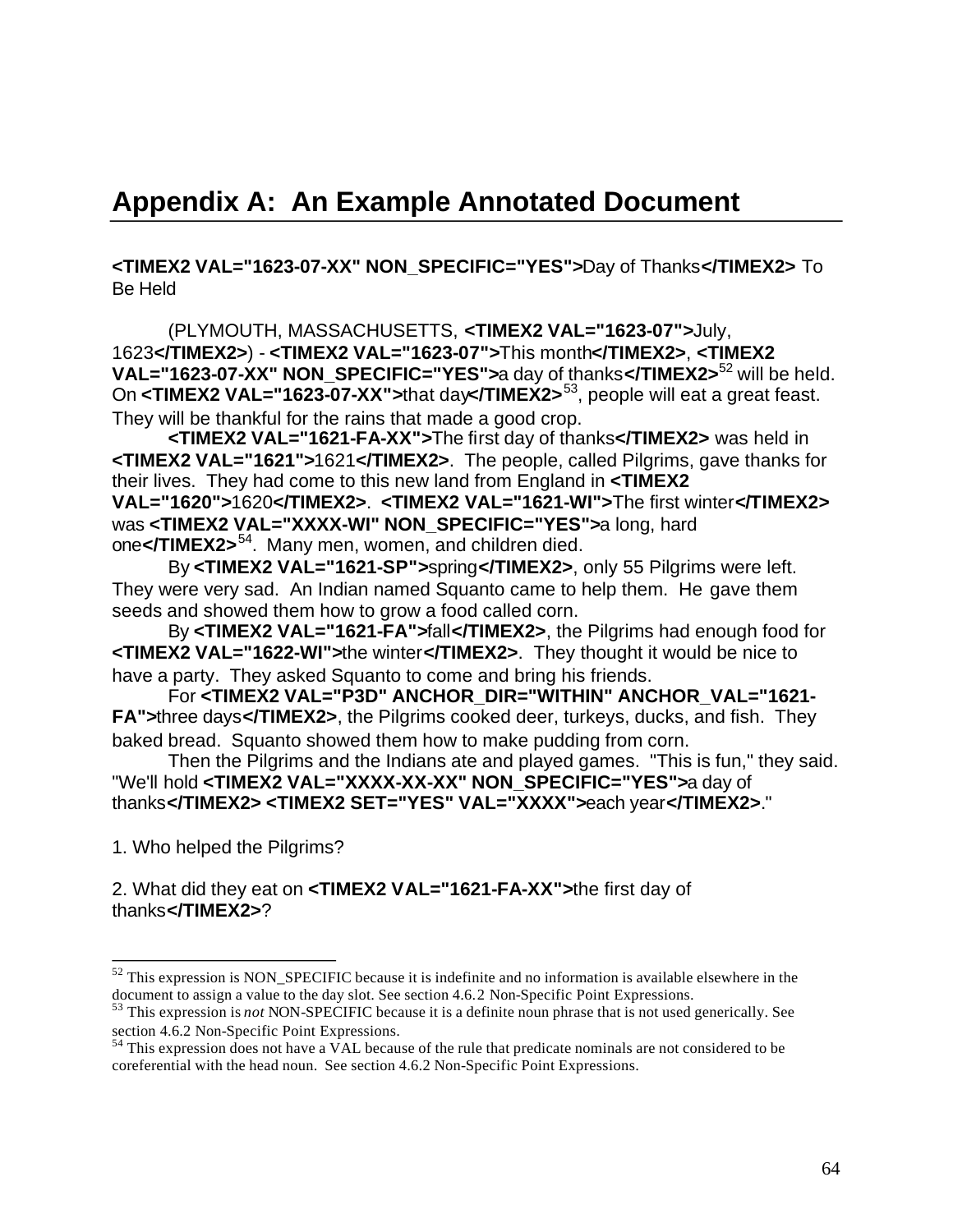# Appendix A: An Example Annotated Document

**<TIMEX2 VAL="1623-07-XX" NON_SPECIFIC="YES">**Day of Thanks**</TIMEX2>** To Be Held

(PLYMOUTH, MASSACHUSETTS, **<TIMEX2 VAL="1623-07">**July, 1623**</TIMEX2>**) - **<TIMEX2 VAL="1623-07">**This month**</TIMEX2>**, **<TIMEX2 VAL="1623-07-XX" NON_SPECIFIC="YES">**a day of thanks**</TIMEX2>**[52] will be held. On **<TIMEX2 VAL="1623-07-XX">**that day**</TIMEX2>**[53], people will eat a great feast. They will be thankful for the rains that made a good crop.

**<TIMEX2 VAL="1621-FA-XX">**The first day of thanks**</TIMEX2>** was held in **<TIMEX2 VAL="1621">**1621**</TIMEX2>**. The people, called Pilgrims, gave thanks for their lives. They had come to this new land from England in **<TIMEX2 VAL="1620">**1620**</TIMEX2>**. **<TIMEX2 VAL="1621-WI">**The first winter**</TIMEX2>** was **<TIMEX2 VAL="XXXX-WI" NON_SPECIFIC="YES">**a long, hard one**</TIMEX2>**[54]. Many men, women, and children died.

By **<TIMEX2 VAL="1621-SP">**spring**</TIMEX2>**, only 55 Pilgrims were left. They were very sad. An Indian named Squanto came to help them. He gave them seeds and showed them how to grow a food called corn.

By **<TIMEX2 VAL="1621-FA">**fall**</TIMEX2>**, the Pilgrims had enough food for **<TIMEX2 VAL="1622-WI">**the winter**</TIMEX2>**. They thought it would be nice to have a party. They asked Squanto to come and bring his friends.

For **<TIMEX2 VAL="P3D" ANCHOR_DIR="WITHIN" ANCHOR_VAL="1621-FA">**three days**</TIMEX2>**, the Pilgrims cooked deer, turkeys, ducks, and fish. They baked bread. Squanto showed them how to make pudding from corn.

Then the Pilgrims and the Indians ate and played games. "This is fun," they said. "We'll hold **<TIMEX2 VAL="XXXX-XX-XX" NON_SPECIFIC="YES">**a day of thanks**</TIMEX2>** **<TIMEX2 SET="YES" VAL="XXXX">**each year**</TIMEX2>**."

1. Who helped the Pilgrims?

2. What did they eat on **<TIMEX2 VAL="1621-FA-XX">**the first day of thanks**</TIMEX2>**?

---

[52] This expression is NON_SPECIFIC because it is indefinite and no information is available elsewhere in the document to assign a value to the day slot. See section 4.6.2 Non-Specific Point Expressions.

[53] This expression is *not* NON-SPECIFIC because it is a definite noun phrase that is not used generically. See section 4.6.2 Non-Specific Point Expressions.

[54] This expression does not have a VAL because of the rule that predicate nominals are not considered to be coreferential with the head noun. See section 4.6.2 Non-Specific Point Expressions.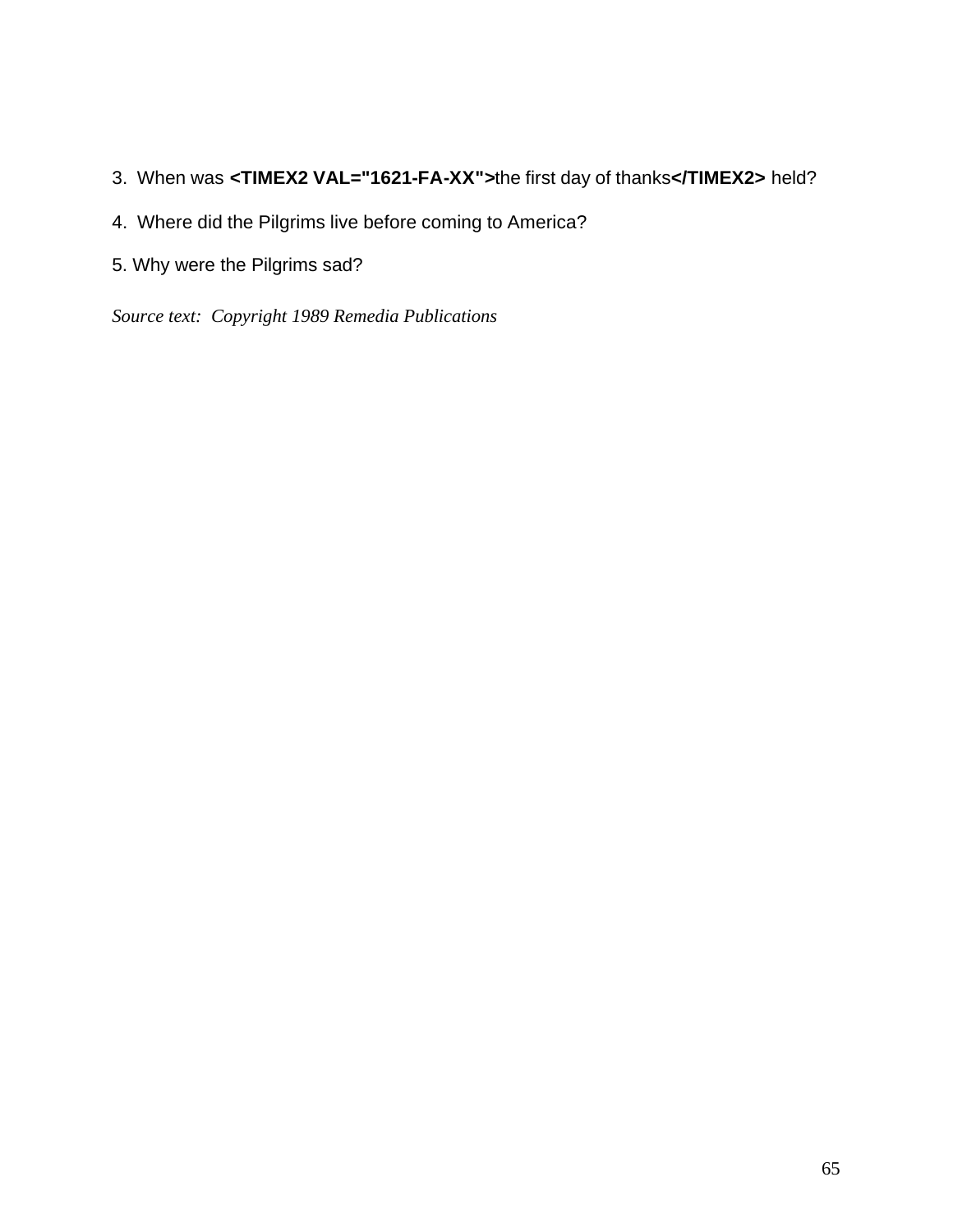3. When was **<TIMEX2 VAL="1621-FA-XX">**the first day of thanks**</TIMEX2>** held?

4. Where did the Pilgrims live before coming to America?

5. Why were the Pilgrims sad?

*Source text: Copyright 1989 Remedia Publications*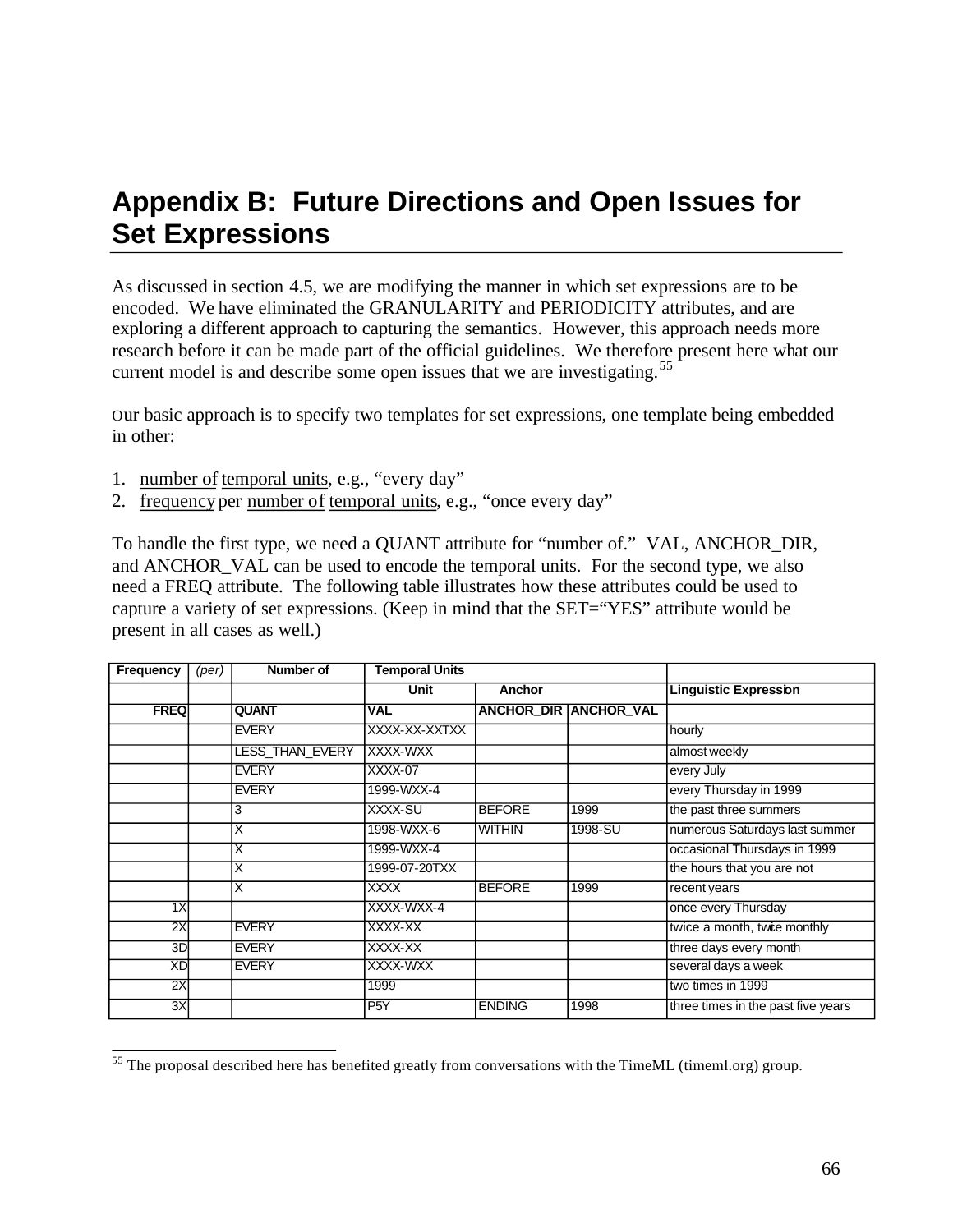# Appendix B: Future Directions and Open Issues for Set Expressions

As discussed in section 4.5, we are modifying the manner in which set expressions are to be encoded. We have eliminated the GRANULARITY and PERIODICITY attributes, and are exploring a different approach to capturing the semantics. However, this approach needs more research before it can be made part of the official guidelines. We therefore present here what our current model is and describe some open issues that we are investigating.[55]

Our basic approach is to specify two templates for set expressions, one template being embedded in other:

1. number of temporal units, e.g., "every day"
2. frequency per number of temporal units, e.g., "once every day"

To handle the first type, we need a QUANT attribute for "number of." VAL, ANCHOR_DIR, and ANCHOR_VAL can be used to encode the temporal units. For the second type, we also need a FREQ attribute. The following table illustrates how these attributes could be used to capture a variety of set expressions. (Keep in mind that the SET="YES" attribute would be present in all cases as well.)

| Frequency | *(per)* | Number of | Temporal Units | | | |
|---|---|---|---|---|---|---|
| | | | Unit | Anchor | | Linguistic Expression |
| FREQ | | QUANT | VAL | ANCHOR_DIR | ANCHOR_VAL | |
| | | EVERY | XXXX-XX-XXTXX | | | hourly |
| | | LESS_THAN_EVERY | XXXX-WXX | | | almost weekly |
| | | EVERY | XXXX-07 | | | every July |
| | | EVERY | 1999-WXX-4 | | | every Thursday in 1999 |
| | | 3 | XXXX-SU | BEFORE | 1999 | the past three summers |
| | | X | 1998-WXX-6 | WITHIN | 1998-SU | numerous Saturdays last summer |
| | | X | 1999-WXX-4 | | | occasional Thursdays in 1999 |
| | | X | 1999-07-20TXX | | | the hours that you are not |
| | | X | XXXX | BEFORE | 1999 | recent years |
| 1X | | | XXXX-WXX-4 | | | once every Thursday |
| 2X | | EVERY | XXXX-XX | | | twice a month, twice monthly |
| 3D | | EVERY | XXXX-XX | | | three days every month |
| XD | | EVERY | XXXX-WXX | | | several days a week |
| 2X | | | 1999 | | | two times in 1999 |
| 3X | | | P5Y | ENDING | 1998 | three times in the past five years |

[55] The proposal described here has benefited greatly from conversations with the TimeML (timeml.org) group.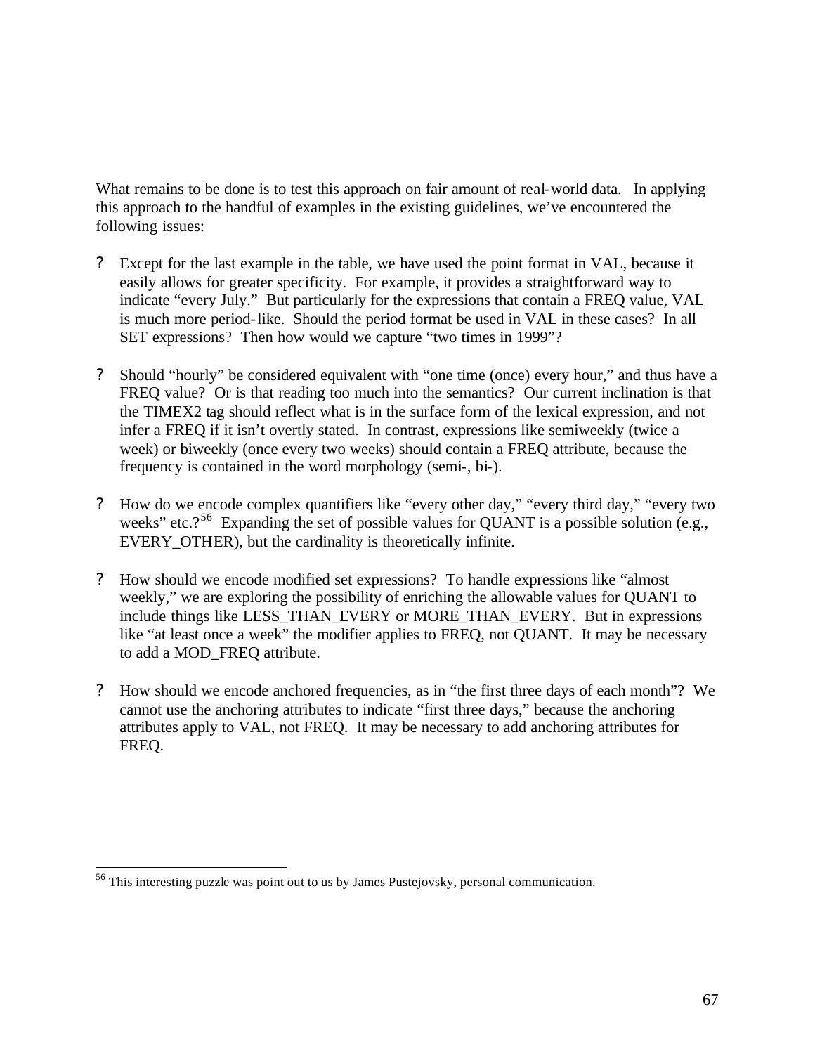What remains to be done is to test this approach on fair amount of real-world data. In applying this approach to the handful of examples in the existing guidelines, we've encountered the following issues:

- Except for the last example in the table, we have used the point format in VAL, because it easily allows for greater specificity. For example, it provides a straightforward way to indicate "every July." But particularly for the expressions that contain a FREQ value, VAL is much more period-like. Should the period format be used in VAL in these cases? In all SET expressions? Then how would we capture "two times in 1999"?

- Should "hourly" be considered equivalent with "one time (once) every hour," and thus have a FREQ value? Or is that reading too much into the semantics? Our current inclination is that the TIMEX2 tag should reflect what is in the surface form of the lexical expression, and not infer a FREQ if it isn't overtly stated. In contrast, expressions like semiweekly (twice a week) or biweekly (once every two weeks) should contain a FREQ attribute, because the frequency is contained in the word morphology (semi-, bi-).

- How do we encode complex quantifiers like "every other day," "every third day," "every two weeks" etc.?[56] Expanding the set of possible values for QUANT is a possible solution (e.g., EVERY_OTHER), but the cardinality is theoretically infinite.

- How should we encode modified set expressions? To handle expressions like "almost weekly," we are exploring the possibility of enriching the allowable values for QUANT to include things like LESS_THAN_EVERY or MORE_THAN_EVERY. But in expressions like "at least once a week" the modifier applies to FREQ, not QUANT. It may be necessary to add a MOD_FREQ attribute.

- How should we encode anchored frequencies, as in "the first three days of each month"? We cannot use the anchoring attributes to indicate "first three days," because the anchoring attributes apply to VAL, not FREQ. It may be necessary to add anchoring attributes for FREQ.

---

[56] This interesting puzzle was point out to us by James Pustejovsky, personal communication.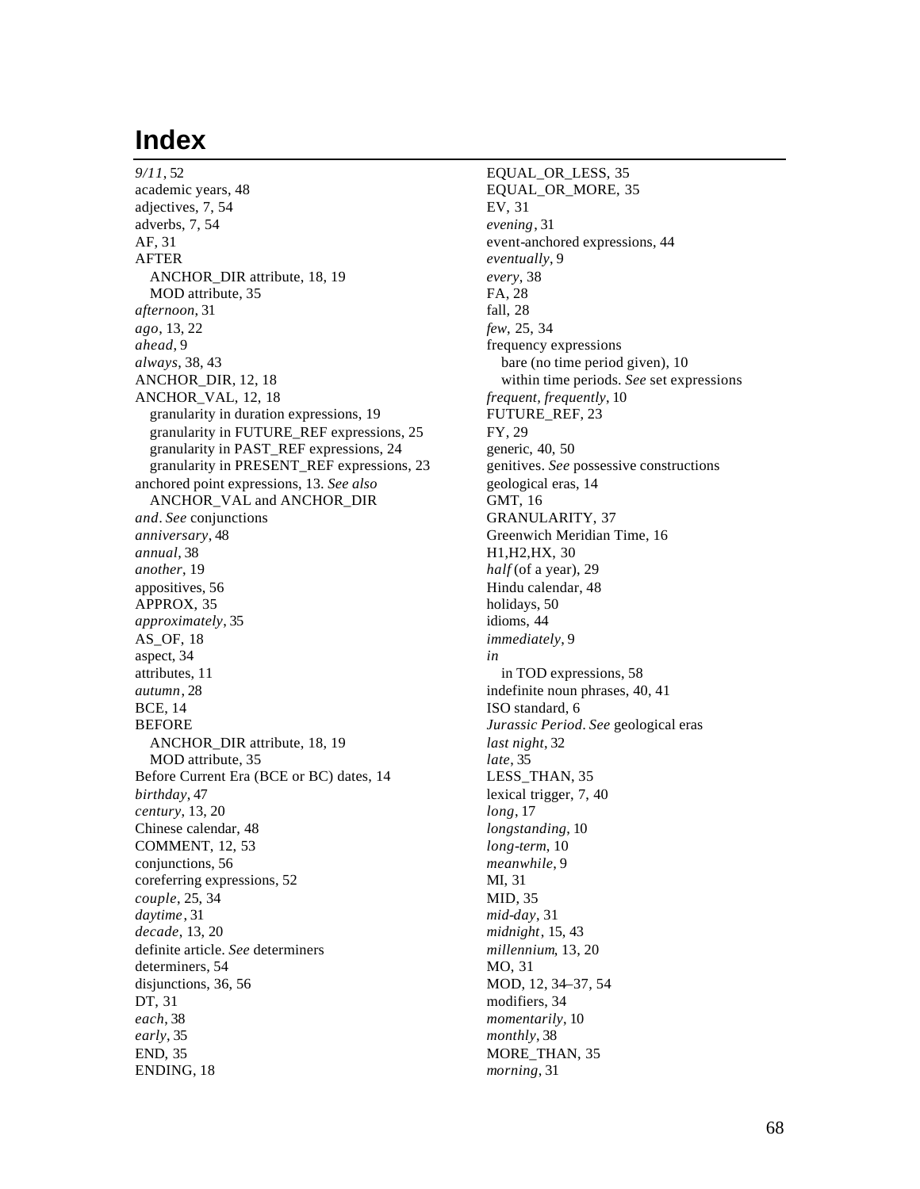# Index

*9/11*, 52
academic years, 48
adjectives, 7, 54
adverbs, 7, 54
AF, 31
AFTER
  ANCHOR_DIR attribute, 18, 19
  MOD attribute, 35
*afternoon*, 31
*ago*, 13, 22
*ahead*, 9
*always*, 38, 43
ANCHOR_DIR, 12, 18
ANCHOR_VAL, 12, 18
  granularity in duration expressions, 19
  granularity in FUTURE_REF expressions, 25
  granularity in PAST_REF expressions, 24
  granularity in PRESENT_REF expressions, 23
anchored point expressions, 13. *See also* ANCHOR_VAL and ANCHOR_DIR
*and*. *See* conjunctions
*anniversary*, 48
*annual*, 38
*another*, 19
appositives, 56
APPROX, 35
*approximately*, 35
AS_OF, 18
aspect, 34
attributes, 11
*autumn*, 28
BCE, 14
BEFORE
  ANCHOR_DIR attribute, 18, 19
  MOD attribute, 35
Before Current Era (BCE or BC) dates, 14
*birthday*, 47
*century*, 13, 20
Chinese calendar, 48
COMMENT, 12, 53
conjunctions, 56
coreferring expressions, 52
*couple*, 25, 34
*daytime*, 31
*decade*, 13, 20
definite article. *See* determiners
determiners, 54
disjunctions, 36, 56
DT, 31
*each*, 38
*early*, 35
END, 35
ENDING, 18
EQUAL_OR_LESS, 35
EQUAL_OR_MORE, 35
EV, 31
*evening*, 31
event-anchored expressions, 44
*eventually*, 9
*every*, 38
FA, 28
fall, 28
*few*, 25, 34
frequency expressions
  bare (no time period given), 10
  within time periods. *See* set expressions
*frequent, frequently*, 10
FUTURE_REF, 23
FY, 29
generic, 40, 50
genitives. *See* possessive constructions
geological eras, 14
GMT, 16
GRANULARITY, 37
Greenwich Meridian Time, 16
H1,H2,HX, 30
*half* (of a year), 29
Hindu calendar, 48
holidays, 50
idioms, 44
*immediately*, 9
*in*
  in TOD expressions, 58
indefinite noun phrases, 40, 41
ISO standard, 6
*Jurassic Period*. *See* geological eras
*last night*, 32
*late*, 35
LESS_THAN, 35
lexical trigger, 7, 40
*long*, 17
*longstanding*, 10
*long-term*, 10
*meanwhile*, 9
MI, 31
MID, 35
*mid-day*, 31
*midnight*, 15, 43
*millennium*, 13, 20
MO, 31
MOD, 12, 34–37, 54
modifiers, 34
*momentarily*, 10
*monthly*, 38
MORE_THAN, 35
*morning*, 31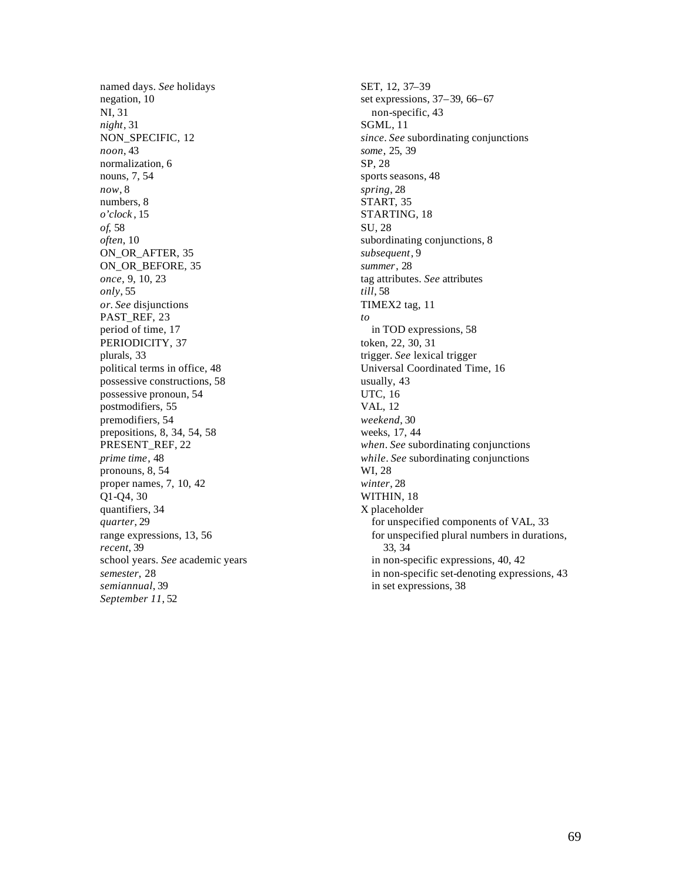named days. *See* holidays
negation, 10
NI, 31
*night*, 31
NON_SPECIFIC, 12
*noon*, 43
normalization, 6
nouns, 7, 54
*now*, 8
numbers, 8
*o'clock*, 15
*of*, 58
*often*, 10
ON_OR_AFTER, 35
ON_OR_BEFORE, 35
*once*, 9, 10, 23
*only*, 55
*or*. *See* disjunctions
PAST_REF, 23
period of time, 17
PERIODICITY, 37
plurals, 33
political terms in office, 48
possessive constructions, 58
possessive pronoun, 54
postmodifiers, 55
premodifiers, 54
prepositions, 8, 34, 54, 58
PRESENT_REF, 22
*prime time*, 48
pronouns, 8, 54
proper names, 7, 10, 42
Q1-Q4, 30
quantifiers, 34
*quarter*, 29
range expressions, 13, 56
*recent*, 39
school years. *See* academic years
*semester*, 28
*semiannual*, 39
*September 11*, 52
SET, 12, 37–39
set expressions, 37–39, 66–67
  non-specific, 43
SGML, 11
*since*. *See* subordinating conjunctions
*some*, 25, 39
SP, 28
sports seasons, 48
*spring*, 28
START, 35
STARTING, 18
SU, 28
subordinating conjunctions, 8
*subsequent*, 9
*summer*, 28
tag attributes. *See* attributes
*till*, 58
TIMEX2 tag, 11
*to*
  in TOD expressions, 58
token, 22, 30, 31
trigger. *See* lexical trigger
Universal Coordinated Time, 16
usually, 43
UTC, 16
VAL, 12
*weekend*, 30
weeks, 17, 44
*when*. *See* subordinating conjunctions
*while*. *See* subordinating conjunctions
WI, 28
*winter*, 28
WITHIN, 18
X placeholder
  for unspecified components of VAL, 33
  for unspecified plural numbers in durations, 33, 34
  in non-specific expressions, 40, 42
  in non-specific set-denoting expressions, 43
  in set expressions, 38